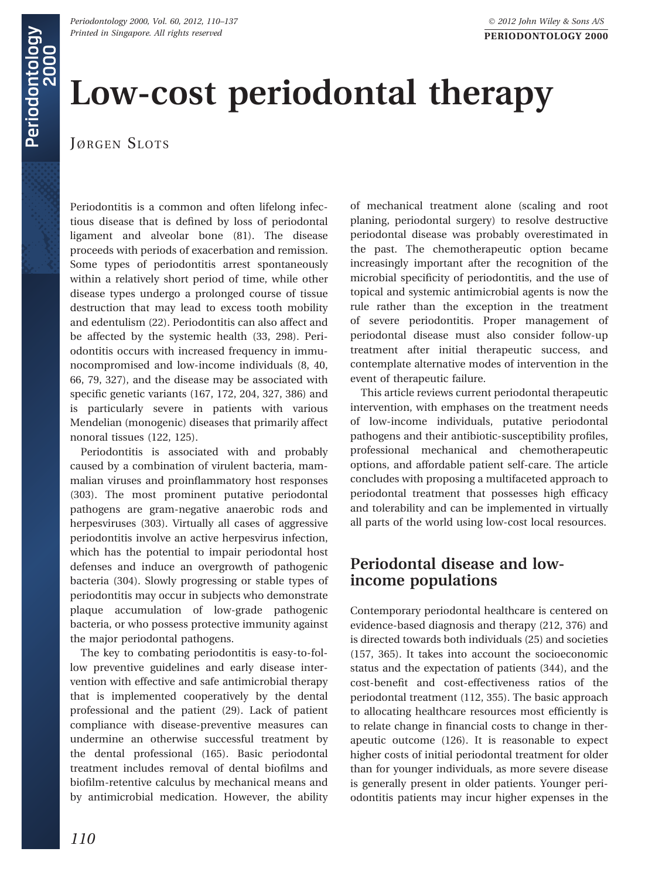# Low-cost periodontal therapy

JØRGEN SLOTS

Periodontitis is a common and often lifelong infectious disease that is defined by loss of periodontal ligament and alveolar bone (81). The disease proceeds with periods of exacerbation and remission. Some types of periodontitis arrest spontaneously within a relatively short period of time, while other disease types undergo a prolonged course of tissue destruction that may lead to excess tooth mobility and edentulism (22). Periodontitis can also affect and be affected by the systemic health (33, 298). Periodontitis occurs with increased frequency in immunocompromised and low-income individuals (8, 40, 66, 79, 327), and the disease may be associated with specific genetic variants (167, 172, 204, 327, 386) and is particularly severe in patients with various Mendelian (monogenic) diseases that primarily affect nonoral tissues (122, 125).

Periodontitis is associated with and probably caused by a combination of virulent bacteria, mammalian viruses and proinflammatory host responses (303). The most prominent putative periodontal pathogens are gram-negative anaerobic rods and herpesviruses (303). Virtually all cases of aggressive periodontitis involve an active herpesvirus infection, which has the potential to impair periodontal host defenses and induce an overgrowth of pathogenic bacteria (304). Slowly progressing or stable types of periodontitis may occur in subjects who demonstrate plaque accumulation of low-grade pathogenic bacteria, or who possess protective immunity against the major periodontal pathogens.

The key to combating periodontitis is easy-to-follow preventive guidelines and early disease intervention with effective and safe antimicrobial therapy that is implemented cooperatively by the dental professional and the patient (29). Lack of patient compliance with disease-preventive measures can undermine an otherwise successful treatment by the dental professional (165). Basic periodontal treatment includes removal of dental biofilms and biofilm-retentive calculus by mechanical means and by antimicrobial medication. However, the ability of mechanical treatment alone (scaling and root planing, periodontal surgery) to resolve destructive periodontal disease was probably overestimated in the past. The chemotherapeutic option became increasingly important after the recognition of the microbial specificity of periodontitis, and the use of topical and systemic antimicrobial agents is now the rule rather than the exception in the treatment of severe periodontitis. Proper management of periodontal disease must also consider follow-up treatment after initial therapeutic success, and contemplate alternative modes of intervention in the event of therapeutic failure.

This article reviews current periodontal therapeutic intervention, with emphases on the treatment needs of low-income individuals, putative periodontal pathogens and their antibiotic-susceptibility profiles, professional mechanical and chemotherapeutic options, and affordable patient self-care. The article concludes with proposing a multifaceted approach to periodontal treatment that possesses high efficacy and tolerability and can be implemented in virtually all parts of the world using low-cost local resources.

## Periodontal disease and low-income populations

Contemporary periodontal healthcare is centered on evidence-based diagnosis and therapy (212, 376) and is directed towards both individuals (25) and societies (157, 365). It takes into account the socioeconomic status and the expectation of patients (344), and the cost-benefit and cost-effectiveness ratios of the periodontal treatment (112, 355). The basic approach to allocating healthcare resources most efficiently is to relate change in financial costs to change in therapeutic outcome (126). It is reasonable to expect higher costs of initial periodontal treatment for older than for younger individuals, as more severe disease is generally present in older patients. Younger periodontitis patients may incur higher expenses in the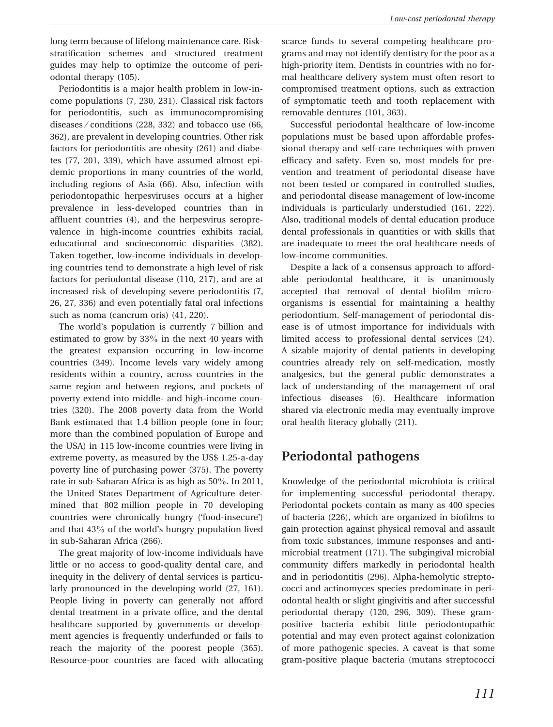long term because of lifelong maintenance care. Risk-stratification schemes and structured treatment guides may help to optimize the outcome of periodontal therapy (105).

Periodontitis is a major health problem in low-income populations (7, 230, 231). Classical risk factors for periodontitis, such as immunocompromising diseases ⁄ conditions (228, 332) and tobacco use (66, 362), are prevalent in developing countries. Other risk factors for periodontitis are obesity (261) and diabetes (77, 201, 339), which have assumed almost epidemic proportions in many countries of the world, including regions of Asia (66). Also, infection with periodontopathic herpesviruses occurs at a higher prevalence in less-developed countries than in affluent countries (4), and the herpesvirus seroprevalence in high-income countries exhibits racial, educational and socioeconomic disparities (382). Taken together, low-income individuals in developing countries tend to demonstrate a high level of risk factors for periodontal disease (110, 217), and are at increased risk of developing severe periodontitis (7, 26, 27, 336) and even potentially fatal oral infections such as noma (cancrum oris) (41, 220).

The world's population is currently 7 billion and estimated to grow by 33% in the next 40 years with the greatest expansion occurring in low-income countries (349). Income levels vary widely among residents within a country, across countries in the same region and between regions, and pockets of poverty extend into middle- and high-income countries (320). The 2008 poverty data from the World Bank estimated that 1.4 billion people (one in four; more than the combined population of Europe and the USA) in 115 low-income countries were living in extreme poverty, as measured by the US$ 1.25-a-day poverty line of purchasing power (375). The poverty rate in sub-Saharan Africa is as high as 50%. In 2011, the United States Department of Agriculture determined that 802 million people in 70 developing countries were chronically hungry ('food-insecure') and that 43% of the world's hungry population lived in sub-Saharan Africa (266).

The great majority of low-income individuals have little or no access to good-quality dental care, and inequity in the delivery of dental services is particularly pronounced in the developing world (27, 161). People living in poverty can generally not afford dental treatment in a private office, and the dental healthcare supported by governments or development agencies is frequently underfunded or fails to reach the majority of the poorest people (365). Resource-poor countries are faced with allocating scarce funds to several competing healthcare programs and may not identify dentistry for the poor as a high-priority item. Dentists in countries with no formal healthcare delivery system must often resort to compromised treatment options, such as extraction of symptomatic teeth and tooth replacement with removable dentures (101, 363).

Successful periodontal healthcare of low-income populations must be based upon affordable professional therapy and self-care techniques with proven efficacy and safety. Even so, most models for prevention and treatment of periodontal disease have not been tested or compared in controlled studies, and periodontal disease management of low-income individuals is particularly understudied (161, 222). Also, traditional models of dental education produce dental professionals in quantities or with skills that are inadequate to meet the oral healthcare needs of low-income communities.

Despite a lack of a consensus approach to affordable periodontal healthcare, it is unanimously accepted that removal of dental biofilm microorganisms is essential for maintaining a healthy periodontium. Self-management of periodontal disease is of utmost importance for individuals with limited access to professional dental services (24). A sizable majority of dental patients in developing countries already rely on self-medication, mostly analgesics, but the general public demonstrates a lack of understanding of the management of oral infectious diseases (6). Healthcare information shared via electronic media may eventually improve oral health literacy globally (211).

## Periodontal pathogens

Knowledge of the periodontal microbiota is critical for implementing successful periodontal therapy. Periodontal pockets contain as many as 400 species of bacteria (226), which are organized in biofilms to gain protection against physical removal and assault from toxic substances, immune responses and antimicrobial treatment (171). The subgingival microbial community differs markedly in periodontal health and in periodontitis (296). Alpha-hemolytic streptococci and actinomyces species predominate in periodontal health or slight gingivitis and after successful periodontal therapy (120, 296, 309). These gram-positive bacteria exhibit little periodontopathic potential and may even protect against colonization of more pathogenic species. A caveat is that some gram-positive plaque bacteria (mutans streptococci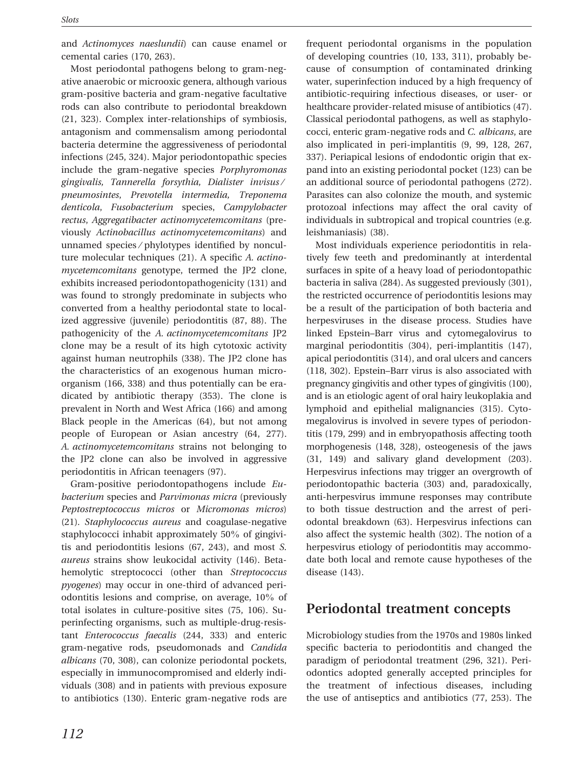and *Actinomyces naeslundii*) can cause enamel or cemental caries (170, 263).

Most periodontal pathogens belong to gram-negative anaerobic or microoxic genera, although various gram-positive bacteria and gram-negative facultative rods can also contribute to periodontal breakdown (21, 323). Complex inter-relationships of symbiosis, antagonism and commensalism among periodontal bacteria determine the aggressiveness of periodontal infections (245, 324). Major periodontopathic species include the gram-negative species *Porphyromonas gingivalis, Tannerella forsythia, Dialister invisus/pneumosintes, Prevotella intermedia, Treponema denticola, Fusobacterium* species, *Campylobacter rectus, Aggregatibacter actinomycetemcomitans* (previously *Actinobacillus actinomycetemcomitans*) and unnamed species/phylotypes identified by nonculture molecular techniques (21). A specific *A. actinomycetemcomitans* genotype, termed the JP2 clone, exhibits increased periodontopathogenicity (131) and was found to strongly predominate in subjects who converted from a healthy periodontal state to localized aggressive (juvenile) periodontitis (87, 88). The pathogenicity of the *A. actinomycetemcomitans* JP2 clone may be a result of its high cytotoxic activity against human neutrophils (338). The JP2 clone has the characteristics of an exogenous human microorganism (166, 338) and thus potentially can be eradicated by antibiotic therapy (353). The clone is prevalent in North and West Africa (166) and among Black people in the Americas (64), but not among people of European or Asian ancestry (64, 277). *A. actinomycetemcomitans* strains not belonging to the JP2 clone can also be involved in aggressive periodontitis in African teenagers (97).

Gram-positive periodontopathogens include *Eubacterium* species and *Parvimonas micra* (previously *Peptostreptococcus micros* or *Micromonas micros*) (21). *Staphylococcus aureus* and coagulase-negative staphylococci inhabit approximately 50% of gingivitis and periodontitis lesions (67, 243), and most *S. aureus* strains show leukocidal activity (146). Beta-hemolytic streptococci (other than *Streptococcus pyogenes*) may occur in one-third of advanced periodontitis lesions and comprise, on average, 10% of total isolates in culture-positive sites (75, 106). Superinfecting organisms, such as multiple-drug-resistant *Enterococcus faecalis* (244, 333) and enteric gram-negative rods, pseudomonads and *Candida albicans* (70, 308), can colonize periodontal pockets, especially in immunocompromised and elderly individuals (308) and in patients with previous exposure to antibiotics (130). Enteric gram-negative rods are frequent periodontal organisms in the population of developing countries (10, 133, 311), probably because of consumption of contaminated drinking water, superinfection induced by a high frequency of antibiotic-requiring infectious diseases, or user- or healthcare provider-related misuse of antibiotics (47). Classical periodontal pathogens, as well as staphylococci, enteric gram-negative rods and *C. albicans*, are also implicated in peri-implantitis (9, 99, 128, 267, 337). Periapical lesions of endodontic origin that expand into an existing periodontal pocket (123) can be an additional source of periodontal pathogens (272). Parasites can also colonize the mouth, and systemic protozoal infections may affect the oral cavity of individuals in subtropical and tropical countries (e.g. leishmaniasis) (38).

Most individuals experience periodontitis in relatively few teeth and predominantly at interdental surfaces in spite of a heavy load of periodontopathic bacteria in saliva (284). As suggested previously (301), the restricted occurrence of periodontitis lesions may be a result of the participation of both bacteria and herpesviruses in the disease process. Studies have linked Epstein–Barr virus and cytomegalovirus to marginal periodontitis (304), peri-implantitis (147), apical periodontitis (314), and oral ulcers and cancers (118, 302). Epstein–Barr virus is also associated with pregnancy gingivitis and other types of gingivitis (100), and is an etiologic agent of oral hairy leukoplakia and lymphoid and epithelial malignancies (315). Cytomegalovirus is involved in severe types of periodontitis (179, 299) and in embryopathosis affecting tooth morphogenesis (148, 328), osteogenesis of the jaws (31, 149) and salivary gland development (203). Herpesvirus infections may trigger an overgrowth of periodontopathic bacteria (303) and, paradoxically, anti-herpesvirus immune responses may contribute to both tissue destruction and the arrest of periodontal breakdown (63). Herpesvirus infections can also affect the systemic health (302). The notion of a herpesvirus etiology of periodontitis may accommodate both local and remote cause hypotheses of the disease (143).

## Periodontal treatment concepts

Microbiology studies from the 1970s and 1980s linked specific bacteria to periodontitis and changed the paradigm of periodontal treatment (296, 321). Periodontics adopted generally accepted principles for the treatment of infectious diseases, including the use of antiseptics and antibiotics (77, 253). The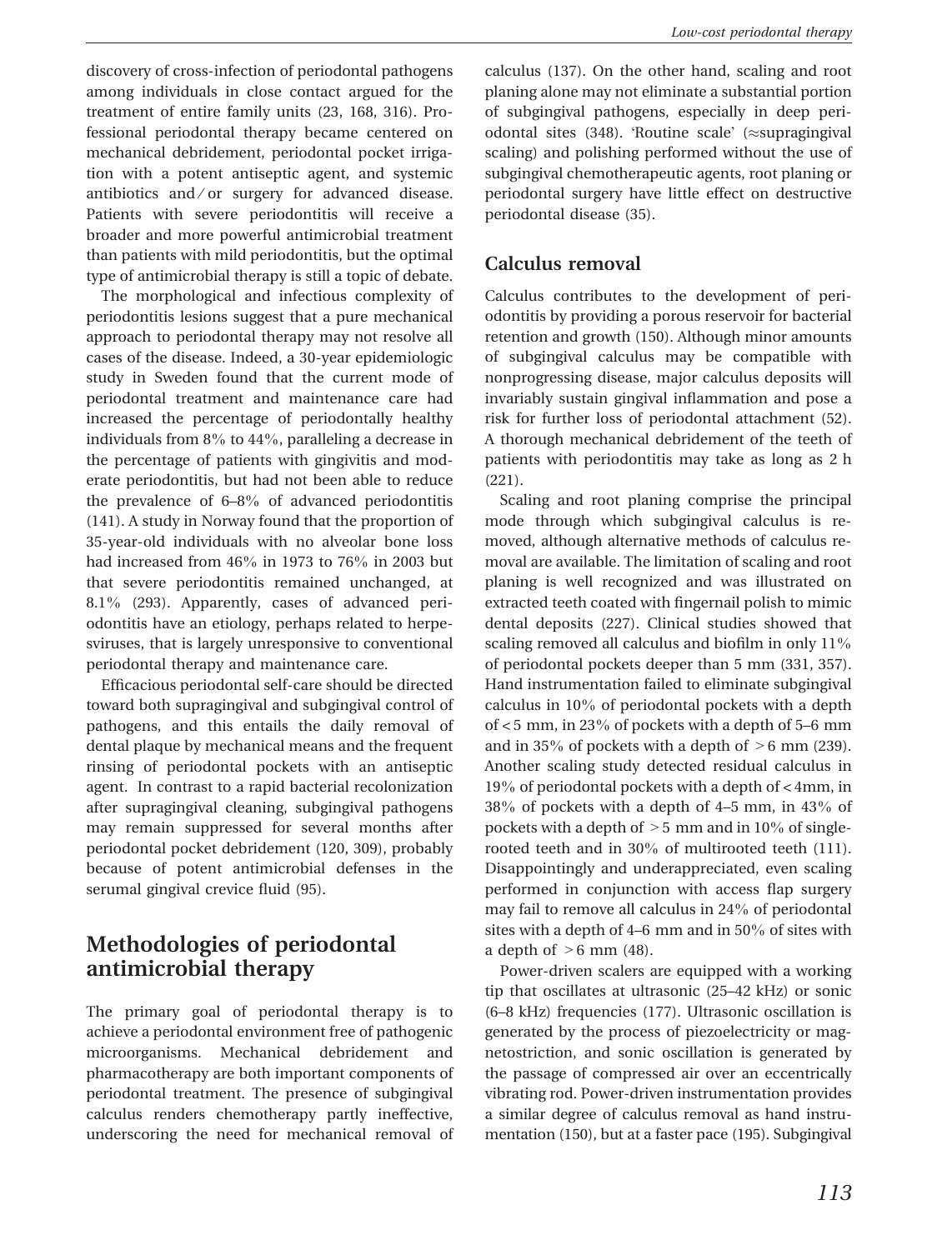discovery of cross-infection of periodontal pathogens among individuals in close contact argued for the treatment of entire family units (23, 168, 316). Professional periodontal therapy became centered on mechanical debridement, periodontal pocket irrigation with a potent antiseptic agent, and systemic antibiotics and/or surgery for advanced disease. Patients with severe periodontitis will receive a broader and more powerful antimicrobial treatment than patients with mild periodontitis, but the optimal type of antimicrobial therapy is still a topic of debate.

The morphological and infectious complexity of periodontitis lesions suggest that a pure mechanical approach to periodontal therapy may not resolve all cases of the disease. Indeed, a 30-year epidemiologic study in Sweden found that the current mode of periodontal treatment and maintenance care had increased the percentage of periodontally healthy individuals from 8% to 44%, paralleling a decrease in the percentage of patients with gingivitis and moderate periodontitis, but had not been able to reduce the prevalence of 6–8% of advanced periodontitis (141). A study in Norway found that the proportion of 35-year-old individuals with no alveolar bone loss had increased from 46% in 1973 to 76% in 2003 but that severe periodontitis remained unchanged, at 8.1% (293). Apparently, cases of advanced periodontitis have an etiology, perhaps related to herpesviruses, that is largely unresponsive to conventional periodontal therapy and maintenance care.

Efficacious periodontal self-care should be directed toward both supragingival and subgingival control of pathogens, and this entails the daily removal of dental plaque by mechanical means and the frequent rinsing of periodontal pockets with an antiseptic agent. In contrast to a rapid bacterial recolonization after supragingival cleaning, subgingival pathogens may remain suppressed for several months after periodontal pocket debridement (120, 309), probably because of potent antimicrobial defenses in the serumal gingival crevice fluid (95).

## Methodologies of periodontal antimicrobial therapy

The primary goal of periodontal therapy is to achieve a periodontal environment free of pathogenic microorganisms. Mechanical debridement and pharmacotherapy are both important components of periodontal treatment. The presence of subgingival calculus renders chemotherapy partly ineffective, underscoring the need for mechanical removal of calculus (137). On the other hand, scaling and root planing alone may not eliminate a substantial portion of subgingival pathogens, especially in deep periodontal sites (348). 'Routine scale' (≈supragingival scaling) and polishing performed without the use of subgingival chemotherapeutic agents, root planing or periodontal surgery have little effect on destructive periodontal disease (35).

### Calculus removal

Calculus contributes to the development of periodontitis by providing a porous reservoir for bacterial retention and growth (150). Although minor amounts of subgingival calculus may be compatible with nonprogressing disease, major calculus deposits will invariably sustain gingival inflammation and pose a risk for further loss of periodontal attachment (52). A thorough mechanical debridement of the teeth of patients with periodontitis may take as long as 2 h (221).

Scaling and root planing comprise the principal mode through which subgingival calculus is removed, although alternative methods of calculus removal are available. The limitation of scaling and root planing is well recognized and was illustrated on extracted teeth coated with fingernail polish to mimic dental deposits (227). Clinical studies showed that scaling removed all calculus and biofilm in only 11% of periodontal pockets deeper than 5 mm (331, 357). Hand instrumentation failed to eliminate subgingival calculus in 10% of periodontal pockets with a depth of < 5 mm, in 23% of pockets with a depth of 5–6 mm and in 35% of pockets with a depth of > 6 mm (239). Another scaling study detected residual calculus in 19% of periodontal pockets with a depth of < 4mm, in 38% of pockets with a depth of 4–5 mm, in 43% of pockets with a depth of > 5 mm and in 10% of single-rooted teeth and in 30% of multirooted teeth (111). Disappointingly and underappreciated, even scaling performed in conjunction with access flap surgery may fail to remove all calculus in 24% of periodontal sites with a depth of 4–6 mm and in 50% of sites with a depth of > 6 mm (48).

Power-driven scalers are equipped with a working tip that oscillates at ultrasonic (25–42 kHz) or sonic (6–8 kHz) frequencies (177). Ultrasonic oscillation is generated by the process of piezoelectricity or magnetostriction, and sonic oscillation is generated by the passage of compressed air over an eccentrically vibrating rod. Power-driven instrumentation provides a similar degree of calculus removal as hand instrumentation (150), but at a faster pace (195). Subgingival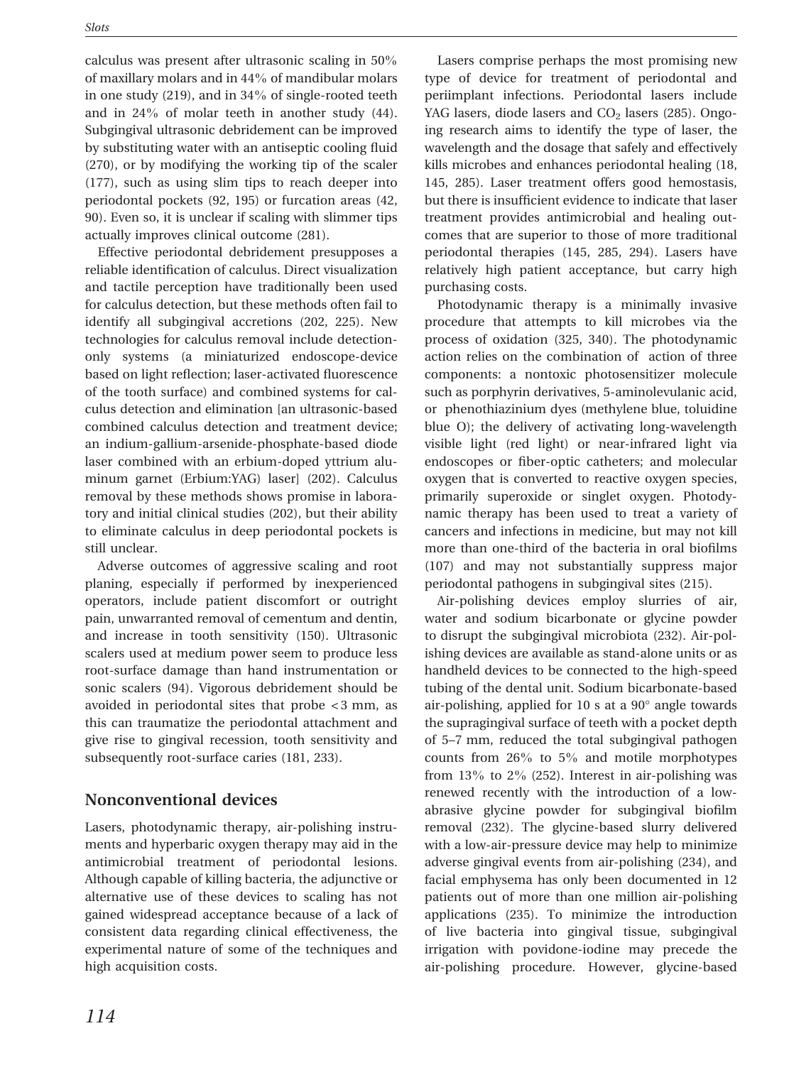calculus was present after ultrasonic scaling in 50% of maxillary molars and in 44% of mandibular molars in one study (219), and in 34% of single-rooted teeth and in 24% of molar teeth in another study (44). Subgingival ultrasonic debridement can be improved by substituting water with an antiseptic cooling fluid (270), or by modifying the working tip of the scaler (177), such as using slim tips to reach deeper into periodontal pockets (92, 195) or furcation areas (42, 90). Even so, it is unclear if scaling with slimmer tips actually improves clinical outcome (281).

Effective periodontal debridement presupposes a reliable identification of calculus. Direct visualization and tactile perception have traditionally been used for calculus detection, but these methods often fail to identify all subgingival accretions (202, 225). New technologies for calculus removal include detection-only systems (a miniaturized endoscope-device based on light reflection; laser-activated fluorescence of the tooth surface) and combined systems for calculus detection and elimination [an ultrasonic-based combined calculus detection and treatment device; an indium-gallium-arsenide-phosphate-based diode laser combined with an erbium-doped yttrium aluminum garnet (Erbium:YAG) laser] (202). Calculus removal by these methods shows promise in laboratory and initial clinical studies (202), but their ability to eliminate calculus in deep periodontal pockets is still unclear.

Adverse outcomes of aggressive scaling and root planing, especially if performed by inexperienced operators, include patient discomfort or outright pain, unwarranted removal of cementum and dentin, and increase in tooth sensitivity (150). Ultrasonic scalers used at medium power seem to produce less root-surface damage than hand instrumentation or sonic scalers (94). Vigorous debridement should be avoided in periodontal sites that probe $<3$ mm, as this can traumatize the periodontal attachment and give rise to gingival recession, tooth sensitivity and subsequently root-surface caries (181, 233).

## Nonconventional devices

Lasers, photodynamic therapy, air-polishing instruments and hyperbaric oxygen therapy may aid in the antimicrobial treatment of periodontal lesions. Although capable of killing bacteria, the adjunctive or alternative use of these devices to scaling has not gained widespread acceptance because of a lack of consistent data regarding clinical effectiveness, the experimental nature of some of the techniques and high acquisition costs.

Lasers comprise perhaps the most promising new type of device for treatment of periodontal and periimplant infections. Periodontal lasers include YAG lasers, diode lasers and $CO_2$ lasers (285). Ongoing research aims to identify the type of laser, the wavelength and the dosage that safely and effectively kills microbes and enhances periodontal healing (18, 145, 285). Laser treatment offers good hemostasis, but there is insufficient evidence to indicate that laser treatment provides antimicrobial and healing outcomes that are superior to those of more traditional periodontal therapies (145, 285, 294). Lasers have relatively high patient acceptance, but carry high purchasing costs.

Photodynamic therapy is a minimally invasive procedure that attempts to kill microbes via the process of oxidation (325, 340). The photodynamic action relies on the combination of action of three components: a nontoxic photosensitizer molecule such as porphyrin derivatives, 5-aminolevulanic acid, or phenothiazinium dyes (methylene blue, toluidine blue O); the delivery of activating long-wavelength visible light (red light) or near-infrared light via endoscopes or fiber-optic catheters; and molecular oxygen that is converted to reactive oxygen species, primarily superoxide or singlet oxygen. Photodynamic therapy has been used to treat a variety of cancers and infections in medicine, but may not kill more than one-third of the bacteria in oral biofilms (107) and may not substantially suppress major periodontal pathogens in subgingival sites (215).

Air-polishing devices employ slurries of air, water and sodium bicarbonate or glycine powder to disrupt the subgingival microbiota (232). Air-polishing devices are available as stand-alone units or as handheld devices to be connected to the high-speed tubing of the dental unit. Sodium bicarbonate-based air-polishing, applied for 10 s at a 90° angle towards the supragingival surface of teeth with a pocket depth of 5–7 mm, reduced the total subgingival pathogen counts from 26% to 5% and motile morphotypes from 13% to 2% (252). Interest in air-polishing was renewed recently with the introduction of a low-abrasive glycine powder for subgingival biofilm removal (232). The glycine-based slurry delivered with a low-air-pressure device may help to minimize adverse gingival events from air-polishing (234), and facial emphysema has only been documented in 12 patients out of more than one million air-polishing applications (235). To minimize the introduction of live bacteria into gingival tissue, subgingival irrigation with povidone-iodine may precede the air-polishing procedure. However, glycine-based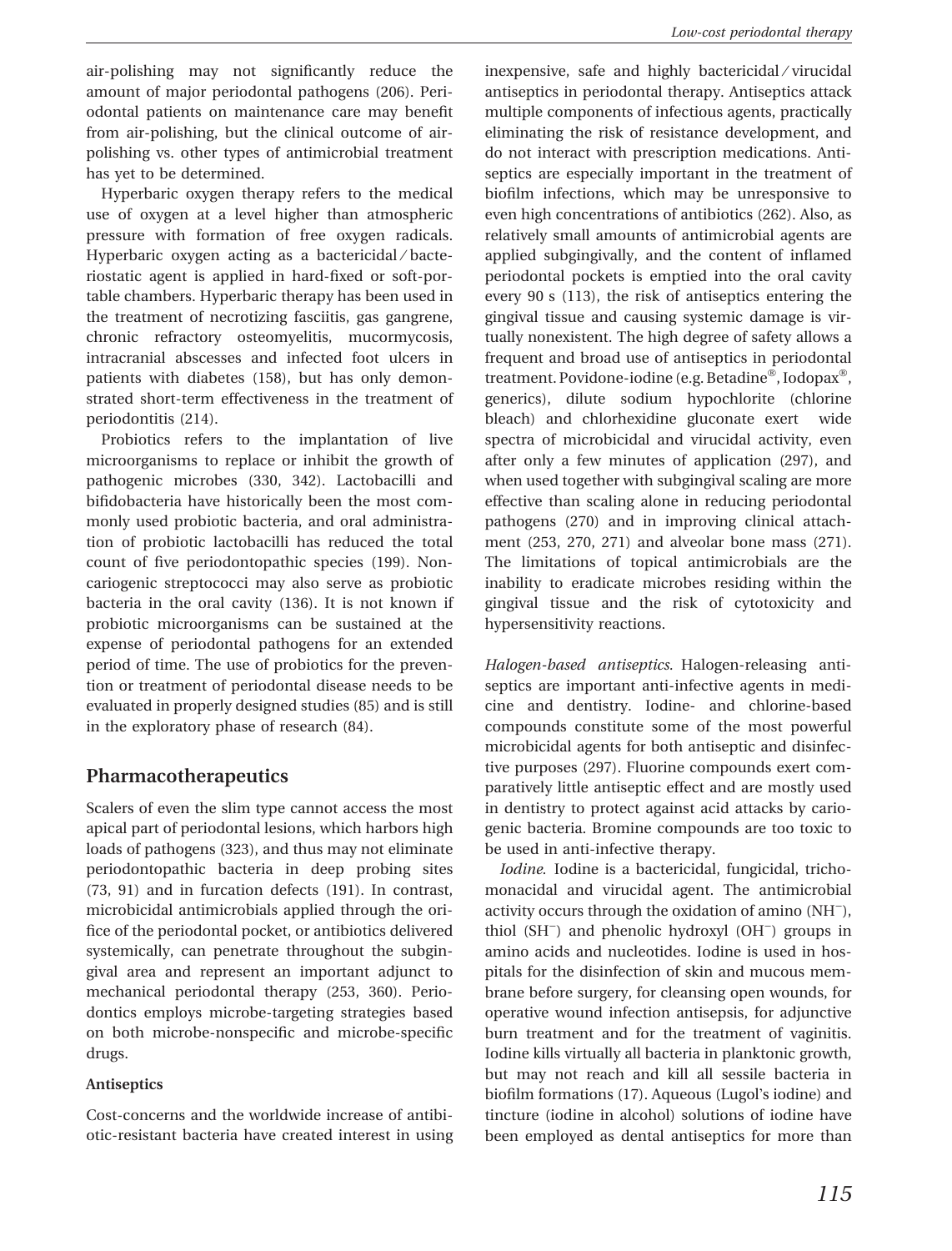air-polishing may not significantly reduce the amount of major periodontal pathogens (206). Periodontal patients on maintenance care may benefit from air-polishing, but the clinical outcome of air-polishing vs. other types of antimicrobial treatment has yet to be determined.

Hyperbaric oxygen therapy refers to the medical use of oxygen at a level higher than atmospheric pressure with formation of free oxygen radicals. Hyperbaric oxygen acting as a bactericidal ⁄ bacteriostatic agent is applied in hard-fixed or soft-portable chambers. Hyperbaric therapy has been used in the treatment of necrotizing fasciitis, gas gangrene, chronic refractory osteomyelitis, mucormycosis, intracranial abscesses and infected foot ulcers in patients with diabetes (158), but has only demonstrated short-term effectiveness in the treatment of periodontitis (214).

Probiotics refers to the implantation of live microorganisms to replace or inhibit the growth of pathogenic microbes (330, 342). Lactobacilli and bifidobacteria have historically been the most commonly used probiotic bacteria, and oral administration of probiotic lactobacilli has reduced the total count of five periodontopathic species (199). Noncariogenic streptococci may also serve as probiotic bacteria in the oral cavity (136). It is not known if probiotic microorganisms can be sustained at the expense of periodontal pathogens for an extended period of time. The use of probiotics for the prevention or treatment of periodontal disease needs to be evaluated in properly designed studies (85) and is still in the exploratory phase of research (84).

## Pharmacotherapeutics

Scalers of even the slim type cannot access the most apical part of periodontal lesions, which harbors high loads of pathogens (323), and thus may not eliminate periodontopathic bacteria in deep probing sites (73, 91) and in furcation defects (191). In contrast, microbicidal antimicrobials applied through the orifice of the periodontal pocket, or antibiotics delivered systemically, can penetrate throughout the subgingival area and represent an important adjunct to mechanical periodontal therapy (253, 360). Periodontics employs microbe-targeting strategies based on both microbe-nonspecific and microbe-specific drugs.

### Antiseptics

Cost-concerns and the worldwide increase of antibiotic-resistant bacteria have created interest in using inexpensive, safe and highly bactericidal ⁄ virucidal antiseptics in periodontal therapy. Antiseptics attack multiple components of infectious agents, practically eliminating the risk of resistance development, and do not interact with prescription medications. Antiseptics are especially important in the treatment of biofilm infections, which may be unresponsive to even high concentrations of antibiotics (262). Also, as relatively small amounts of antimicrobial agents are applied subgingivally, and the content of inflamed periodontal pockets is emptied into the oral cavity every 90 s (113), the risk of antiseptics entering the gingival tissue and causing systemic damage is virtually nonexistent. The high degree of safety allows a frequent and broad use of antiseptics in periodontal treatment. Povidone-iodine (e.g. Betadine®, Iodopax®, generics), dilute sodium hypochlorite (chlorine bleach) and chlorhexidine gluconate exert wide spectra of microbicidal and virucidal activity, even after only a few minutes of application (297), and when used together with subgingival scaling are more effective than scaling alone in reducing periodontal pathogens (270) and in improving clinical attachment (253, 270, 271) and alveolar bone mass (271). The limitations of topical antimicrobials are the inability to eradicate microbes residing within the gingival tissue and the risk of cytotoxicity and hypersensitivity reactions.

*Halogen-based antiseptics*. Halogen-releasing antiseptics are important anti-infective agents in medicine and dentistry. Iodine- and chlorine-based compounds constitute some of the most powerful microbicidal agents for both antiseptic and disinfective purposes (297). Fluorine compounds exert comparatively little antiseptic effect and are mostly used in dentistry to protect against acid attacks by cariogenic bacteria. Bromine compounds are too toxic to be used in anti-infective therapy.

*Iodine*. Iodine is a bactericidal, fungicidal, trichomonacidal and virucidal agent. The antimicrobial activity occurs through the oxidation of amino ($NH^{-}$), thiol ($SH^{-}$) and phenolic hydroxyl ($OH^{-}$) groups in amino acids and nucleotides. Iodine is used in hospitals for the disinfection of skin and mucous membrane before surgery, for cleansing open wounds, for operative wound infection antisepsis, for adjunctive burn treatment and for the treatment of vaginitis. Iodine kills virtually all bacteria in planktonic growth, but may not reach and kill all sessile bacteria in biofilm formations (17). Aqueous (Lugol's iodine) and tincture (iodine in alcohol) solutions of iodine have been employed as dental antiseptics for more than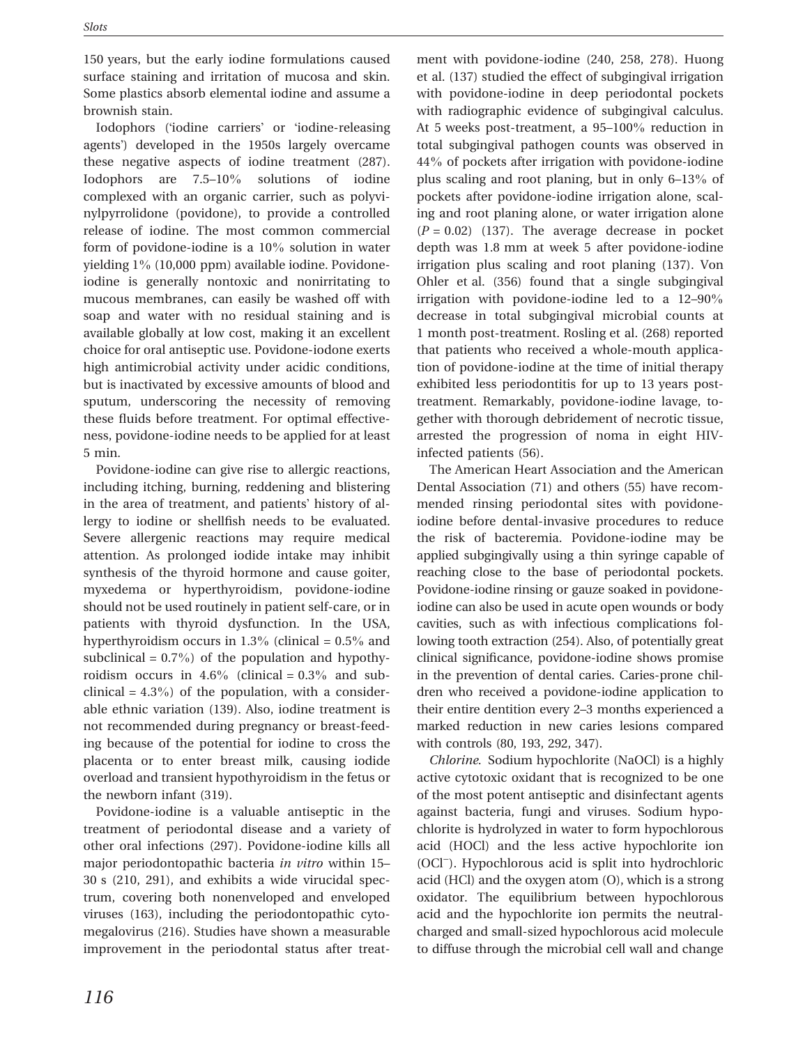150 years, but the early iodine formulations caused surface staining and irritation of mucosa and skin. Some plastics absorb elemental iodine and assume a brownish stain.

Iodophors ('iodine carriers' or 'iodine-releasing agents') developed in the 1950s largely overcame these negative aspects of iodine treatment (287). Iodophors are 7.5–10% solutions of iodine complexed with an organic carrier, such as polyvinylpyrrolidone (povidone), to provide a controlled release of iodine. The most common commercial form of povidone-iodine is a 10% solution in water yielding 1% (10,000 ppm) available iodine. Povidone-iodine is generally nontoxic and nonirritating to mucous membranes, can easily be washed off with soap and water with no residual staining and is available globally at low cost, making it an excellent choice for oral antiseptic use. Povidone-iodone exerts high antimicrobial activity under acidic conditions, but is inactivated by excessive amounts of blood and sputum, underscoring the necessity of removing these fluids before treatment. For optimal effectiveness, povidone-iodine needs to be applied for at least 5 min.

Povidone-iodine can give rise to allergic reactions, including itching, burning, reddening and blistering in the area of treatment, and patients' history of allergy to iodine or shellfish needs to be evaluated. Severe allergenic reactions may require medical attention. As prolonged iodide intake may inhibit synthesis of the thyroid hormone and cause goiter, myxedema or hyperthyroidism, povidone-iodine should not be used routinely in patient self-care, or in patients with thyroid dysfunction. In the USA, hyperthyroidism occurs in 1.3% (clinical = 0.5% and subclinical = 0.7%) of the population and hypothyroidism occurs in 4.6% (clinical = 0.3% and subclinical = 4.3%) of the population, with a considerable ethnic variation (139). Also, iodine treatment is not recommended during pregnancy or breast-feeding because of the potential for iodine to cross the placenta or to enter breast milk, causing iodide overload and transient hypothyroidism in the fetus or the newborn infant (319).

Povidone-iodine is a valuable antiseptic in the treatment of periodontal disease and a variety of other oral infections (297). Povidone-iodine kills all major periodontopathic bacteria *in vitro* within 15–30 s (210, 291), and exhibits a wide virucidal spectrum, covering both nonenveloped and enveloped viruses (163), including the periodontopathic cytomegalovirus (216). Studies have shown a measurable improvement in the periodontal status after treatment with povidone-iodine (240, 258, 278). Huong et al. (137) studied the effect of subgingival irrigation with povidone-iodine in deep periodontal pockets with radiographic evidence of subgingival calculus. At 5 weeks post-treatment, a 95–100% reduction in total subgingival pathogen counts was observed in 44% of pockets after irrigation with povidone-iodine plus scaling and root planing, but in only 6–13% of pockets after povidone-iodine irrigation alone, scaling and root planing alone, or water irrigation alone ($P = 0.02$) (137). The average decrease in pocket depth was 1.8 mm at week 5 after povidone-iodine irrigation plus scaling and root planing (137). Von Ohler et al. (356) found that a single subgingival irrigation with povidone-iodine led to a 12–90% decrease in total subgingival microbial counts at 1 month post-treatment. Rosling et al. (268) reported that patients who received a whole-mouth application of povidone-iodine at the time of initial therapy exhibited less periodontitis for up to 13 years post-treatment. Remarkably, povidone-iodine lavage, together with thorough debridement of necrotic tissue, arrested the progression of noma in eight HIV-infected patients (56).

The American Heart Association and the American Dental Association (71) and others (55) have recommended rinsing periodontal sites with povidone-iodine before dental-invasive procedures to reduce the risk of bacteremia. Povidone-iodine may be applied subgingivally using a thin syringe capable of reaching close to the base of periodontal pockets. Povidone-iodine rinsing or gauze soaked in povidone-iodine can also be used in acute open wounds or body cavities, such as with infectious complications following tooth extraction (254). Also, of potentially great clinical significance, povidone-iodine shows promise in the prevention of dental caries. Caries-prone children who received a povidone-iodine application to their entire dentition every 2–3 months experienced a marked reduction in new caries lesions compared with controls (80, 193, 292, 347).

*Chlorine.* Sodium hypochlorite (NaOCl) is a highly active cytotoxic oxidant that is recognized to be one of the most potent antiseptic and disinfectant agents against bacteria, fungi and viruses. Sodium hypochlorite is hydrolyzed in water to form hypochlorous acid (HOCl) and the less active hypochlorite ion ($OCl^-$). Hypochlorous acid is split into hydrochloric acid (HCl) and the oxygen atom (O), which is a strong oxidator. The equilibrium between hypochlorous acid and the hypochlorite ion permits the neutral-charged and small-sized hypochlorous acid molecule to diffuse through the microbial cell wall and change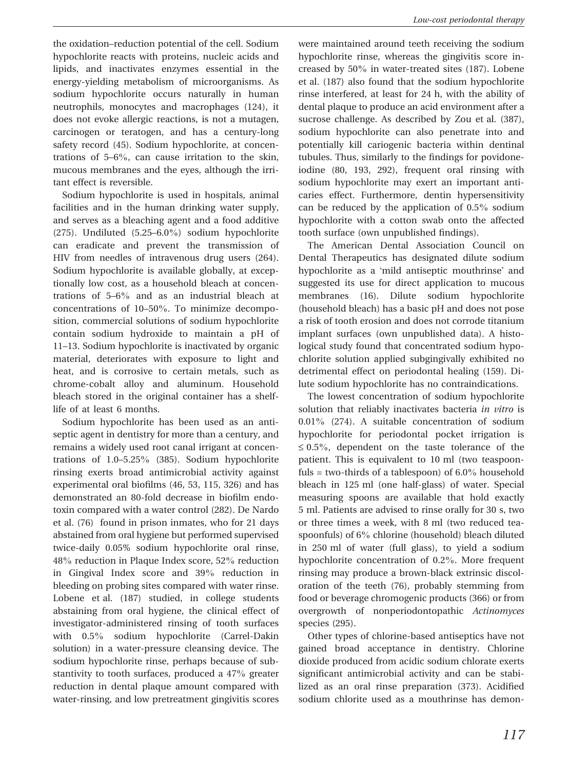the oxidation–reduction potential of the cell. Sodium hypochlorite reacts with proteins, nucleic acids and lipids, and inactivates enzymes essential in the energy-yielding metabolism of microorganisms. As sodium hypochlorite occurs naturally in human neutrophils, monocytes and macrophages (124), it does not evoke allergic reactions, is not a mutagen, carcinogen or teratogen, and has a century-long safety record (45). Sodium hypochlorite, at concentrations of 5–6%, can cause irritation to the skin, mucous membranes and the eyes, although the irritant effect is reversible.

Sodium hypochlorite is used in hospitals, animal facilities and in the human drinking water supply, and serves as a bleaching agent and a food additive (275). Undiluted (5.25–6.0%) sodium hypochlorite can eradicate and prevent the transmission of HIV from needles of intravenous drug users (264). Sodium hypochlorite is available globally, at exceptionally low cost, as a household bleach at concentrations of 5–6% and as an industrial bleach at concentrations of 10–50%. To minimize decomposition, commercial solutions of sodium hypochlorite contain sodium hydroxide to maintain a pH of 11–13. Sodium hypochlorite is inactivated by organic material, deteriorates with exposure to light and heat, and is corrosive to certain metals, such as chrome-cobalt alloy and aluminum. Household bleach stored in the original container has a shelf-life of at least 6 months.

Sodium hypochlorite has been used as an antiseptic agent in dentistry for more than a century, and remains a widely used root canal irrigant at concentrations of 1.0–5.25% (385). Sodium hypochlorite rinsing exerts broad antimicrobial activity against experimental oral biofilms (46, 53, 115, 326) and has demonstrated an 80-fold decrease in biofilm endotoxin compared with a water control (282). De Nardo et al. (76) found in prison inmates, who for 21 days abstained from oral hygiene but performed supervised twice-daily 0.05% sodium hypochlorite oral rinse, 48% reduction in Plaque Index score, 52% reduction in Gingival Index score and 39% reduction in bleeding on probing sites compared with water rinse. Lobene et al. (187) studied, in college students abstaining from oral hygiene, the clinical effect of investigator-administered rinsing of tooth surfaces with 0.5% sodium hypochlorite (Carrel-Dakin solution) in a water-pressure cleansing device. The sodium hypochlorite rinse, perhaps because of substantivity to tooth surfaces, produced a 47% greater reduction in dental plaque amount compared with water-rinsing, and low pretreatment gingivitis scores were maintained around teeth receiving the sodium hypochlorite rinse, whereas the gingivitis score increased by 50% in water-treated sites (187). Lobene et al. (187) also found that the sodium hypochlorite rinse interfered, at least for 24 h, with the ability of dental plaque to produce an acid environment after a sucrose challenge. As described by Zou et al. (387), sodium hypochlorite can also penetrate into and potentially kill cariogenic bacteria within dentinal tubules. Thus, similarly to the findings for povidone-iodine (80, 193, 292), frequent oral rinsing with sodium hypochlorite may exert an important anticaries effect. Furthermore, dentin hypersensitivity can be reduced by the application of 0.5% sodium hypochlorite with a cotton swab onto the affected tooth surface (own unpublished findings).

The American Dental Association Council on Dental Therapeutics has designated dilute sodium hypochlorite as a 'mild antiseptic mouthrinse' and suggested its use for direct application to mucous membranes (16). Dilute sodium hypochlorite (household bleach) has a basic pH and does not pose a risk of tooth erosion and does not corrode titanium implant surfaces (own unpublished data). A histological study found that concentrated sodium hypochlorite solution applied subgingivally exhibited no detrimental effect on periodontal healing (159). Dilute sodium hypochlorite has no contraindications.

The lowest concentration of sodium hypochlorite solution that reliably inactivates bacteria *in vitro* is 0.01% (274). A suitable concentration of sodium hypochlorite for periodontal pocket irrigation is ≤ 0.5%, dependent on the taste tolerance of the patient. This is equivalent to 10 ml (two teaspoonfuls = two-thirds of a tablespoon) of 6.0% household bleach in 125 ml (one half-glass) of water. Special measuring spoons are available that hold exactly 5 ml. Patients are advised to rinse orally for 30 s, two or three times a week, with 8 ml (two reduced teaspoonfuls) of 6% chlorine (household) bleach diluted in 250 ml of water (full glass), to yield a sodium hypochlorite concentration of 0.2%. More frequent rinsing may produce a brown-black extrinsic discoloration of the teeth (76), probably stemming from food or beverage chromogenic products (366) or from overgrowth of nonperiodontopathic *Actinomyces* species (295).

Other types of chlorine-based antiseptics have not gained broad acceptance in dentistry. Chlorine dioxide produced from acidic sodium chlorate exerts significant antimicrobial activity and can be stabilized as an oral rinse preparation (373). Acidified sodium chlorite used as a mouthrinse has demon-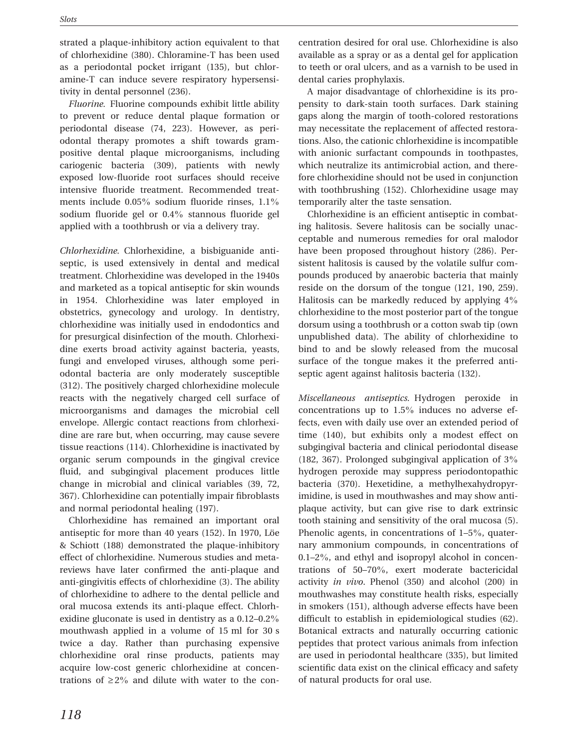strated a plaque-inhibitory action equivalent to that of chlorhexidine (380). Chloramine-T has been used as a periodontal pocket irrigant (135), but chloramine-T can induce severe respiratory hypersensitivity in dental personnel (236).

*Fluorine.* Fluorine compounds exhibit little ability to prevent or reduce dental plaque formation or periodontal disease (74, 223). However, as periodontal therapy promotes a shift towards gram-positive dental plaque microorganisms, including cariogenic bacteria (309), patients with newly exposed low-fluoride root surfaces should receive intensive fluoride treatment. Recommended treatments include 0.05% sodium fluoride rinses, 1.1% sodium fluoride gel or 0.4% stannous fluoride gel applied with a toothbrush or via a delivery tray.

*Chlorhexidine.* Chlorhexidine, a bisbiguanide antiseptic, is used extensively in dental and medical treatment. Chlorhexidine was developed in the 1940s and marketed as a topical antiseptic for skin wounds in 1954. Chlorhexidine was later employed in obstetrics, gynecology and urology. In dentistry, chlorhexidine was initially used in endodontics and for presurgical disinfection of the mouth. Chlorhexidine exerts broad activity against bacteria, yeasts, fungi and enveloped viruses, although some periodontal bacteria are only moderately susceptible (312). The positively charged chlorhexidine molecule reacts with the negatively charged cell surface of microorganisms and damages the microbial cell envelope. Allergic contact reactions from chlorhexidine are rare but, when occurring, may cause severe tissue reactions (114). Chlorhexidine is inactivated by organic serum compounds in the gingival crevice fluid, and subgingival placement produces little change in microbial and clinical variables (39, 72, 367). Chlorhexidine can potentially impair fibroblasts and normal periodontal healing (197).

Chlorhexidine has remained an important oral antiseptic for more than 40 years (152). In 1970, Löe & Schiott (188) demonstrated the plaque-inhibitory effect of chlorhexidine. Numerous studies and meta-reviews have later confirmed the anti-plaque and anti-gingivitis effects of chlorhexidine (3). The ability of chlorhexidine to adhere to the dental pellicle and oral mucosa extends its anti-plaque effect. Chlorhexidine gluconate is used in dentistry as a 0.12–0.2% mouthwash applied in a volume of 15 ml for 30 s twice a day. Rather than purchasing expensive chlorhexidine oral rinse products, patients may acquire low-cost generic chlorhexidine at concentrations of $\geq$2% and dilute with water to the concentration desired for oral use. Chlorhexidine is also available as a spray or as a dental gel for application to teeth or oral ulcers, and as a varnish to be used in dental caries prophylaxis.

A major disadvantage of chlorhexidine is its propensity to dark-stain tooth surfaces. Dark staining gaps along the margin of tooth-colored restorations may necessitate the replacement of affected restorations. Also, the cationic chlorhexidine is incompatible with anionic surfactant compounds in toothpastes, which neutralize its antimicrobial action, and therefore chlorhexidine should not be used in conjunction with toothbrushing (152). Chlorhexidine usage may temporarily alter the taste sensation.

Chlorhexidine is an efficient antiseptic in combating halitosis. Severe halitosis can be socially unacceptable and numerous remedies for oral malodor have been proposed throughout history (286). Persistent halitosis is caused by the volatile sulfur compounds produced by anaerobic bacteria that mainly reside on the dorsum of the tongue (121, 190, 259). Halitosis can be markedly reduced by applying 4% chlorhexidine to the most posterior part of the tongue dorsum using a toothbrush or a cotton swab tip (own unpublished data). The ability of chlorhexidine to bind to and be slowly released from the mucosal surface of the tongue makes it the preferred antiseptic agent against halitosis bacteria (132).

*Miscellaneous antiseptics.* Hydrogen peroxide in concentrations up to 1.5% induces no adverse effects, even with daily use over an extended period of time (140), but exhibits only a modest effect on subgingival bacteria and clinical periodontal disease (182, 367). Prolonged subgingival application of 3% hydrogen peroxide may suppress periodontopathic bacteria (370). Hexetidine, a methylhexahydropyrimidine, is used in mouthwashes and may show anti-plaque activity, but can give rise to dark extrinsic tooth staining and sensitivity of the oral mucosa (5). Phenolic agents, in concentrations of 1–5%, quaternary ammonium compounds, in concentrations of 0.1–2%, and ethyl and isopropyl alcohol in concentrations of 50–70%, exert moderate bactericidal activity *in vivo*. Phenol (350) and alcohol (200) in mouthwashes may constitute health risks, especially in smokers (151), although adverse effects have been difficult to establish in epidemiological studies (62). Botanical extracts and naturally occurring cationic peptides that protect various animals from infection are used in periodontal healthcare (335), but limited scientific data exist on the clinical efficacy and safety of natural products for oral use.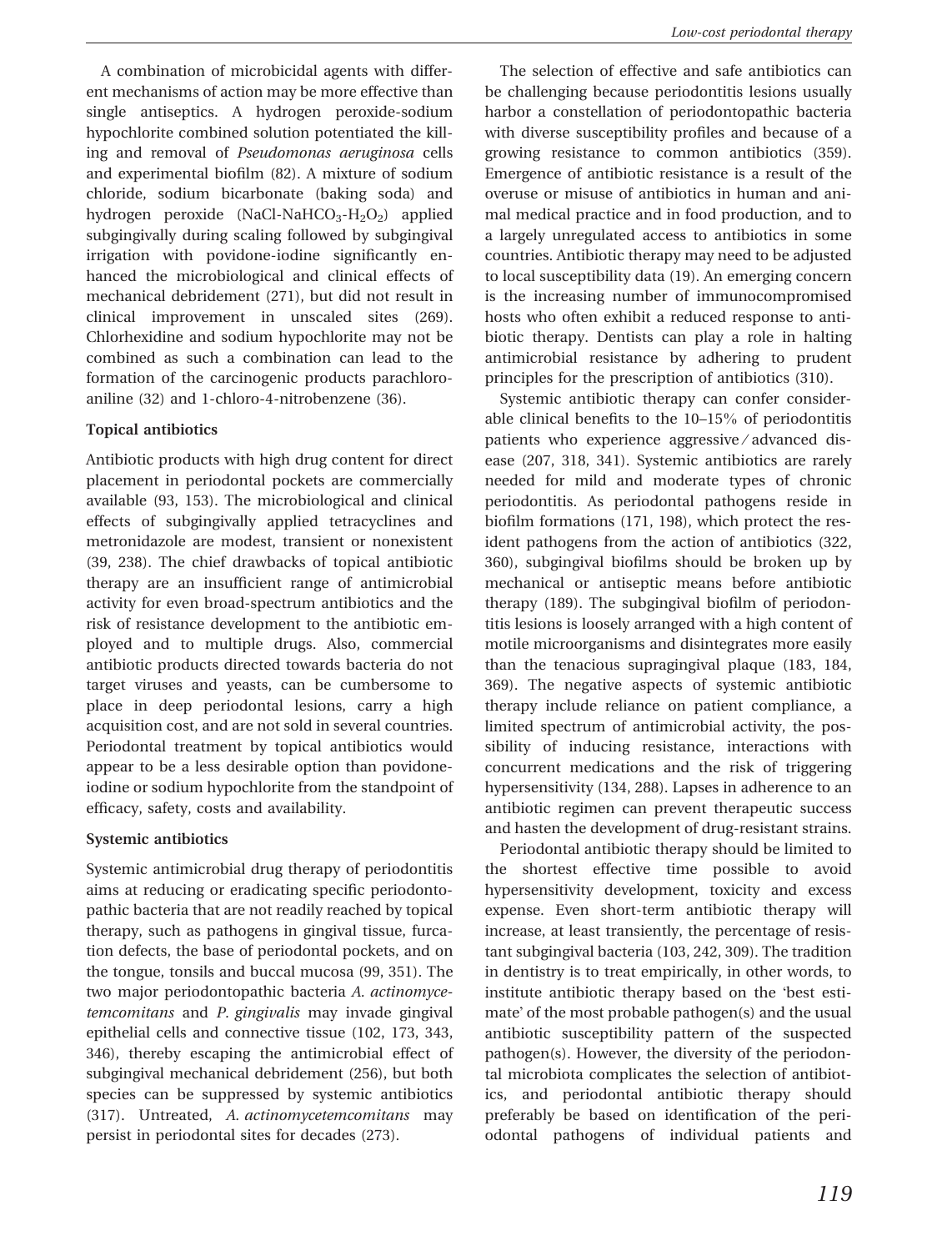A combination of microbicidal agents with different mechanisms of action may be more effective than single antiseptics. A hydrogen peroxide-sodium hypochlorite combined solution potentiated the killing and removal of *Pseudomonas aeruginosa* cells and experimental biofilm (82). A mixture of sodium chloride, sodium bicarbonate (baking soda) and hydrogen peroxide ($NaCl$-$NaHCO_3$-$H_2O_2$) applied subgingivally during scaling followed by subgingival irrigation with povidone-iodine significantly enhanced the microbiological and clinical effects of mechanical debridement (271), but did not result in clinical improvement in unscaled sites (269). Chlorhexidine and sodium hypochlorite may not be combined as such a combination can lead to the formation of the carcinogenic products parachloroaniline (32) and 1-chloro-4-nitrobenzene (36).

### Topical antibiotics

Antibiotic products with high drug content for direct placement in periodontal pockets are commercially available (93, 153). The microbiological and clinical effects of subgingivally applied tetracyclines and metronidazole are modest, transient or nonexistent (39, 238). The chief drawbacks of topical antibiotic therapy are an insufficient range of antimicrobial activity for even broad-spectrum antibiotics and the risk of resistance development to the antibiotic employed and to multiple drugs. Also, commercial antibiotic products directed towards bacteria do not target viruses and yeasts, can be cumbersome to place in deep periodontal lesions, carry a high acquisition cost, and are not sold in several countries. Periodontal treatment by topical antibiotics would appear to be a less desirable option than povidone-iodine or sodium hypochlorite from the standpoint of efficacy, safety, costs and availability.

### Systemic antibiotics

Systemic antimicrobial drug therapy of periodontitis aims at reducing or eradicating specific periodontopathic bacteria that are not readily reached by topical therapy, such as pathogens in gingival tissue, furcation defects, the base of periodontal pockets, and on the tongue, tonsils and buccal mucosa (99, 351). The two major periodontopathic bacteria *A. actinomycetemcomitans* and *P. gingivalis* may invade gingival epithelial cells and connective tissue (102, 173, 343, 346), thereby escaping the antimicrobial effect of subgingival mechanical debridement (256), but both species can be suppressed by systemic antibiotics (317). Untreated, *A. actinomycetemcomitans* may persist in periodontal sites for decades (273).

The selection of effective and safe antibiotics can be challenging because periodontitis lesions usually harbor a constellation of periodontopathic bacteria with diverse susceptibility profiles and because of a growing resistance to common antibiotics (359). Emergence of antibiotic resistance is a result of the overuse or misuse of antibiotics in human and animal medical practice and in food production, and to a largely unregulated access to antibiotics in some countries. Antibiotic therapy may need to be adjusted to local susceptibility data (19). An emerging concern is the increasing number of immunocompromised hosts who often exhibit a reduced response to antibiotic therapy. Dentists can play a role in halting antimicrobial resistance by adhering to prudent principles for the prescription of antibiotics (310).

Systemic antibiotic therapy can confer considerable clinical benefits to the 10–15% of periodontitis patients who experience aggressive/advanced disease (207, 318, 341). Systemic antibiotics are rarely needed for mild and moderate types of chronic periodontitis. As periodontal pathogens reside in biofilm formations (171, 198), which protect the resident pathogens from the action of antibiotics (322, 360), subgingival biofilms should be broken up by mechanical or antiseptic means before antibiotic therapy (189). The subgingival biofilm of periodontitis lesions is loosely arranged with a high content of motile microorganisms and disintegrates more easily than the tenacious supragingival plaque (183, 184, 369). The negative aspects of systemic antibiotic therapy include reliance on patient compliance, a limited spectrum of antimicrobial activity, the possibility of inducing resistance, interactions with concurrent medications and the risk of triggering hypersensitivity (134, 288). Lapses in adherence to an antibiotic regimen can prevent therapeutic success and hasten the development of drug-resistant strains.

Periodontal antibiotic therapy should be limited to the shortest effective time possible to avoid hypersensitivity development, toxicity and excess expense. Even short-term antibiotic therapy will increase, at least transiently, the percentage of resistant subgingival bacteria (103, 242, 309). The tradition in dentistry is to treat empirically, in other words, to institute antibiotic therapy based on the 'best estimate' of the most probable pathogen(s) and the usual antibiotic susceptibility pattern of the suspected pathogen(s). However, the diversity of the periodontal microbiota complicates the selection of antibiotics, and periodontal antibiotic therapy should preferably be based on identification of the periodontal pathogens of individual patients and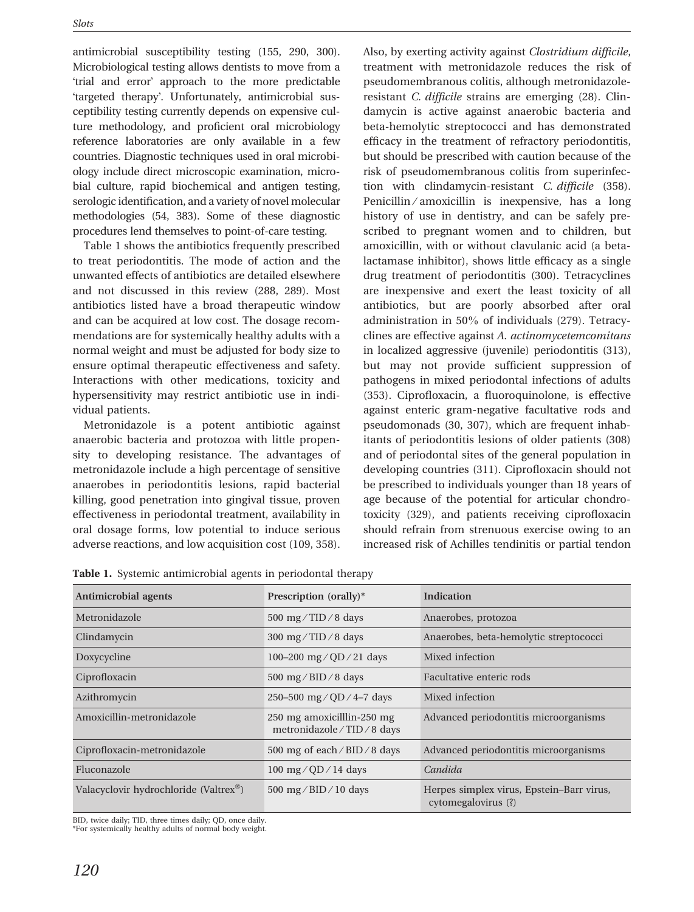antimicrobial susceptibility testing (155, 290, 300). Microbiological testing allows dentists to move from a 'trial and error' approach to the more predictable 'targeted therapy'. Unfortunately, antimicrobial susceptibility testing currently depends on expensive culture methodology, and proficient oral microbiology reference laboratories are only available in a few countries. Diagnostic techniques used in oral microbiology include direct microscopic examination, microbial culture, rapid biochemical and antigen testing, serologic identification, and a variety of novel molecular methodologies (54, 383). Some of these diagnostic procedures lend themselves to point-of-care testing.

Table 1 shows the antibiotics frequently prescribed to treat periodontitis. The mode of action and the unwanted effects of antibiotics are detailed elsewhere and not discussed in this review (288, 289). Most antibiotics listed have a broad therapeutic window and can be acquired at low cost. The dosage recommendations are for systemically healthy adults with a normal weight and must be adjusted for body size to ensure optimal therapeutic effectiveness and safety. Interactions with other medications, toxicity and hypersensitivity may restrict antibiotic use in individual patients.

Metronidazole is a potent antibiotic against anaerobic bacteria and protozoa with little propensity to developing resistance. The advantages of metronidazole include a high percentage of sensitive anaerobes in periodontitis lesions, rapid bacterial killing, good penetration into gingival tissue, proven effectiveness in periodontal treatment, availability in oral dosage forms, low potential to induce serious adverse reactions, and low acquisition cost (109, 358). Also, by exerting activity against *Clostridium difficile*, treatment with metronidazole reduces the risk of pseudomembranous colitis, although metronidazole-resistant *C. difficile* strains are emerging (28). Clindamycin is active against anaerobic bacteria and beta-hemolytic streptococci and has demonstrated efficacy in the treatment of refractory periodontitis, but should be prescribed with caution because of the risk of pseudomembranous colitis from superinfection with clindamycin-resistant *C. difficile* (358). Penicillin/amoxicillin is inexpensive, has a long history of use in dentistry, and can be safely prescribed to pregnant women and to children, but amoxicillin, with or without clavulanic acid (a beta-lactamase inhibitor), shows little efficacy as a single drug treatment of periodontitis (300). Tetracyclines are inexpensive and exert the least toxicity of all antibiotics, but are poorly absorbed after oral administration in 50% of individuals (279). Tetracyclines are effective against *A. actinomycetemcomitans* in localized aggressive (juvenile) periodontitis (313), but may not provide sufficient suppression of pathogens in mixed periodontal infections of adults (353). Ciprofloxacin, a fluoroquinolone, is effective against enteric gram-negative facultative rods and pseudomonads (30, 307), which are frequent inhabitants of periodontitis lesions of older patients (308) and of periodontal sites of the general population in developing countries (311). Ciprofloxacin should not be prescribed to individuals younger than 18 years of age because of the potential for articular chondrotoxicity (329), and patients receiving ciprofloxacin should refrain from strenuous exercise owing to an increased risk of Achilles tendinitis or partial tendon

**Table 1.** Systemic antimicrobial agents in periodontal therapy

| Antimicrobial agents | Prescription (orally)* | Indication |
|---|---|---|
| Metronidazole | 500 mg/TID/8 days | Anaerobes, protozoa |
| Clindamycin | 300 mg/TID/8 days | Anaerobes, beta-hemolytic streptococci |
| Doxycycline | 100–200 mg/QD/21 days | Mixed infection |
| Ciprofloxacin | 500 mg/BID/8 days | Facultative enteric rods |
| Azithromycin | 250–500 mg/QD/4–7 days | Mixed infection |
| Amoxicillin-metronidazole | 250 mg amoxicilllin-250 mg metronidazole/TID/8 days | Advanced periodontitis microorganisms |
| Ciprofloxacin-metronidazole | 500 mg of each/BID/8 days | Advanced periodontitis microorganisms |
| Fluconazole | 100 mg/QD/14 days | *Candida* |
| Valacyclovir hydrochloride (Valtrex®) | 500 mg/BID/10 days | Herpes simplex virus, Epstein–Barr virus, cytomegalovirus (?) |

BID, twice daily; TID, three times daily; QD, once daily.
*For systemically healthy adults of normal body weight.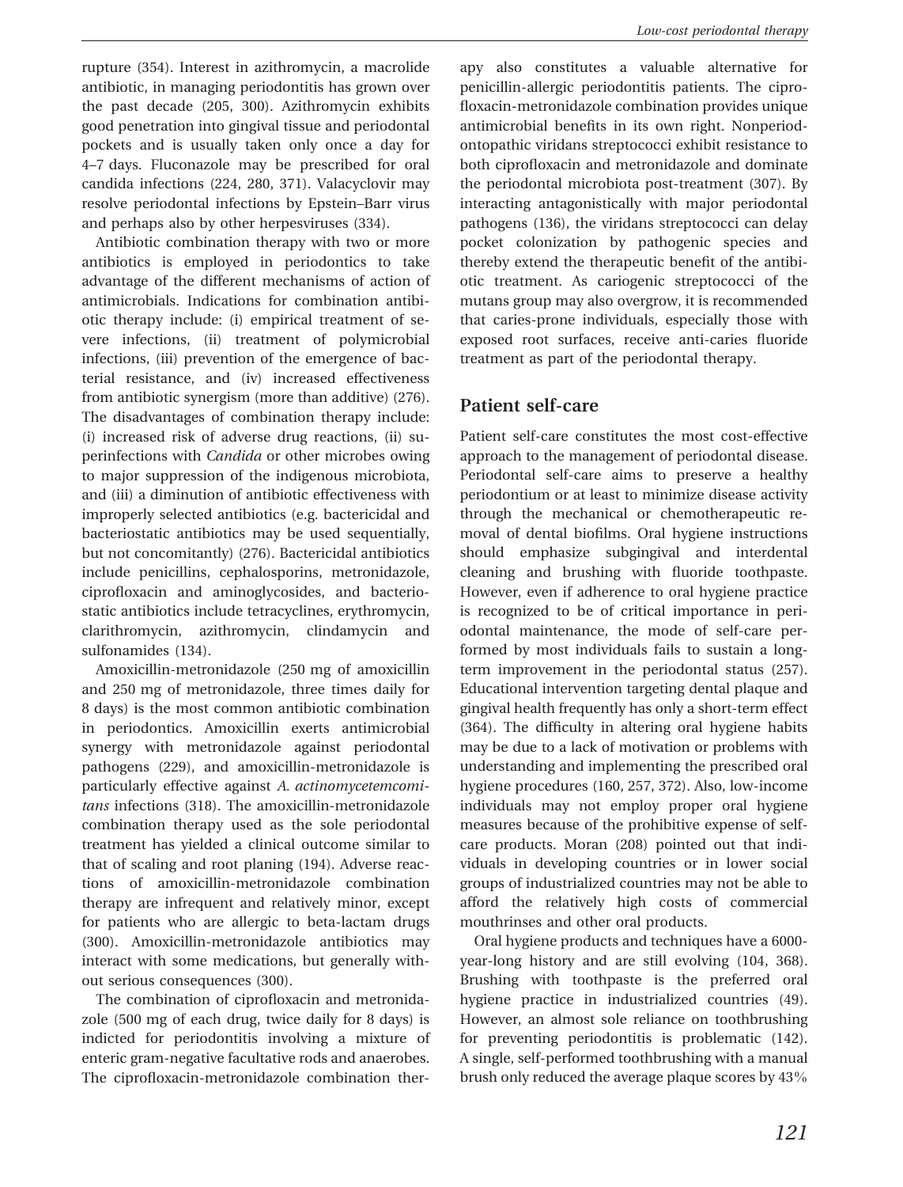rupture (354). Interest in azithromycin, a macrolide antibiotic, in managing periodontitis has grown over the past decade (205, 300). Azithromycin exhibits good penetration into gingival tissue and periodontal pockets and is usually taken only once a day for 4–7 days. Fluconazole may be prescribed for oral candida infections (224, 280, 371). Valacyclovir may resolve periodontal infections by Epstein–Barr virus and perhaps also by other herpesviruses (334).

Antibiotic combination therapy with two or more antibiotics is employed in periodontics to take advantage of the different mechanisms of action of antimicrobials. Indications for combination antibiotic therapy include: (i) empirical treatment of severe infections, (ii) treatment of polymicrobial infections, (iii) prevention of the emergence of bacterial resistance, and (iv) increased effectiveness from antibiotic synergism (more than additive) (276). The disadvantages of combination therapy include: (i) increased risk of adverse drug reactions, (ii) superinfections with *Candida* or other microbes owing to major suppression of the indigenous microbiota, and (iii) a diminution of antibiotic effectiveness with improperly selected antibiotics (e.g. bactericidal and bacteriostatic antibiotics may be used sequentially, but not concomitantly) (276). Bactericidal antibiotics include penicillins, cephalosporins, metronidazole, ciprofloxacin and aminoglycosides, and bacteriostatic antibiotics include tetracyclines, erythromycin, clarithromycin, azithromycin, clindamycin and sulfonamides (134).

Amoxicillin-metronidazole (250 mg of amoxicillin and 250 mg of metronidazole, three times daily for 8 days) is the most common antibiotic combination in periodontics. Amoxicillin exerts antimicrobial synergy with metronidazole against periodontal pathogens (229), and amoxicillin-metronidazole is particularly effective against *A. actinomycetemcomitans* infections (318). The amoxicillin-metronidazole combination therapy used as the sole periodontal treatment has yielded a clinical outcome similar to that of scaling and root planing (194). Adverse reactions of amoxicillin-metronidazole combination therapy are infrequent and relatively minor, except for patients who are allergic to beta-lactam drugs (300). Amoxicillin-metronidazole antibiotics may interact with some medications, but generally without serious consequences (300).

The combination of ciprofloxacin and metronidazole (500 mg of each drug, twice daily for 8 days) is indicted for periodontitis involving a mixture of enteric gram-negative facultative rods and anaerobes. The ciprofloxacin-metronidazole combination therapy also constitutes a valuable alternative for penicillin-allergic periodontitis patients. The ciprofloxacin-metronidazole combination provides unique antimicrobial benefits in its own right. Nonperiodontopathic viridans streptococci exhibit resistance to both ciprofloxacin and metronidazole and dominate the periodontal microbiota post-treatment (307). By interacting antagonistically with major periodontal pathogens (136), the viridans streptococci can delay pocket colonization by pathogenic species and thereby extend the therapeutic benefit of the antibiotic treatment. As cariogenic streptococci of the mutans group may also overgrow, it is recommended that caries-prone individuals, especially those with exposed root surfaces, receive anti-caries fluoride treatment as part of the periodontal therapy.

## Patient self-care

Patient self-care constitutes the most cost-effective approach to the management of periodontal disease. Periodontal self-care aims to preserve a healthy periodontium or at least to minimize disease activity through the mechanical or chemotherapeutic removal of dental biofilms. Oral hygiene instructions should emphasize subgingival and interdental cleaning and brushing with fluoride toothpaste. However, even if adherence to oral hygiene practice is recognized to be of critical importance in periodontal maintenance, the mode of self-care performed by most individuals fails to sustain a long-term improvement in the periodontal status (257). Educational intervention targeting dental plaque and gingival health frequently has only a short-term effect (364). The difficulty in altering oral hygiene habits may be due to a lack of motivation or problems with understanding and implementing the prescribed oral hygiene procedures (160, 257, 372). Also, low-income individuals may not employ proper oral hygiene measures because of the prohibitive expense of self-care products. Moran (208) pointed out that individuals in developing countries or in lower social groups of industrialized countries may not be able to afford the relatively high costs of commercial mouthrinses and other oral products.

Oral hygiene products and techniques have a 6000-year-long history and are still evolving (104, 368). Brushing with toothpaste is the preferred oral hygiene practice in industrialized countries (49). However, an almost sole reliance on toothbrushing for preventing periodontitis is problematic (142). A single, self-performed toothbrushing with a manual brush only reduced the average plaque scores by 43%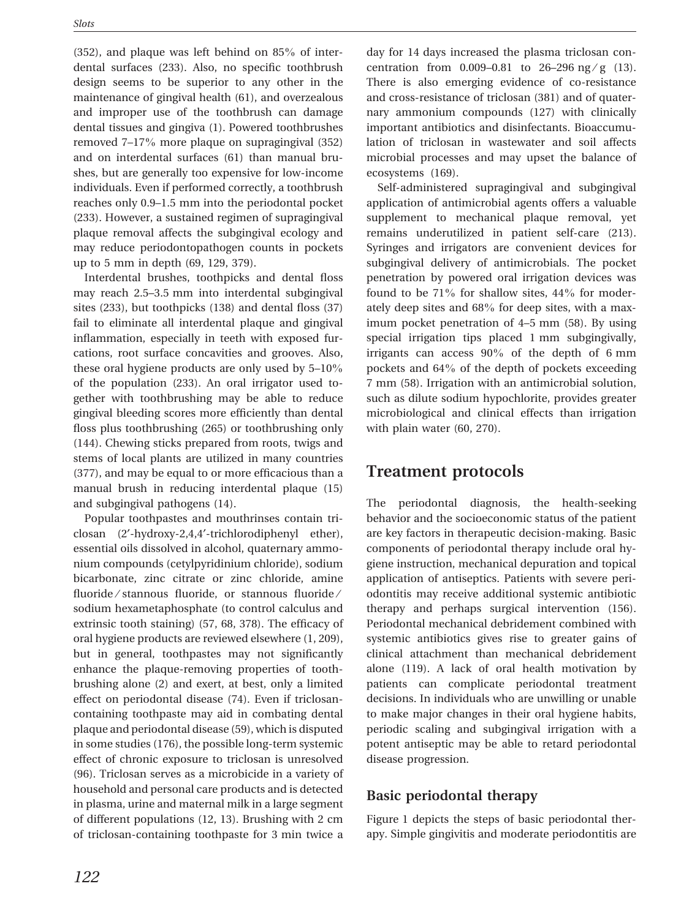(352), and plaque was left behind on 85% of interdental surfaces (233). Also, no specific toothbrush design seems to be superior to any other in the maintenance of gingival health (61), and overzealous and improper use of the toothbrush can damage dental tissues and gingiva (1). Powered toothbrushes removed 7–17% more plaque on supragingival (352) and on interdental surfaces (61) than manual brushes, but are generally too expensive for low-income individuals. Even if performed correctly, a toothbrush reaches only 0.9–1.5 mm into the periodontal pocket (233). However, a sustained regimen of supragingival plaque removal affects the subgingival ecology and may reduce periodontopathogen counts in pockets up to 5 mm in depth (69, 129, 379).

Interdental brushes, toothpicks and dental floss may reach 2.5–3.5 mm into interdental subgingival sites (233), but toothpicks (138) and dental floss (37) fail to eliminate all interdental plaque and gingival inflammation, especially in teeth with exposed furcations, root surface concavities and grooves. Also, these oral hygiene products are only used by 5–10% of the population (233). An oral irrigator used together with toothbrushing may be able to reduce gingival bleeding scores more efficiently than dental floss plus toothbrushing (265) or toothbrushing only (144). Chewing sticks prepared from roots, twigs and stems of local plants are utilized in many countries (377), and may be equal to or more efficacious than a manual brush in reducing interdental plaque (15) and subgingival pathogens (14).

Popular toothpastes and mouthrinses contain triclosan (2′-hydroxy-2,4,4′-trichlorodiphenyl ether), essential oils dissolved in alcohol, quaternary ammonium compounds (cetylpyridinium chloride), sodium bicarbonate, zinc citrate or zinc chloride, amine fluoride/stannous fluoride, or stannous fluoride/sodium hexametaphosphate (to control calculus and extrinsic tooth staining) (57, 68, 378). The efficacy of oral hygiene products are reviewed elsewhere (1, 209), but in general, toothpastes may not significantly enhance the plaque-removing properties of toothbrushing alone (2) and exert, at best, only a limited effect on periodontal disease (74). Even if triclosan-containing toothpaste may aid in combating dental plaque and periodontal disease (59), which is disputed in some studies (176), the possible long-term systemic effect of chronic exposure to triclosan is unresolved (96). Triclosan serves as a microbicide in a variety of household and personal care products and is detected in plasma, urine and maternal milk in a large segment of different populations (12, 13). Brushing with 2 cm of triclosan-containing toothpaste for 3 min twice a day for 14 days increased the plasma triclosan concentration from 0.009–0.81 to 26–296 ng/g (13). There is also emerging evidence of co-resistance and cross-resistance of triclosan (381) and of quaternary ammonium compounds (127) with clinically important antibiotics and disinfectants. Bioaccumulation of triclosan in wastewater and soil affects microbial processes and may upset the balance of ecosystems (169).

Self-administered supragingival and subgingival application of antimicrobial agents offers a valuable supplement to mechanical plaque removal, yet remains underutilized in patient self-care (213). Syringes and irrigators are convenient devices for subgingival delivery of antimicrobials. The pocket penetration by powered oral irrigation devices was found to be 71% for shallow sites, 44% for moderately deep sites and 68% for deep sites, with a maximum pocket penetration of 4–5 mm (58). By using special irrigation tips placed 1 mm subgingivally, irrigants can access 90% of the depth of 6 mm pockets and 64% of the depth of pockets exceeding 7 mm (58). Irrigation with an antimicrobial solution, such as dilute sodium hypochlorite, provides greater microbiological and clinical effects than irrigation with plain water (60, 270).

## Treatment protocols

The periodontal diagnosis, the health-seeking behavior and the socioeconomic status of the patient are key factors in therapeutic decision-making. Basic components of periodontal therapy include oral hygiene instruction, mechanical depuration and topical application of antiseptics. Patients with severe periodontitis may receive additional systemic antibiotic therapy and perhaps surgical intervention (156). Periodontal mechanical debridement combined with systemic antibiotics gives rise to greater gains of clinical attachment than mechanical debridement alone (119). A lack of oral health motivation by patients can complicate periodontal treatment decisions. In individuals who are unwilling or unable to make major changes in their oral hygiene habits, periodic scaling and subgingival irrigation with a potent antiseptic may be able to retard periodontal disease progression.

### Basic periodontal therapy

Figure 1 depicts the steps of basic periodontal therapy. Simple gingivitis and moderate periodontitis are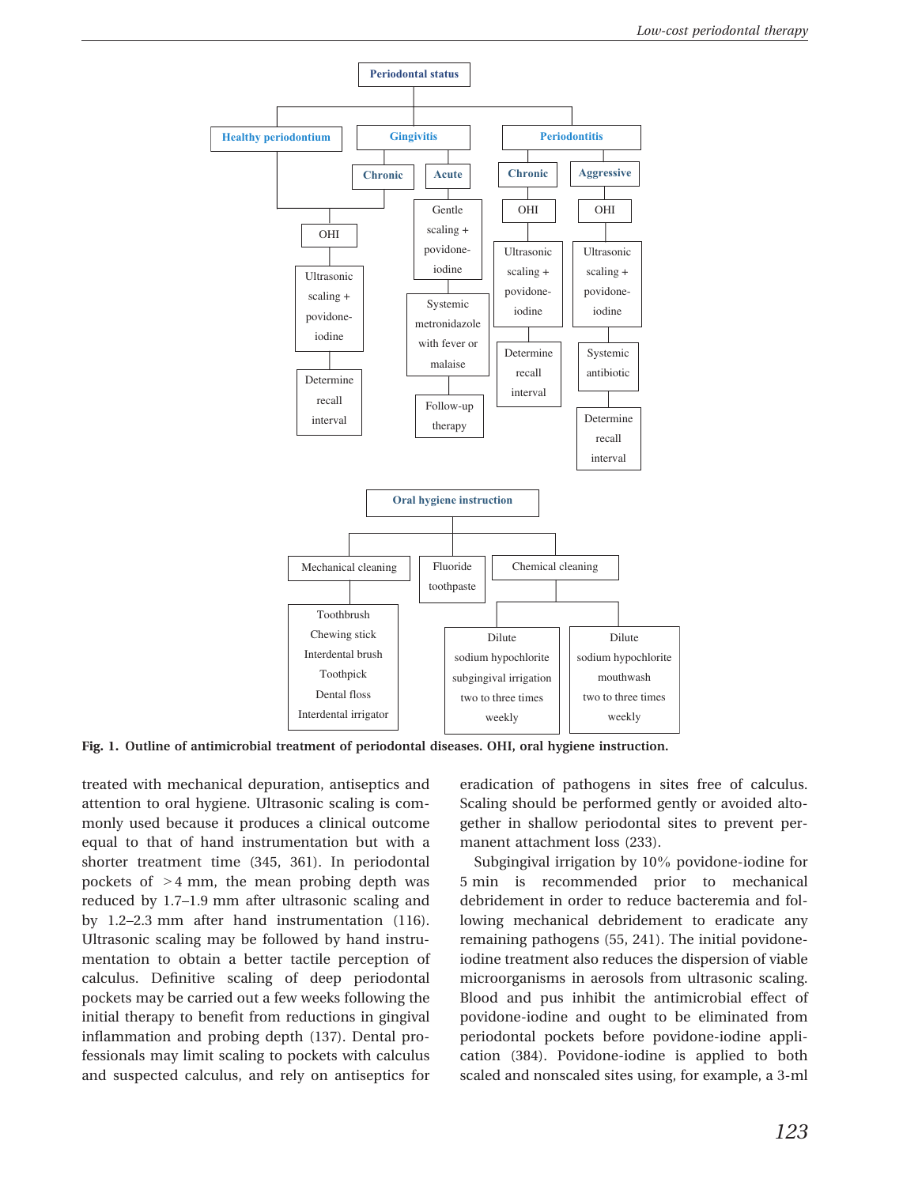Periodontal status

- Healthy periodontium
- Gingivitis
  - Chronic
  - Acute
- Periodontitis
  - Chronic
  - Aggressive

Healthy periodontium / Chronic gingivitis: OHI → Ultrasonic scaling + povidone-iodine → Determine recall interval

Acute gingivitis: Gentle scaling + povidone-iodine → Systemic metronidazole with fever or malaise → Follow-up therapy

Chronic periodontitis: OHI → Ultrasonic scaling + povidone-iodine → Determine recall interval

Aggressive periodontitis: OHI → Ultrasonic scaling + povidone-iodine → Systemic antibiotic → Determine recall interval

Oral hygiene instruction

- Mechanical cleaning: Toothbrush, Chewing stick, Interdental brush, Toothpick, Dental floss, Interdental irrigator
- Fluoride toothpaste
- Chemical cleaning
  - Dilute sodium hypochlorite subgingival irrigation two to three times weekly
  - Dilute sodium hypochlorite mouthwash two to three times weekly

**Fig. 1. Outline of antimicrobial treatment of periodontal diseases. OHI, oral hygiene instruction.**

treated with mechanical depuration, antiseptics and attention to oral hygiene. Ultrasonic scaling is commonly used because it produces a clinical outcome equal to that of hand instrumentation but with a shorter treatment time (345, 361). In periodontal pockets of >4 mm, the mean probing depth was reduced by 1.7–1.9 mm after ultrasonic scaling and by 1.2–2.3 mm after hand instrumentation (116). Ultrasonic scaling may be followed by hand instrumentation to obtain a better tactile perception of calculus. Definitive scaling of deep periodontal pockets may be carried out a few weeks following the initial therapy to benefit from reductions in gingival inflammation and probing depth (137). Dental professionals may limit scaling to pockets with calculus and suspected calculus, and rely on antiseptics for eradication of pathogens in sites free of calculus. Scaling should be performed gently or avoided altogether in shallow periodontal sites to prevent permanent attachment loss (233).

Subgingival irrigation by 10% povidone-iodine for 5 min is recommended prior to mechanical debridement in order to reduce bacteremia and following mechanical debridement to eradicate any remaining pathogens (55, 241). The initial povidone-iodine treatment also reduces the dispersion of viable microorganisms in aerosols from ultrasonic scaling. Blood and pus inhibit the antimicrobial effect of povidone-iodine and ought to be eliminated from periodontal pockets before povidone-iodine application (384). Povidone-iodine is applied to both scaled and nonscaled sites using, for example, a 3-ml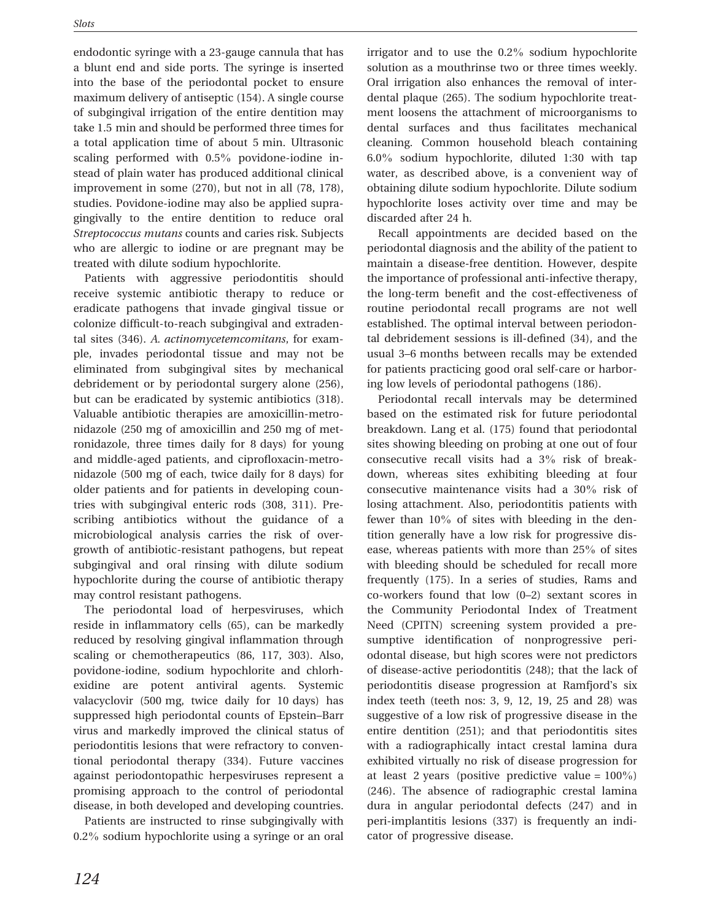endodontic syringe with a 23-gauge cannula that has a blunt end and side ports. The syringe is inserted into the base of the periodontal pocket to ensure maximum delivery of antiseptic (154). A single course of subgingival irrigation of the entire dentition may take 1.5 min and should be performed three times for a total application time of about 5 min. Ultrasonic scaling performed with 0.5% povidone-iodine instead of plain water has produced additional clinical improvement in some (270), but not in all (78, 178), studies. Povidone-iodine may also be applied supragingivally to the entire dentition to reduce oral *Streptococcus mutans* counts and caries risk. Subjects who are allergic to iodine or are pregnant may be treated with dilute sodium hypochlorite.

Patients with aggressive periodontitis should receive systemic antibiotic therapy to reduce or eradicate pathogens that invade gingival tissue or colonize difficult-to-reach subgingival and extradental sites (346). *A. actinomycetemcomitans*, for example, invades periodontal tissue and may not be eliminated from subgingival sites by mechanical debridement or by periodontal surgery alone (256), but can be eradicated by systemic antibiotics (318). Valuable antibiotic therapies are amoxicillin-metronidazole (250 mg of amoxicillin and 250 mg of metronidazole, three times daily for 8 days) for young and middle-aged patients, and ciprofloxacin-metronidazole (500 mg of each, twice daily for 8 days) for older patients and for patients in developing countries with subgingival enteric rods (308, 311). Prescribing antibiotics without the guidance of a microbiological analysis carries the risk of overgrowth of antibiotic-resistant pathogens, but repeat subgingival and oral rinsing with dilute sodium hypochlorite during the course of antibiotic therapy may control resistant pathogens.

The periodontal load of herpesviruses, which reside in inflammatory cells (65), can be markedly reduced by resolving gingival inflammation through scaling or chemotherapeutics (86, 117, 303). Also, povidone-iodine, sodium hypochlorite and chlorhexidine are potent antiviral agents. Systemic valacyclovir (500 mg, twice daily for 10 days) has suppressed high periodontal counts of Epstein–Barr virus and markedly improved the clinical status of periodontitis lesions that were refractory to conventional periodontal therapy (334). Future vaccines against periodontopathic herpesviruses represent a promising approach to the control of periodontal disease, in both developed and developing countries.

Patients are instructed to rinse subgingivally with 0.2% sodium hypochlorite using a syringe or an oral irrigator and to use the 0.2% sodium hypochlorite solution as a mouthrinse two or three times weekly. Oral irrigation also enhances the removal of interdental plaque (265). The sodium hypochlorite treatment loosens the attachment of microorganisms to dental surfaces and thus facilitates mechanical cleaning. Common household bleach containing 6.0% sodium hypochlorite, diluted 1:30 with tap water, as described above, is a convenient way of obtaining dilute sodium hypochlorite. Dilute sodium hypochlorite loses activity over time and may be discarded after 24 h.

Recall appointments are decided based on the periodontal diagnosis and the ability of the patient to maintain a disease-free dentition. However, despite the importance of professional anti-infective therapy, the long-term benefit and the cost-effectiveness of routine periodontal recall programs are not well established. The optimal interval between periodontal debridement sessions is ill-defined (34), and the usual 3–6 months between recalls may be extended for patients practicing good oral self-care or harboring low levels of periodontal pathogens (186).

Periodontal recall intervals may be determined based on the estimated risk for future periodontal breakdown. Lang et al. (175) found that periodontal sites showing bleeding on probing at one out of four consecutive recall visits had a 3% risk of breakdown, whereas sites exhibiting bleeding at four consecutive maintenance visits had a 30% risk of losing attachment. Also, periodontitis patients with fewer than 10% of sites with bleeding in the dentition generally have a low risk for progressive disease, whereas patients with more than 25% of sites with bleeding should be scheduled for recall more frequently (175). In a series of studies, Rams and co-workers found that low (0–2) sextant scores in the Community Periodontal Index of Treatment Need (CPITN) screening system provided a presumptive identification of nonprogressive periodontal disease, but high scores were not predictors of disease-active periodontitis (248); that the lack of periodontitis disease progression at Ramfjord's six index teeth (teeth nos: 3, 9, 12, 19, 25 and 28) was suggestive of a low risk of progressive disease in the entire dentition (251); and that periodontitis sites with a radiographically intact crestal lamina dura exhibited virtually no risk of disease progression for at least 2 years (positive predictive value = 100%) (246). The absence of radiographic crestal lamina dura in angular periodontal defects (247) and in peri-implantitis lesions (337) is frequently an indicator of progressive disease.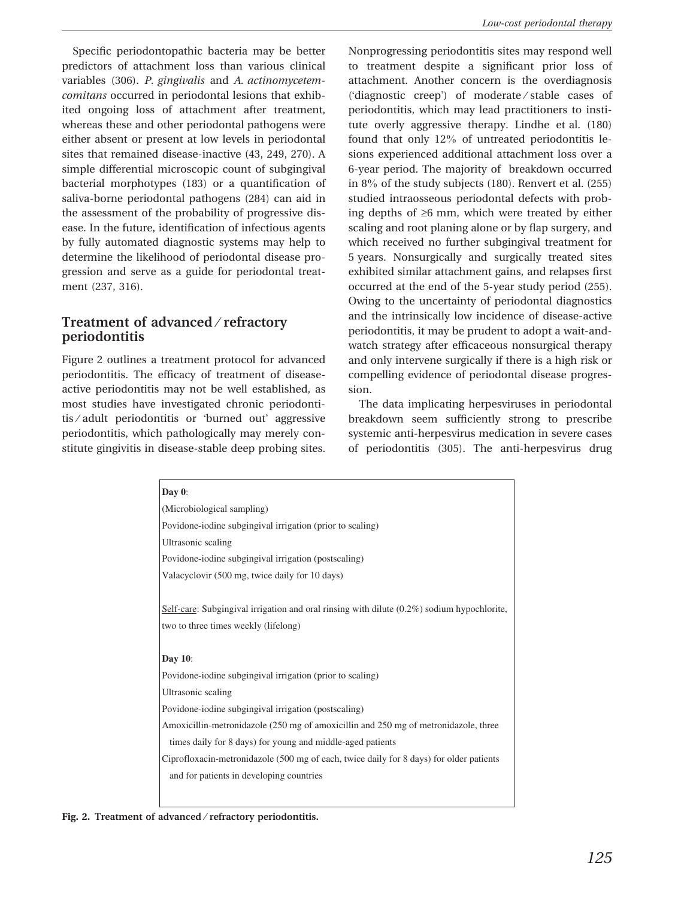Specific periodontopathic bacteria may be better predictors of attachment loss than various clinical variables (306). *P. gingivalis* and *A. actinomycetemcomitans* occurred in periodontal lesions that exhibited ongoing loss of attachment after treatment, whereas these and other periodontal pathogens were either absent or present at low levels in periodontal sites that remained disease-inactive (43, 249, 270). A simple differential microscopic count of subgingival bacterial morphotypes (183) or a quantification of saliva-borne periodontal pathogens (284) can aid in the assessment of the probability of progressive disease. In the future, identification of infectious agents by fully automated diagnostic systems may help to determine the likelihood of periodontal disease progression and serve as a guide for periodontal treatment (237, 316).

## Treatment of advanced ⁄ refractory periodontitis

Figure 2 outlines a treatment protocol for advanced periodontitis. The efficacy of treatment of disease-active periodontitis may not be well established, as most studies have investigated chronic periodontitis ⁄ adult periodontitis or 'burned out' aggressive periodontitis, which pathologically may merely constitute gingivitis in disease-stable deep probing sites. Nonprogressing periodontitis sites may respond well to treatment despite a significant prior loss of attachment. Another concern is the overdiagnosis ('diagnostic creep') of moderate ⁄ stable cases of periodontitis, which may lead practitioners to institute overly aggressive therapy. Lindhe et al. (180) found that only 12% of untreated periodontitis lesions experienced additional attachment loss over a 6-year period. The majority of breakdown occurred in 8% of the study subjects (180). Renvert et al. (255) studied intraosseous periodontal defects with probing depths of ≥6 mm, which were treated by either scaling and root planing alone or by flap surgery, and which received no further subgingival treatment for 5 years. Nonsurgically and surgically treated sites exhibited similar attachment gains, and relapses first occurred at the end of the 5-year study period (255). Owing to the uncertainty of periodontal diagnostics and the intrinsically low incidence of disease-active periodontitis, it may be prudent to adopt a wait-and-watch strategy after efficaceous nonsurgical therapy and only intervene surgically if there is a high risk or compelling evidence of periodontal disease progression.

The data implicating herpesviruses in periodontal breakdown seem sufficiently strong to prescribe systemic anti-herpesvirus medication in severe cases of periodontitis (305). The anti-herpesvirus drug

**Day 0**:

(Microbiological sampling)

Povidone-iodine subgingival irrigation (prior to scaling)

Ultrasonic scaling

Povidone-iodine subgingival irrigation (postscaling)

Valacyclovir (500 mg, twice daily for 10 days)

Self-care: Subgingival irrigation and oral rinsing with dilute (0.2%) sodium hypochlorite, two to three times weekly (lifelong)

**Day 10**:

Povidone-iodine subgingival irrigation (prior to scaling)

Ultrasonic scaling

Povidone-iodine subgingival irrigation (postscaling)

Amoxicillin-metronidazole (250 mg of amoxicillin and 250 mg of metronidazole, three times daily for 8 days) for young and middle-aged patients

Ciprofloxacin-metronidazole (500 mg of each, twice daily for 8 days) for older patients and for patients in developing countries

**Fig. 2. Treatment of advanced ⁄ refractory periodontitis.**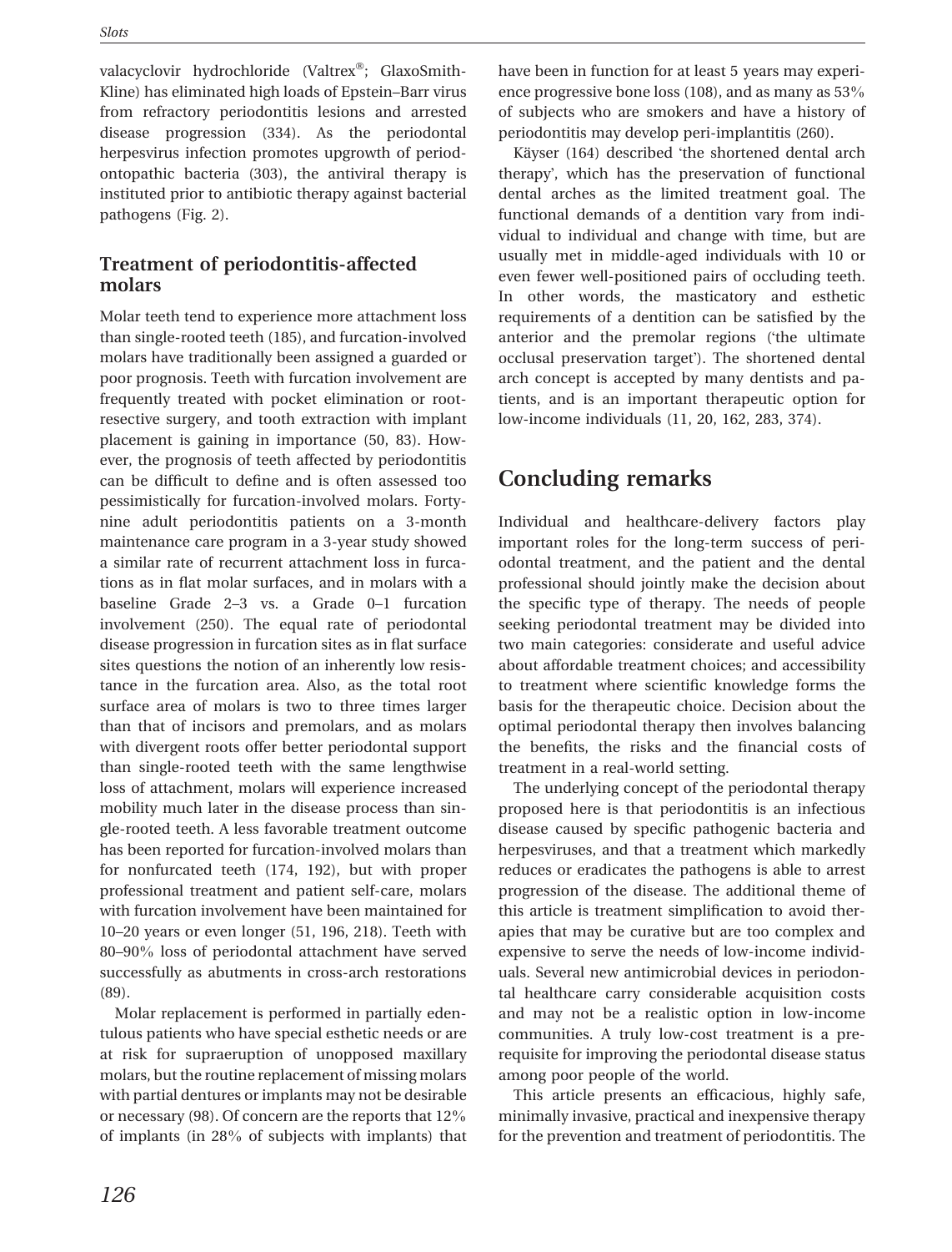valacyclovir hydrochloride (Valtrex®; GlaxoSmithKline) has eliminated high loads of Epstein–Barr virus from refractory periodontitis lesions and arrested disease progression (334). As the periodontal herpesvirus infection promotes upgrowth of periodontopathic bacteria (303), the antiviral therapy is instituted prior to antibiotic therapy against bacterial pathogens (Fig. 2).

### Treatment of periodontitis-affected molars

Molar teeth tend to experience more attachment loss than single-rooted teeth (185), and furcation-involved molars have traditionally been assigned a guarded or poor prognosis. Teeth with furcation involvement are frequently treated with pocket elimination or root-resective surgery, and tooth extraction with implant placement is gaining in importance (50, 83). However, the prognosis of teeth affected by periodontitis can be difficult to define and is often assessed too pessimistically for furcation-involved molars. Forty-nine adult periodontitis patients on a 3-month maintenance care program in a 3-year study showed a similar rate of recurrent attachment loss in furcations as in flat molar surfaces, and in molars with a baseline Grade 2–3 vs. a Grade 0–1 furcation involvement (250). The equal rate of periodontal disease progression in furcation sites as in flat surface sites questions the notion of an inherently low resistance in the furcation area. Also, as the total root surface area of molars is two to three times larger than that of incisors and premolars, and as molars with divergent roots offer better periodontal support than single-rooted teeth with the same lengthwise loss of attachment, molars will experience increased mobility much later in the disease process than single-rooted teeth. A less favorable treatment outcome has been reported for furcation-involved molars than for nonfurcated teeth (174, 192), but with proper professional treatment and patient self-care, molars with furcation involvement have been maintained for 10–20 years or even longer (51, 196, 218). Teeth with 80–90% loss of periodontal attachment have served successfully as abutments in cross-arch restorations (89).

Molar replacement is performed in partially edentulous patients who have special esthetic needs or are at risk for supraeruption of unopposed maxillary molars, but the routine replacement of missing molars with partial dentures or implants may not be desirable or necessary (98). Of concern are the reports that 12% of implants (in 28% of subjects with implants) that have been in function for at least 5 years may experience progressive bone loss (108), and as many as 53% of subjects who are smokers and have a history of periodontitis may develop peri-implantitis (260).

Käyser (164) described 'the shortened dental arch therapy', which has the preservation of functional dental arches as the limited treatment goal. The functional demands of a dentition vary from individual to individual and change with time, but are usually met in middle-aged individuals with 10 or even fewer well-positioned pairs of occluding teeth. In other words, the masticatory and esthetic requirements of a dentition can be satisfied by the anterior and the premolar regions ('the ultimate occlusal preservation target'). The shortened dental arch concept is accepted by many dentists and patients, and is an important therapeutic option for low-income individuals (11, 20, 162, 283, 374).

## Concluding remarks

Individual and healthcare-delivery factors play important roles for the long-term success of periodontal treatment, and the patient and the dental professional should jointly make the decision about the specific type of therapy. The needs of people seeking periodontal treatment may be divided into two main categories: considerate and useful advice about affordable treatment choices; and accessibility to treatment where scientific knowledge forms the basis for the therapeutic choice. Decision about the optimal periodontal therapy then involves balancing the benefits, the risks and the financial costs of treatment in a real-world setting.

The underlying concept of the periodontal therapy proposed here is that periodontitis is an infectious disease caused by specific pathogenic bacteria and herpesviruses, and that a treatment which markedly reduces or eradicates the pathogens is able to arrest progression of the disease. The additional theme of this article is treatment simplification to avoid therapies that may be curative but are too complex and expensive to serve the needs of low-income individuals. Several new antimicrobial devices in periodontal healthcare carry considerable acquisition costs and may not be a realistic option in low-income communities. A truly low-cost treatment is a prerequisite for improving the periodontal disease status among poor people of the world.

This article presents an efficacious, highly safe, minimally invasive, practical and inexpensive therapy for the prevention and treatment of periodontitis. The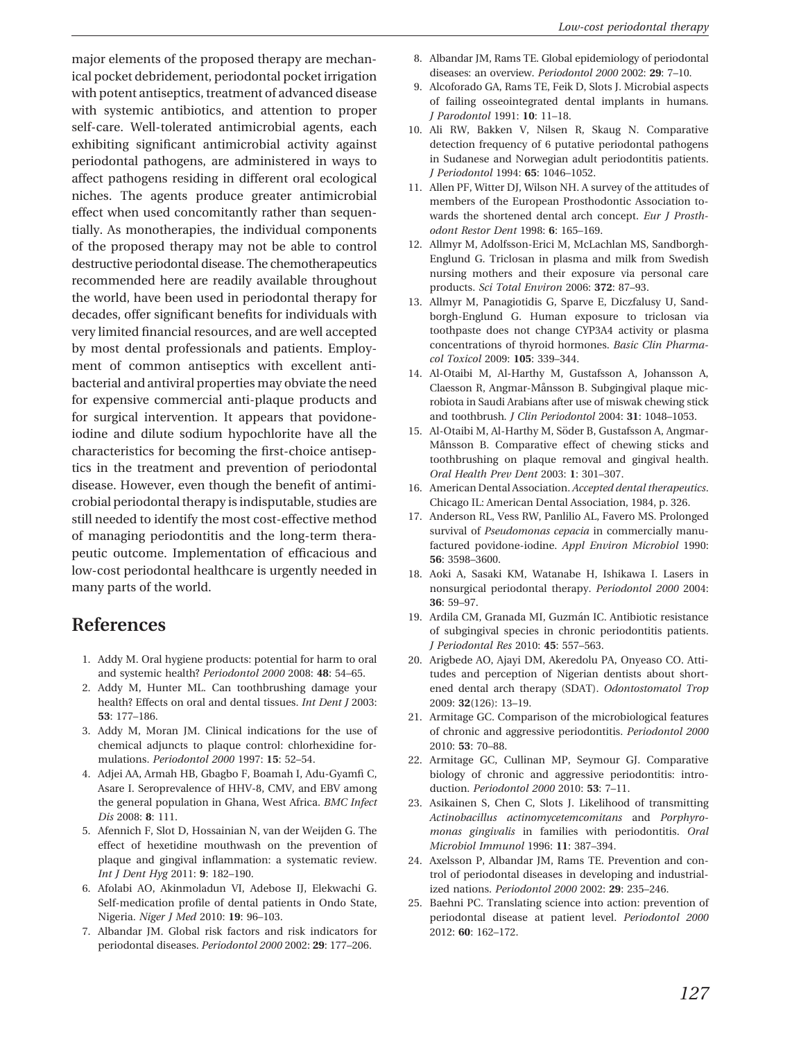major elements of the proposed therapy are mechanical pocket debridement, periodontal pocket irrigation with potent antiseptics, treatment of advanced disease with systemic antibiotics, and attention to proper self-care. Well-tolerated antimicrobial agents, each exhibiting significant antimicrobial activity against periodontal pathogens, are administered in ways to affect pathogens residing in different oral ecological niches. The agents produce greater antimicrobial effect when used concomitantly rather than sequentially. As monotherapies, the individual components of the proposed therapy may not be able to control destructive periodontal disease. The chemotherapeutics recommended here are readily available throughout the world, have been used in periodontal therapy for decades, offer significant benefits for individuals with very limited financial resources, and are well accepted by most dental professionals and patients. Employment of common antiseptics with excellent antibacterial and antiviral properties may obviate the need for expensive commercial anti-plaque products and for surgical intervention. It appears that povidone-iodine and dilute sodium hypochlorite have all the characteristics for becoming the first-choice antiseptics in the treatment and prevention of periodontal disease. However, even though the benefit of antimicrobial periodontal therapy is indisputable, studies are still needed to identify the most cost-effective method of managing periodontitis and the long-term therapeutic outcome. Implementation of efficacious and low-cost periodontal healthcare is urgently needed in many parts of the world.

## References

1. Addy M. Oral hygiene products: potential for harm to oral and systemic health? *Periodontol 2000* 2008: **48**: 54–65.
2. Addy M, Hunter ML. Can toothbrushing damage your health? Effects on oral and dental tissues. *Int Dent J* 2003: **53**: 177–186.
3. Addy M, Moran JM. Clinical indications for the use of chemical adjuncts to plaque control: chlorhexidine formulations. *Periodontol 2000* 1997: **15**: 52–54.
4. Adjei AA, Armah HB, Gbagbo F, Boamah I, Adu-Gyamfi C, Asare I. Seroprevalence of HHV-8, CMV, and EBV among the general population in Ghana, West Africa. *BMC Infect Dis* 2008: **8**: 111.
5. Afennich F, Slot D, Hossainian N, van der Weijden G. The effect of hexetidine mouthwash on the prevention of plaque and gingival inflammation: a systematic review. *Int J Dent Hyg* 2011: **9**: 182–190.
6. Afolabi AO, Akinmoladun VI, Adebose IJ, Elekwachi G. Self-medication profile of dental patients in Ondo State, Nigeria. *Niger J Med* 2010: **19**: 96–103.
7. Albandar JM. Global risk factors and risk indicators for periodontal diseases. *Periodontol 2000* 2002: **29**: 177–206.
8. Albandar JM, Rams TE. Global epidemiology of periodontal diseases: an overview. *Periodontol 2000* 2002: **29**: 7–10.
9. Alcoforado GA, Rams TE, Feik D, Slots J. Microbial aspects of failing osseointegrated dental implants in humans. *J Parodontol* 1991: **10**: 11–18.
10. Ali RW, Bakken V, Nilsen R, Skaug N. Comparative detection frequency of 6 putative periodontal pathogens in Sudanese and Norwegian adult periodontitis patients. *J Periodontol* 1994: **65**: 1046–1052.
11. Allen PF, Witter DJ, Wilson NH. A survey of the attitudes of members of the European Prosthodontic Association towards the shortened dental arch concept. *Eur J Prosthodont Restor Dent* 1998: **6**: 165–169.
12. Allmyr M, Adolfsson-Erici M, McLachlan MS, Sandborgh-Englund G. Triclosan in plasma and milk from Swedish nursing mothers and their exposure via personal care products. *Sci Total Environ* 2006: **372**: 87–93.
13. Allmyr M, Panagiotidis G, Sparve E, Diczfalusy U, Sandborgh-Englund G. Human exposure to triclosan via toothpaste does not change CYP3A4 activity or plasma concentrations of thyroid hormones. *Basic Clin Pharmacol Toxicol* 2009: **105**: 339–344.
14. Al-Otaibi M, Al-Harthy M, Gustafsson A, Johansson A, Claesson R, Angmar-Månsson B. Subgingival plaque microbiota in Saudi Arabians after use of miswak chewing stick and toothbrush. *J Clin Periodontol* 2004: **31**: 1048–1053.
15. Al-Otaibi M, Al-Harthy M, Söder B, Gustafsson A, Angmar-Månsson B. Comparative effect of chewing sticks and toothbrushing on plaque removal and gingival health. *Oral Health Prev Dent* 2003: **1**: 301–307.
16. American Dental Association. *Accepted dental therapeutics*. Chicago IL: American Dental Association, 1984, p. 326.
17. Anderson RL, Vess RW, Panlilio AL, Favero MS. Prolonged survival of *Pseudomonas cepacia* in commercially manufactured povidone-iodine. *Appl Environ Microbiol* 1990: **56**: 3598–3600.
18. Aoki A, Sasaki KM, Watanabe H, Ishikawa I. Lasers in nonsurgical periodontal therapy. *Periodontol 2000* 2004: **36**: 59–97.
19. Ardila CM, Granada MI, Guzmán IC. Antibiotic resistance of subgingival species in chronic periodontitis patients. *J Periodontal Res* 2010: **45**: 557–563.
20. Arigbede AO, Ajayi DM, Akeredolu PA, Onyeaso CO. Attitudes and perception of Nigerian dentists about shortened dental arch therapy (SDAT). *Odontostomatol Trop* 2009: **32**(126): 13–19.
21. Armitage GC. Comparison of the microbiological features of chronic and aggressive periodontitis. *Periodontol 2000* 2010: **53**: 70–88.
22. Armitage GC, Cullinan MP, Seymour GJ. Comparative biology of chronic and aggressive periodontitis: introduction. *Periodontol 2000* 2010: **53**: 7–11.
23. Asikainen S, Chen C, Slots J. Likelihood of transmitting *Actinobacillus actinomycetemcomitans* and *Porphyromonas gingivalis* in families with periodontitis. *Oral Microbiol Immunol* 1996: **11**: 387–394.
24. Axelsson P, Albandar JM, Rams TE. Prevention and control of periodontal diseases in developing and industrialized nations. *Periodontol 2000* 2002: **29**: 235–246.
25. Baehni PC. Translating science into action: prevention of periodontal disease at patient level. *Periodontol 2000* 2012: **60**: 162–172.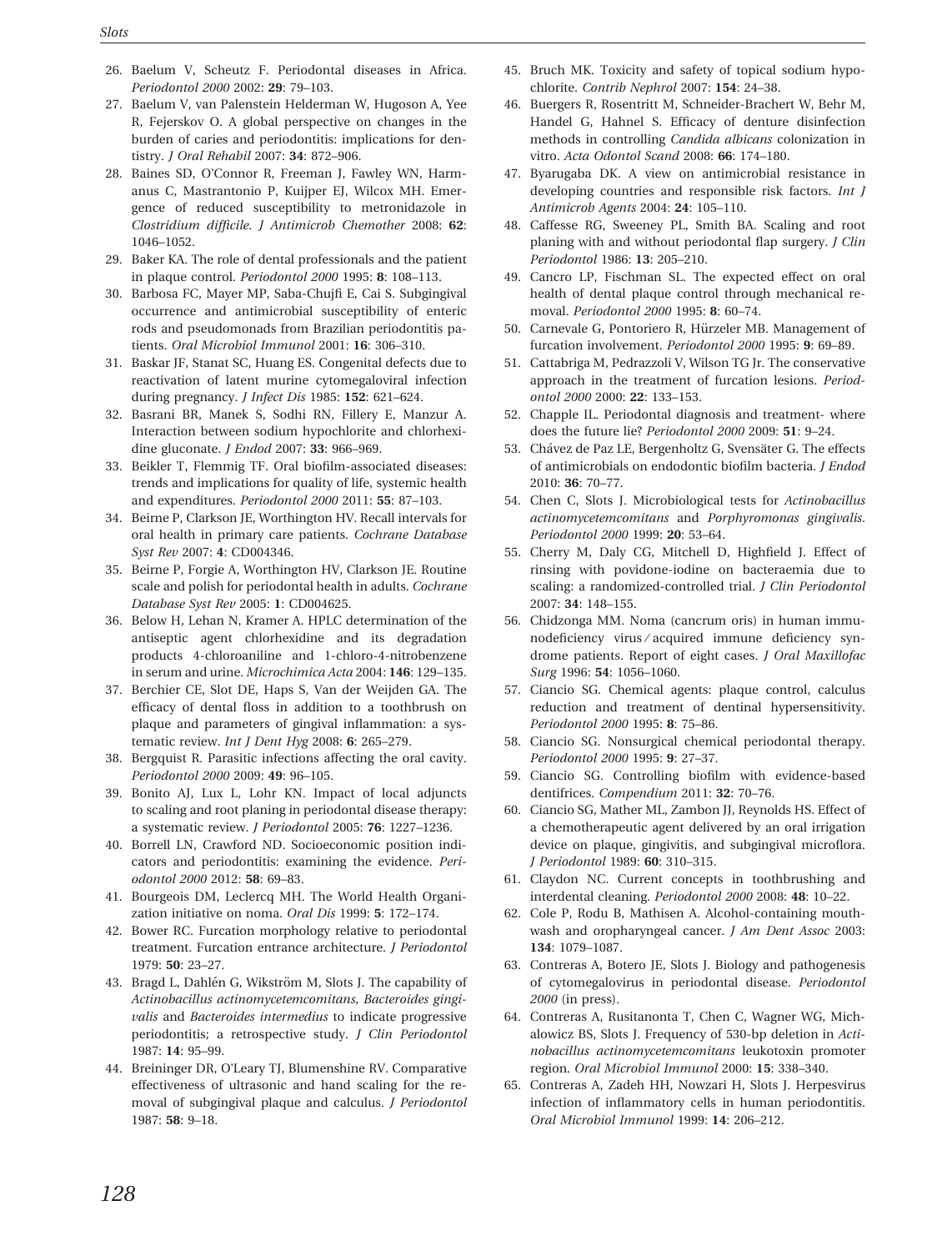26. Baelum V, Scheutz F. Periodontal diseases in Africa. *Periodontol 2000* 2002: **29**: 79–103.
27. Baelum V, van Palenstein Helderman W, Hugoson A, Yee R, Fejerskov O. A global perspective on changes in the burden of caries and periodontitis: implications for dentistry. *J Oral Rehabil* 2007: **34**: 872–906.
28. Baines SD, O'Connor R, Freeman J, Fawley WN, Harmanus C, Mastrantonio P, Kuijper EJ, Wilcox MH. Emergence of reduced susceptibility to metronidazole in *Clostridium difficile*. *J Antimicrob Chemother* 2008: **62**: 1046–1052.
29. Baker KA. The role of dental professionals and the patient in plaque control. *Periodontol 2000* 1995: **8**: 108–113.
30. Barbosa FC, Mayer MP, Saba-Chujfi E, Cai S. Subgingival occurrence and antimicrobial susceptibility of enteric rods and pseudomonads from Brazilian periodontitis patients. *Oral Microbiol Immunol* 2001: **16**: 306–310.
31. Baskar JF, Stanat SC, Huang ES. Congenital defects due to reactivation of latent murine cytomegaloviral infection during pregnancy. *J Infect Dis* 1985: **152**: 621–624.
32. Basrani BR, Manek S, Sodhi RN, Fillery E, Manzur A. Interaction between sodium hypochlorite and chlorhexidine gluconate. *J Endod* 2007: **33**: 966–969.
33. Beikler T, Flemmig TF. Oral biofilm-associated diseases: trends and implications for quality of life, systemic health and expenditures. *Periodontol 2000* 2011: **55**: 87–103.
34. Beirne P, Clarkson JE, Worthington HV. Recall intervals for oral health in primary care patients. *Cochrane Database Syst Rev* 2007: **4**: CD004346.
35. Beirne P, Forgie A, Worthington HV, Clarkson JE. Routine scale and polish for periodontal health in adults. *Cochrane Database Syst Rev* 2005: **1**: CD004625.
36. Below H, Lehan N, Kramer A. HPLC determination of the antiseptic agent chlorhexidine and its degradation products 4-chloroaniline and 1-chloro-4-nitrobenzene in serum and urine. *Microchimica Acta* 2004: **146**: 129–135.
37. Berchier CE, Slot DE, Haps S, Van der Weijden GA. The efficacy of dental floss in addition to a toothbrush on plaque and parameters of gingival inflammation: a systematic review. *Int J Dent Hyg* 2008: **6**: 265–279.
38. Bergquist R. Parasitic infections affecting the oral cavity. *Periodontol 2000* 2009: **49**: 96–105.
39. Bonito AJ, Lux L, Lohr KN. Impact of local adjuncts to scaling and root planing in periodontal disease therapy: a systematic review. *J Periodontol* 2005: **76**: 1227–1236.
40. Borrell LN, Crawford ND. Socioeconomic position indicators and periodontitis: examining the evidence. *Periodontol 2000* 2012: **58**: 69–83.
41. Bourgeois DM, Leclercq MH. The World Health Organization initiative on noma. *Oral Dis* 1999: **5**: 172–174.
42. Bower RC. Furcation morphology relative to periodontal treatment. Furcation entrance architecture. *J Periodontol* 1979: **50**: 23–27.
43. Bragd L, Dahlén G, Wikström M, Slots J. The capability of *Actinobacillus actinomycetemcomitans*, *Bacteroides gingivalis* and *Bacteroides intermedius* to indicate progressive periodontitis; a retrospective study. *J Clin Periodontol* 1987: **14**: 95–99.
44. Breininger DR, O'Leary TJ, Blumenshine RV. Comparative effectiveness of ultrasonic and hand scaling for the removal of subgingival plaque and calculus. *J Periodontol* 1987: **58**: 9–18.
45. Bruch MK. Toxicity and safety of topical sodium hypochlorite. *Contrib Nephrol* 2007: **154**: 24–38.
46. Buergers R, Rosentritt M, Schneider-Brachert W, Behr M, Handel G, Hahnel S. Efficacy of denture disinfection methods in controlling *Candida albicans* colonization in vitro. *Acta Odontol Scand* 2008: **66**: 174–180.
47. Byarugaba DK. A view on antimicrobial resistance in developing countries and responsible risk factors. *Int J Antimicrob Agents* 2004: **24**: 105–110.
48. Caffesse RG, Sweeney PL, Smith BA. Scaling and root planing with and without periodontal flap surgery. *J Clin Periodontol* 1986: **13**: 205–210.
49. Cancro LP, Fischman SL. The expected effect on oral health of dental plaque control through mechanical removal. *Periodontol 2000* 1995: **8**: 60–74.
50. Carnevale G, Pontoriero R, Hürzeler MB. Management of furcation involvement. *Periodontol 2000* 1995: **9**: 69–89.
51. Cattabriga M, Pedrazzoli V, Wilson TG Jr. The conservative approach in the treatment of furcation lesions. *Periodontol 2000* 2000: **22**: 133–153.
52. Chapple IL. Periodontal diagnosis and treatment- where does the future lie? *Periodontol 2000* 2009: **51**: 9–24.
53. Chávez de Paz LE, Bergenholtz G, Svensäter G. The effects of antimicrobials on endodontic biofilm bacteria. *J Endod* 2010: **36**: 70–77.
54. Chen C, Slots J. Microbiological tests for *Actinobacillus actinomycetemcomitans* and *Porphyromonas gingivalis*. *Periodontol 2000* 1999: **20**: 53–64.
55. Cherry M, Daly CG, Mitchell D, Highfield J. Effect of rinsing with povidone-iodine on bacteraemia due to scaling: a randomized-controlled trial. *J Clin Periodontol* 2007: **34**: 148–155.
56. Chidzonga MM. Noma (cancrum oris) in human immunodeficiency virus ⁄ acquired immune deficiency syndrome patients. Report of eight cases. *J Oral Maxillofac Surg* 1996: **54**: 1056–1060.
57. Ciancio SG. Chemical agents: plaque control, calculus reduction and treatment of dentinal hypersensitivity. *Periodontol 2000* 1995: **8**: 75–86.
58. Ciancio SG. Nonsurgical chemical periodontal therapy. *Periodontol 2000* 1995: **9**: 27–37.
59. Ciancio SG. Controlling biofilm with evidence-based dentifrices. *Compendium* 2011: **32**: 70–76.
60. Ciancio SG, Mather ML, Zambon JJ, Reynolds HS. Effect of a chemotherapeutic agent delivered by an oral irrigation device on plaque, gingivitis, and subgingival microflora. *J Periodontol* 1989: **60**: 310–315.
61. Claydon NC. Current concepts in toothbrushing and interdental cleaning. *Periodontol 2000* 2008: **48**: 10–22.
62. Cole P, Rodu B, Mathisen A. Alcohol-containing mouthwash and oropharyngeal cancer. *J Am Dent Assoc* 2003: **134**: 1079–1087.
63. Contreras A, Botero JE, Slots J. Biology and pathogenesis of cytomegalovirus in periodontal disease. *Periodontol 2000* (in press).
64. Contreras A, Rusitanonta T, Chen C, Wagner WG, Michalowicz BS, Slots J. Frequency of 530-bp deletion in *Actinobacillus actinomycetemcomitans* leukotoxin promoter region. *Oral Microbiol Immunol* 2000: **15**: 338–340.
65. Contreras A, Zadeh HH, Nowzari H, Slots J. Herpesvirus infection of inflammatory cells in human periodontitis. *Oral Microbiol Immunol* 1999: **14**: 206–212.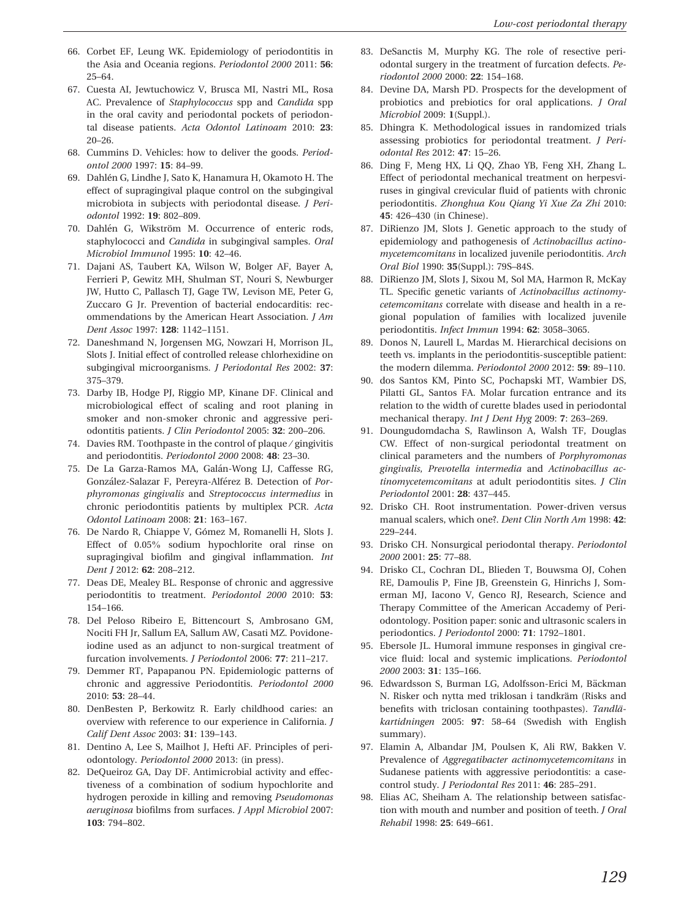66. Corbet EF, Leung WK. Epidemiology of periodontitis in the Asia and Oceania regions. *Periodontol 2000* 2011: **56**: 25–64.
67. Cuesta AI, Jewtuchowicz V, Brusca MI, Nastri ML, Rosa AC. Prevalence of *Staphylococcus* spp and *Candida* spp in the oral cavity and periodontal pockets of periodontal disease patients. *Acta Odontol Latinoam* 2010: **23**: 20–26.
68. Cummins D. Vehicles: how to deliver the goods. *Periodontol 2000* 1997: **15**: 84–99.
69. Dahlén G, Lindhe J, Sato K, Hanamura H, Okamoto H. The effect of supragingival plaque control on the subgingival microbiota in subjects with periodontal disease. *J Periodontol* 1992: **19**: 802–809.
70. Dahlén G, Wikström M. Occurrence of enteric rods, staphylococci and *Candida* in subgingival samples. *Oral Microbiol Immunol* 1995: **10**: 42–46.
71. Dajani AS, Taubert KA, Wilson W, Bolger AF, Bayer A, Ferrieri P, Gewitz MH, Shulman ST, Nouri S, Newburger JW, Hutto C, Pallasch TJ, Gage TW, Levison ME, Peter G, Zuccaro G Jr. Prevention of bacterial endocarditis: recommendations by the American Heart Association. *J Am Dent Assoc* 1997: **128**: 1142–1151.
72. Daneshmand N, Jorgensen MG, Nowzari H, Morrison JL, Slots J. Initial effect of controlled release chlorhexidine on subgingival microorganisms. *J Periodontal Res* 2002: **37**: 375–379.
73. Darby IB, Hodge PJ, Riggio MP, Kinane DF. Clinical and microbiological effect of scaling and root planing in smoker and non-smoker chronic and aggressive periodontitis patients. *J Clin Periodontol* 2005: **32**: 200–206.
74. Davies RM. Toothpaste in the control of plaque ⁄ gingivitis and periodontitis. *Periodontol 2000* 2008: **48**: 23–30.
75. De La Garza-Ramos MA, Galán-Wong LJ, Caffesse RG, González-Salazar F, Pereyra-Alférez B. Detection of *Porphyromonas gingivalis* and *Streptococcus intermedius* in chronic periodontitis patients by multiplex PCR. *Acta Odontol Latinoam* 2008: **21**: 163–167.
76. De Nardo R, Chiappe V, Gómez M, Romanelli H, Slots J. Effect of 0.05% sodium hypochlorite oral rinse on supragingival biofilm and gingival inflammation. *Int Dent J* 2012: **62**: 208–212.
77. Deas DE, Mealey BL. Response of chronic and aggressive periodontitis to treatment. *Periodontol 2000* 2010: **53**: 154–166.
78. Del Peloso Ribeiro E, Bittencourt S, Ambrosano GM, Nociti FH Jr, Sallum EA, Sallum AW, Casati MZ. Povidone-iodine used as an adjunct to non-surgical treatment of furcation involvements. *J Periodontol* 2006: **77**: 211–217.
79. Demmer RT, Papapanou PN. Epidemiologic patterns of chronic and aggressive Periodontitis. *Periodontol 2000* 2010: **53**: 28–44.
80. DenBesten P, Berkowitz R. Early childhood caries: an overview with reference to our experience in California. *J Calif Dent Assoc* 2003: **31**: 139–143.
81. Dentino A, Lee S, Mailhot J, Hefti AF. Principles of periodontology. *Periodontol 2000* 2013: (in press).
82. DeQueiroz GA, Day DF. Antimicrobial activity and effectiveness of a combination of sodium hypochlorite and hydrogen peroxide in killing and removing *Pseudomonas aeruginosa* biofilms from surfaces. *J Appl Microbiol* 2007: **103**: 794–802.
83. DeSanctis M, Murphy KG. The role of resective periodontal surgery in the treatment of furcation defects. *Periodontol 2000* 2000: **22**: 154–168.
84. Devine DA, Marsh PD. Prospects for the development of probiotics and prebiotics for oral applications. *J Oral Microbiol* 2009: **1**(Suppl.).
85. Dhingra K. Methodological issues in randomized trials assessing probiotics for periodontal treatment. *J Periodontal Res* 2012: **47**: 15–26.
86. Ding F, Meng HX, Li QQ, Zhao YB, Feng XH, Zhang L. Effect of periodontal mechanical treatment on herpesviruses in gingival crevicular fluid of patients with chronic periodontitis. *Zhonghua Kou Qiang Yi Xue Za Zhi* 2010: **45**: 426–430 (in Chinese).
87. DiRienzo JM, Slots J. Genetic approach to the study of epidemiology and pathogenesis of *Actinobacillus actinomycetemcomitans* in localized juvenile periodontitis. *Arch Oral Biol* 1990: **35**(Suppl.): 79S–84S.
88. DiRienzo JM, Slots J, Sixou M, Sol MA, Harmon R, McKay TL. Specific genetic variants of *Actinobacillus actinomycetemcomitans* correlate with disease and health in a regional population of families with localized juvenile periodontitis. *Infect Immun* 1994: **62**: 3058–3065.
89. Donos N, Laurell L, Mardas M. Hierarchical decisions on teeth vs. implants in the periodontitis-susceptible patient: the modern dilemma. *Periodontol 2000* 2012: **59**: 89–110.
90. dos Santos KM, Pinto SC, Pochapski MT, Wambier DS, Pilatti GL, Santos FA. Molar furcation entrance and its relation to the width of curette blades used in periodontal mechanical therapy. *Int J Dent Hyg* 2009: **7**: 263–269.
91. Doungudomdacha S, Rawlinson A, Walsh TF, Douglas CW. Effect of non-surgical periodontal treatment on clinical parameters and the numbers of *Porphyromonas gingivalis*, *Prevotella intermedia* and *Actinobacillus actinomycetemcomitans* at adult periodontitis sites. *J Clin Periodontol* 2001: **28**: 437–445.
92. Drisko CH. Root instrumentation. Power-driven versus manual scalers, which one?. *Dent Clin North Am* 1998: **42**: 229–244.
93. Drisko CH. Nonsurgical periodontal therapy. *Periodontol 2000* 2001: **25**: 77–88.
94. Drisko CL, Cochran DL, Blieden T, Bouwsma OJ, Cohen RE, Damoulis P, Fine JB, Greenstein G, Hinrichs J, Somerman MJ, Iacono V, Genco RJ, Research, Science and Therapy Committee of the American Accademy of Periodontology. Position paper: sonic and ultrasonic scalers in periodontics. *J Periodontol* 2000: **71**: 1792–1801.
95. Ebersole JL. Humoral immune responses in gingival crevice fluid: local and systemic implications. *Periodontol 2000* 2003: **31**: 135–166.
96. Edwardsson S, Burman LG, Adolfsson-Erici M, Bäckman N. Risker och nytta med triklosan i tandkräm (Risks and benefits with triclosan containing toothpastes). *Tandläkartidningen* 2005: **97**: 58–64 (Swedish with English summary).
97. Elamin A, Albandar JM, Poulsen K, Ali RW, Bakken V. Prevalence of *Aggregatibacter actinomycetemcomitans* in Sudanese patients with aggressive periodontitis: a case-control study. *J Periodontal Res* 2011: **46**: 285–291.
98. Elias AC, Sheiham A. The relationship between satisfaction with mouth and number and position of teeth. *J Oral Rehabil* 1998: **25**: 649–661.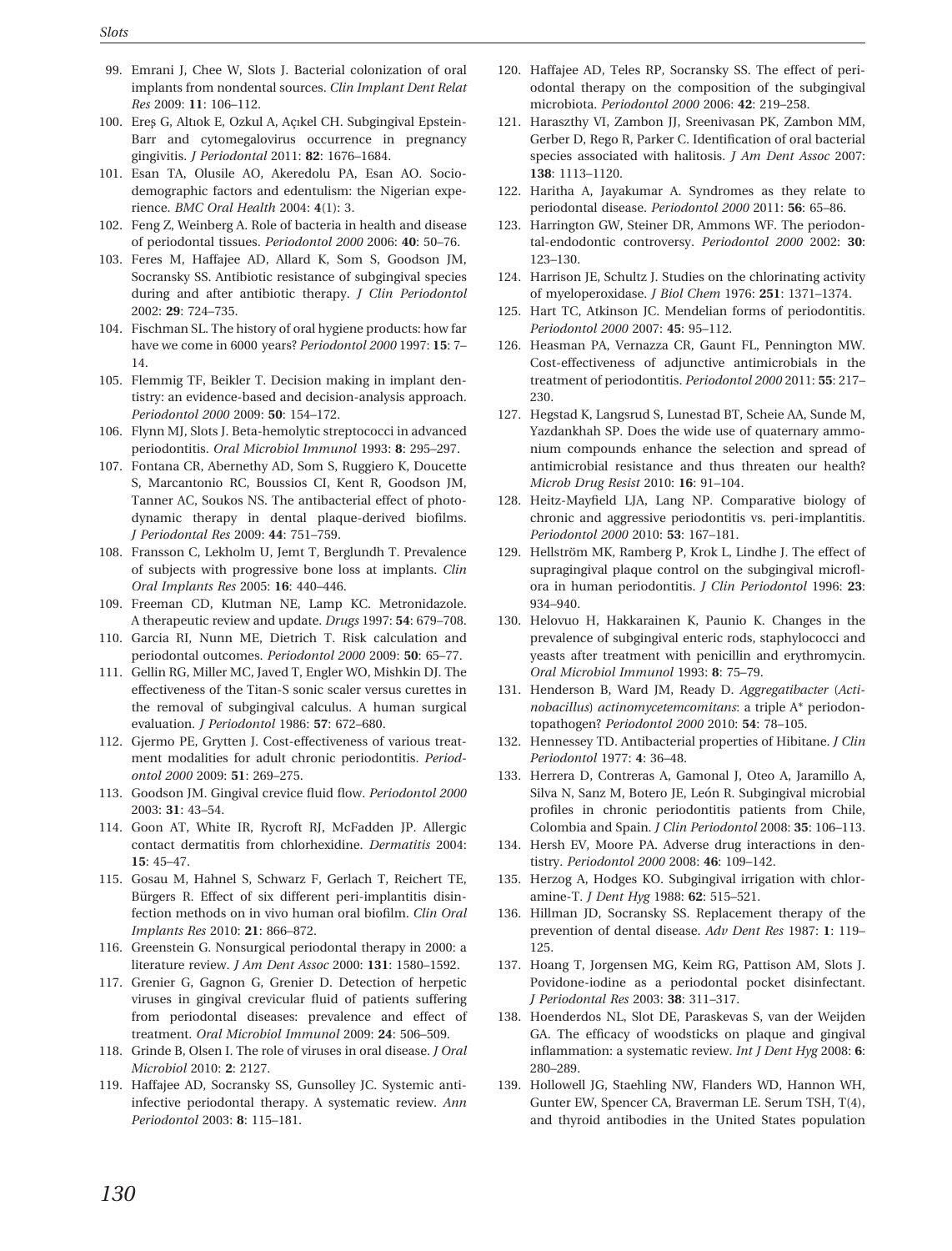99. Emrani J, Chee W, Slots J. Bacterial colonization of oral implants from nondental sources. *Clin Implant Dent Relat Res* 2009: **11**: 106–112.
100. Ereş G, Altıok E, Ozkul A, Açıkel CH. Subgingival Epstein-Barr and cytomegalovirus occurrence in pregnancy gingivitis. *J Periodontal* 2011: **82**: 1676–1684.
101. Esan TA, Olusile AO, Akeredolu PA, Esan AO. Socio-demographic factors and edentulism: the Nigerian experience. *BMC Oral Health* 2004: **4**(1): 3.
102. Feng Z, Weinberg A. Role of bacteria in health and disease of periodontal tissues. *Periodontol 2000* 2006: **40**: 50–76.
103. Feres M, Haffajee AD, Allard K, Som S, Goodson JM, Socransky SS. Antibiotic resistance of subgingival species during and after antibiotic therapy. *J Clin Periodontol* 2002: **29**: 724–735.
104. Fischman SL. The history of oral hygiene products: how far have we come in 6000 years? *Periodontol 2000* 1997: **15**: 7–14.
105. Flemmig TF, Beikler T. Decision making in implant dentistry: an evidence-based and decision-analysis approach. *Periodontol 2000* 2009: **50**: 154–172.
106. Flynn MJ, Slots J. Beta-hemolytic streptococci in advanced periodontitis. *Oral Microbiol Immunol* 1993: **8**: 295–297.
107. Fontana CR, Abernethy AD, Som S, Ruggiero K, Doucette S, Marcantonio RC, Boussios CI, Kent R, Goodson JM, Tanner AC, Soukos NS. The antibacterial effect of photodynamic therapy in dental plaque-derived biofilms. *J Periodontal Res* 2009: **44**: 751–759.
108. Fransson C, Lekholm U, Jemt T, Berglundh T. Prevalence of subjects with progressive bone loss at implants. *Clin Oral Implants Res* 2005: **16**: 440–446.
109. Freeman CD, Klutman NE, Lamp KC. Metronidazole. A therapeutic review and update. *Drugs* 1997: **54**: 679–708.
110. Garcia RI, Nunn ME, Dietrich T. Risk calculation and periodontal outcomes. *Periodontol 2000* 2009: **50**: 65–77.
111. Gellin RG, Miller MC, Javed T, Engler WO, Mishkin DJ. The effectiveness of the Titan-S sonic scaler versus curettes in the removal of subgingival calculus. A human surgical evaluation. *J Periodontol* 1986: **57**: 672–680.
112. Gjermo PE, Grytten J. Cost-effectiveness of various treatment modalities for adult chronic periodontitis. *Periodontol 2000* 2009: **51**: 269–275.
113. Goodson JM. Gingival crevice fluid flow. *Periodontol 2000* 2003: **31**: 43–54.
114. Goon AT, White IR, Rycroft RJ, McFadden JP. Allergic contact dermatitis from chlorhexidine. *Dermatitis* 2004: **15**: 45–47.
115. Gosau M, Hahnel S, Schwarz F, Gerlach T, Reichert TE, Bürgers R. Effect of six different peri-implantitis disinfection methods on in vivo human oral biofilm. *Clin Oral Implants Res* 2010: **21**: 866–872.
116. Greenstein G. Nonsurgical periodontal therapy in 2000: a literature review. *J Am Dent Assoc* 2000: **131**: 1580–1592.
117. Grenier G, Gagnon G, Grenier D. Detection of herpetic viruses in gingival crevicular fluid of patients suffering from periodontal diseases: prevalence and effect of treatment. *Oral Microbiol Immunol* 2009: **24**: 506–509.
118. Grinde B, Olsen I. The role of viruses in oral disease. *J Oral Microbiol* 2010: **2**: 2127.
119. Haffajee AD, Socransky SS, Gunsolley JC. Systemic anti-infective periodontal therapy. A systematic review. *Ann Periodontol* 2003: **8**: 115–181.
120. Haffajee AD, Teles RP, Socransky SS. The effect of periodontal therapy on the composition of the subgingival microbiota. *Periodontol 2000* 2006: **42**: 219–258.
121. Haraszthy VI, Zambon JJ, Sreenivasan PK, Zambon MM, Gerber D, Rego R, Parker C. Identification of oral bacterial species associated with halitosis. *J Am Dent Assoc* 2007: **138**: 1113–1120.
122. Haritha A, Jayakumar A. Syndromes as they relate to periodontal disease. *Periodontol 2000* 2011: **56**: 65–86.
123. Harrington GW, Steiner DR, Ammons WF. The periodontal-endodontic controversy. *Periodontol 2000* 2002: **30**: 123–130.
124. Harrison JE, Schultz J. Studies on the chlorinating activity of myeloperoxidase. *J Biol Chem* 1976: **251**: 1371–1374.
125. Hart TC, Atkinson JC. Mendelian forms of periodontitis. *Periodontol 2000* 2007: **45**: 95–112.
126. Heasman PA, Vernazza CR, Gaunt FL, Pennington MW. Cost-effectiveness of adjunctive antimicrobials in the treatment of periodontitis. *Periodontol 2000* 2011: **55**: 217–230.
127. Hegstad K, Langsrud S, Lunestad BT, Scheie AA, Sunde M, Yazdankhah SP. Does the wide use of quaternary ammonium compounds enhance the selection and spread of antimicrobial resistance and thus threaten our health? *Microb Drug Resist* 2010: **16**: 91–104.
128. Heitz-Mayfield LJA, Lang NP. Comparative biology of chronic and aggressive periodontitis vs. peri-implantitis. *Periodontol 2000* 2010: **53**: 167–181.
129. Hellström MK, Ramberg P, Krok L, Lindhe J. The effect of supragingival plaque control on the subgingival microflora in human periodontitis. *J Clin Periodontol* 1996: **23**: 934–940.
130. Helovuo H, Hakkarainen K, Paunio K. Changes in the prevalence of subgingival enteric rods, staphylococci and yeasts after treatment with penicillin and erythromycin. *Oral Microbiol Immunol* 1993: **8**: 75–79.
131. Henderson B, Ward JM, Ready D. *Aggregatibacter* (*Actinobacillus*) *actinomycetemcomitans*: a triple A* periodontopathogen? *Periodontol 2000* 2010: **54**: 78–105.
132. Hennessey TD. Antibacterial properties of Hibitane. *J Clin Periodontol* 1977: **4**: 36–48.
133. Herrera D, Contreras A, Gamonal J, Oteo A, Jaramillo A, Silva N, Sanz M, Botero JE, León R. Subgingival microbial profiles in chronic periodontitis patients from Chile, Colombia and Spain. *J Clin Periodontol* 2008: **35**: 106–113.
134. Hersh EV, Moore PA. Adverse drug interactions in dentistry. *Periodontol 2000* 2008: **46**: 109–142.
135. Herzog A, Hodges KO. Subgingival irrigation with chloramine-T. *J Dent Hyg* 1988: **62**: 515–521.
136. Hillman JD, Socransky SS. Replacement therapy of the prevention of dental disease. *Adv Dent Res* 1987: **1**: 119–125.
137. Hoang T, Jorgensen MG, Keim RG, Pattison AM, Slots J. Povidone-iodine as a periodontal pocket disinfectant. *J Periodontal Res* 2003: **38**: 311–317.
138. Hoenderdos NL, Slot DE, Paraskevas S, van der Weijden GA. The efficacy of woodsticks on plaque and gingival inflammation: a systematic review. *Int J Dent Hyg* 2008: **6**: 280–289.
139. Hollowell JG, Staehling NW, Flanders WD, Hannon WH, Gunter EW, Spencer CA, Braverman LE. Serum TSH, $T_{(4)}$, and thyroid antibodies in the United States population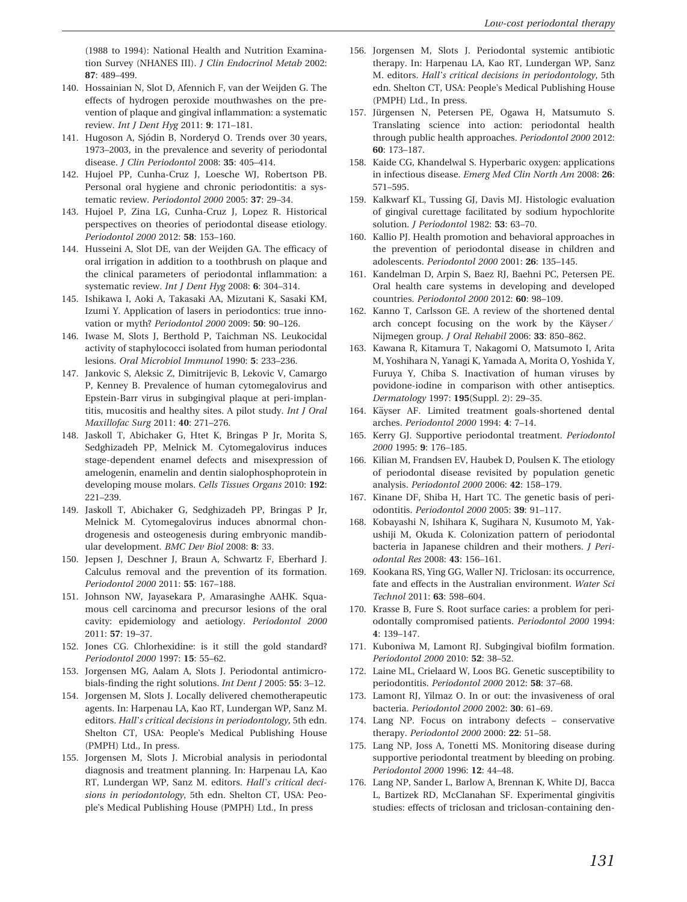(1988 to 1994): National Health and Nutrition Examination Survey (NHANES III). *J Clin Endocrinol Metab* 2002: **87**: 489–499.

140. Hossainian N, Slot D, Afennich F, van der Weijden G. The effects of hydrogen peroxide mouthwashes on the prevention of plaque and gingival inflammation: a systematic review. *Int J Dent Hyg* 2011: **9**: 171–181.
141. Hugoson A, Sjödin B, Norderyd O. Trends over 30 years, 1973–2003, in the prevalence and severity of periodontal disease. *J Clin Periodontol* 2008: **35**: 405–414.
142. Hujoel PP, Cunha-Cruz J, Loesche WJ, Robertson PB. Personal oral hygiene and chronic periodontitis: a systematic review. *Periodontol 2000* 2005: **37**: 29–34.
143. Hujoel P, Zina LG, Cunha-Cruz J, Lopez R. Historical perspectives on theories of periodontal disease etiology. *Periodontol 2000* 2012: **58**: 153–160.
144. Husseini A, Slot DE, van der Weijden GA. The efficacy of oral irrigation in addition to a toothbrush on plaque and the clinical parameters of periodontal inflammation: a systematic review. *Int J Dent Hyg* 2008: **6**: 304–314.
145. Ishikawa I, Aoki A, Takasaki AA, Mizutani K, Sasaki KM, Izumi Y. Application of lasers in periodontics: true innovation or myth? *Periodontol 2000* 2009: **50**: 90–126.
146. Iwase M, Slots J, Berthold P, Taichman NS. Leukocidal activity of staphylococci isolated from human periodontal lesions. *Oral Microbiol Immunol* 1990: **5**: 233–236.
147. Jankovic S, Aleksic Z, Dimitrijevic B, Lekovic V, Camargo P, Kenney B. Prevalence of human cytomegalovirus and Epstein-Barr virus in subgingival plaque at peri-implantitis, mucositis and healthy sites. A pilot study. *Int J Oral Maxillofac Surg* 2011: **40**: 271–276.
148. Jaskoll T, Abichaker G, Htet K, Bringas P Jr, Morita S, Sedghizadeh PP, Melnick M. Cytomegalovirus induces stage-dependent enamel defects and misexpression of amelogenin, enamelin and dentin sialophosphoprotein in developing mouse molars. *Cells Tissues Organs* 2010: **192**: 221–239.
149. Jaskoll T, Abichaker G, Sedghizadeh PP, Bringas P Jr, Melnick M. Cytomegalovirus induces abnormal chondrogenesis and osteogenesis during embryonic mandibular development. *BMC Dev Biol* 2008: **8**: 33.
150. Jepsen J, Deschner J, Braun A, Schwartz F, Eberhard J. Calculus removal and the prevention of its formation. *Periodontol 2000* 2011: **55**: 167–188.
151. Johnson NW, Jayasekara P, Amarasinghe AAHK. Squamous cell carcinoma and precursor lesions of the oral cavity: epidemiology and aetiology. *Periodontol 2000* 2011: **57**: 19–37.
152. Jones CG. Chlorhexidine: is it still the gold standard? *Periodontol 2000* 1997: **15**: 55–62.
153. Jorgensen MG, Aalam A, Slots J. Periodontal antimicrobials-finding the right solutions. *Int Dent J* 2005: **55**: 3–12.
154. Jorgensen M, Slots J. Locally delivered chemotherapeutic agents. In: Harpenau LA, Kao RT, Lundergan WP, Sanz M. editors. *Hall's critical decisions in periodontology*, 5th edn. Shelton CT, USA: People's Medical Publishing House (PMPH) Ltd., In press.
155. Jorgensen M, Slots J. Microbial analysis in periodontal diagnosis and treatment planning. In: Harpenau LA, Kao RT, Lundergan WP, Sanz M. editors. *Hall's critical decisions in periodontology*, 5th edn. Shelton CT, USA: People's Medical Publishing House (PMPH) Ltd., In press
156. Jorgensen M, Slots J. Periodontal systemic antibiotic therapy. In: Harpenau LA, Kao RT, Lundergan WP, Sanz M. editors. *Hall's critical decisions in periodontology*, 5th edn. Shelton CT, USA: People's Medical Publishing House (PMPH) Ltd., In press.
157. Jürgensen N, Petersen PE, Ogawa H, Matsumuto S. Translating science into action: periodontal health through public health approaches. *Periodontol 2000* 2012: **60**: 173–187.
158. Kaide CG, Khandelwal S. Hyperbaric oxygen: applications in infectious disease. *Emerg Med Clin North Am* 2008: **26**: 571–595.
159. Kalkwarf KL, Tussing GJ, Davis MJ. Histologic evaluation of gingival curettage facilitated by sodium hypochlorite solution. *J Periodontol* 1982: **53**: 63–70.
160. Kallio PJ. Health promotion and behavioral approaches in the prevention of periodontal disease in children and adolescents. *Periodontol 2000* 2001: **26**: 135–145.
161. Kandelman D, Arpin S, Baez RJ, Baehni PC, Petersen PE. Oral health care systems in developing and developed countries. *Periodontol 2000* 2012: **60**: 98–109.
162. Kanno T, Carlsson GE. A review of the shortened dental arch concept focusing on the work by the Käyser/Nijmegen group. *J Oral Rehabil* 2006: **33**: 850–862.
163. Kawana R, Kitamura T, Nakagomi O, Matsumoto I, Arita M, Yoshihara N, Yanagi K, Yamada A, Morita O, Yoshida Y, Furuya Y, Chiba S. Inactivation of human viruses by povidone-iodine in comparison with other antiseptics. *Dermatology* 1997: **195**(Suppl. 2): 29–35.
164. Käyser AF. Limited treatment goals-shortened dental arches. *Periodontol 2000* 1994: **4**: 7–14.
165. Kerry GJ. Supportive periodontal treatment. *Periodontol 2000* 1995: **9**: 176–185.
166. Kilian M, Frandsen EV, Haubek D, Poulsen K. The etiology of periodontal disease revisited by population genetic analysis. *Periodontol 2000* 2006: **42**: 158–179.
167. Kinane DF, Shiba H, Hart TC. The genetic basis of periodontitis. *Periodontol 2000* 2005: **39**: 91–117.
168. Kobayashi N, Ishihara K, Sugihara N, Kusumoto M, Yakushiji M, Okuda K. Colonization pattern of periodontal bacteria in Japanese children and their mothers. *J Periodontal Res* 2008: **43**: 156–161.
169. Kookana RS, Ying GG, Waller NJ. Triclosan: its occurrence, fate and effects in the Australian environment. *Water Sci Technol* 2011: **63**: 598–604.
170. Krasse B, Fure S. Root surface caries: a problem for periodontally compromised patients. *Periodontol 2000* 1994: **4**: 139–147.
171. Kuboniwa M, Lamont RJ. Subgingival biofilm formation. *Periodontol 2000* 2010: **52**: 38–52.
172. Laine ML, Crielaard W, Loos BG. Genetic susceptibility to periodontitis. *Periodontol 2000* 2012: **58**: 37–68.
173. Lamont RJ, Yilmaz O. In or out: the invasiveness of oral bacteria. *Periodontol 2000* 2002: **30**: 61–69.
174. Lang NP. Focus on intrabony defects – conservative therapy. *Periodontol 2000* 2000: **22**: 51–58.
175. Lang NP, Joss A, Tonetti MS. Monitoring disease during supportive periodontal treatment by bleeding on probing. *Periodontol 2000* 1996: **12**: 44–48.
176. Lang NP, Sander L, Barlow A, Brennan K, White DJ, Bacca L, Bartizek RD, McClanahan SF. Experimental gingivitis studies: effects of triclosan and triclosan-containing den-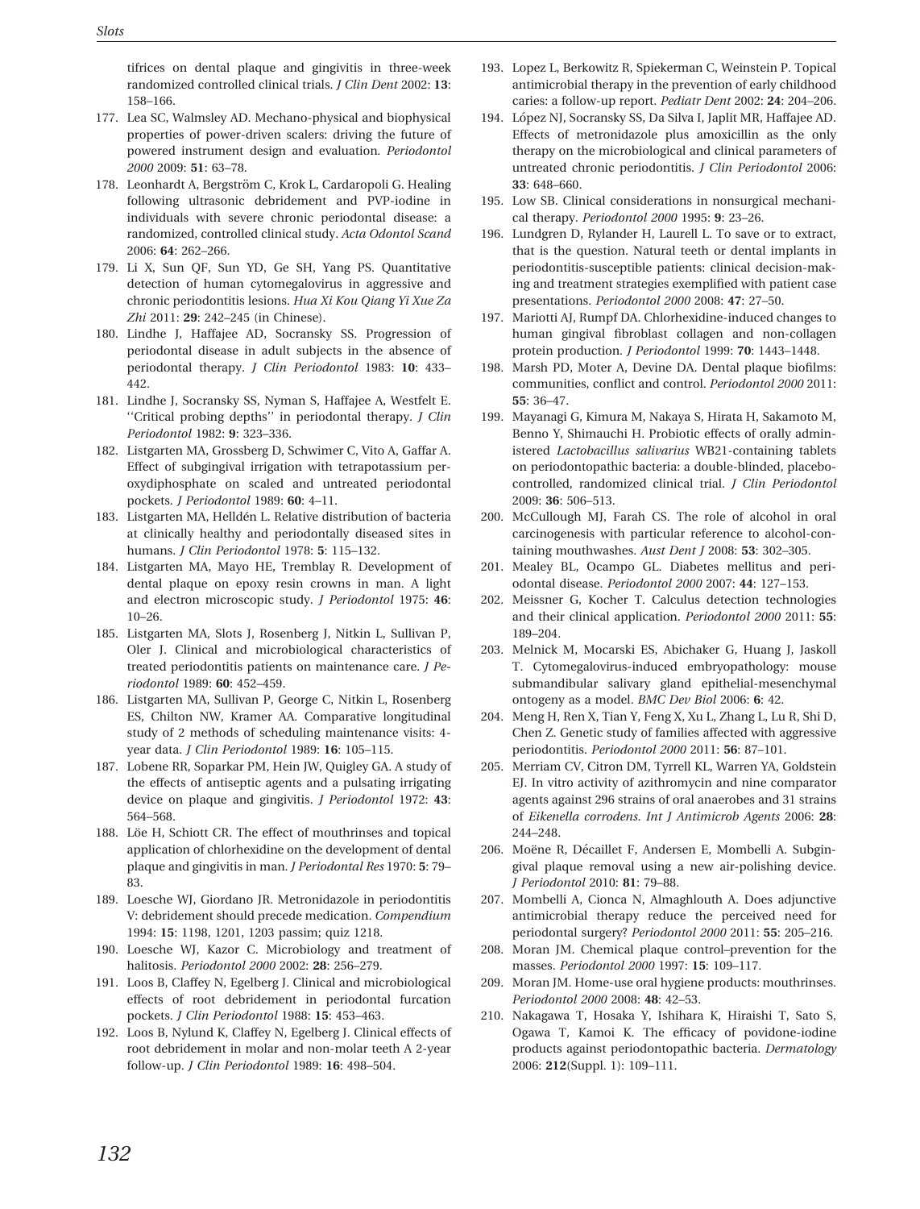tifrices on dental plaque and gingivitis in three-week randomized controlled clinical trials. *J Clin Dent* 2002: **13**: 158–166.

177. Lea SC, Walmsley AD. Mechano-physical and biophysical properties of power-driven scalers: driving the future of powered instrument design and evaluation. *Periodontol 2000* 2009: **51**: 63–78.
178. Leonhardt A, Bergström C, Krok L, Cardaropoli G. Healing following ultrasonic debridement and PVP-iodine in individuals with severe chronic periodontal disease: a randomized, controlled clinical study. *Acta Odontol Scand* 2006: **64**: 262–266.
179. Li X, Sun QF, Sun YD, Ge SH, Yang PS. Quantitative detection of human cytomegalovirus in aggressive and chronic periodontitis lesions. *Hua Xi Kou Qiang Yi Xue Za Zhi* 2011: **29**: 242–245 (in Chinese).
180. Lindhe J, Haffajee AD, Socransky SS. Progression of periodontal disease in adult subjects in the absence of periodontal therapy. *J Clin Periodontol* 1983: **10**: 433–442.
181. Lindhe J, Socransky SS, Nyman S, Haffajee A, Westfelt E. ''Critical probing depths'' in periodontal therapy. *J Clin Periodontol* 1982: **9**: 323–336.
182. Listgarten MA, Grossberg D, Schwimer C, Vito A, Gaffar A. Effect of subgingival irrigation with tetrapotassium peroxydiphosphate on scaled and untreated periodontal pockets. *J Periodontol* 1989: **60**: 4–11.
183. Listgarten MA, Helldén L. Relative distribution of bacteria at clinically healthy and periodontally diseased sites in humans. *J Clin Periodontol* 1978: **5**: 115–132.
184. Listgarten MA, Mayo HE, Tremblay R. Development of dental plaque on epoxy resin crowns in man. A light and electron microscopic study. *J Periodontol* 1975: **46**: 10–26.
185. Listgarten MA, Slots J, Rosenberg J, Nitkin L, Sullivan P, Oler J. Clinical and microbiological characteristics of treated periodontitis patients on maintenance care. *J Periodontol* 1989: **60**: 452–459.
186. Listgarten MA, Sullivan P, George C, Nitkin L, Rosenberg ES, Chilton NW, Kramer AA. Comparative longitudinal study of 2 methods of scheduling maintenance visits: 4-year data. *J Clin Periodontol* 1989: **16**: 105–115.
187. Lobene RR, Soparkar PM, Hein JW, Quigley GA. A study of the effects of antiseptic agents and a pulsating irrigating device on plaque and gingivitis. *J Periodontol* 1972: **43**: 564–568.
188. Löe H, Schiott CR. The effect of mouthrinses and topical application of chlorhexidine on the development of dental plaque and gingivitis in man. *J Periodontal Res* 1970: **5**: 79–83.
189. Loesche WJ, Giordano JR. Metronidazole in periodontitis V: debridement should precede medication. *Compendium* 1994: **15**: 1198, 1201, 1203 passim; quiz 1218.
190. Loesche WJ, Kazor C. Microbiology and treatment of halitosis. *Periodontol 2000* 2002: **28**: 256–279.
191. Loos B, Claffey N, Egelberg J. Clinical and microbiological effects of root debridement in periodontal furcation pockets. *J Clin Periodontol* 1988: **15**: 453–463.
192. Loos B, Nylund K, Claffey N, Egelberg J. Clinical effects of root debridement in molar and non-molar teeth A 2-year follow-up. *J Clin Periodontol* 1989: **16**: 498–504.
193. Lopez L, Berkowitz R, Spiekerman C, Weinstein P. Topical antimicrobial therapy in the prevention of early childhood caries: a follow-up report. *Pediatr Dent* 2002: **24**: 204–206.
194. López NJ, Socransky SS, Da Silva I, Japlit MR, Haffajee AD. Effects of metronidazole plus amoxicillin as the only therapy on the microbiological and clinical parameters of untreated chronic periodontitis. *J Clin Periodontol* 2006: **33**: 648–660.
195. Low SB. Clinical considerations in nonsurgical mechanical therapy. *Periodontol 2000* 1995: **9**: 23–26.
196. Lundgren D, Rylander H, Laurell L. To save or to extract, that is the question. Natural teeth or dental implants in periodontitis-susceptible patients: clinical decision-making and treatment strategies exemplified with patient case presentations. *Periodontol 2000* 2008: **47**: 27–50.
197. Mariotti AJ, Rumpf DA. Chlorhexidine-induced changes to human gingival fibroblast collagen and non-collagen protein production. *J Periodontol* 1999: **70**: 1443–1448.
198. Marsh PD, Moter A, Devine DA. Dental plaque biofilms: communities, conflict and control. *Periodontol 2000* 2011: **55**: 36–47.
199. Mayanagi G, Kimura M, Nakaya S, Hirata H, Sakamoto M, Benno Y, Shimauchi H. Probiotic effects of orally administered *Lactobacillus salivarius* WB21-containing tablets on periodontopathic bacteria: a double-blinded, placebo-controlled, randomized clinical trial. *J Clin Periodontol* 2009: **36**: 506–513.
200. McCullough MJ, Farah CS. The role of alcohol in oral carcinogenesis with particular reference to alcohol-containing mouthwashes. *Aust Dent J* 2008: **53**: 302–305.
201. Mealey BL, Ocampo GL. Diabetes mellitus and periodontal disease. *Periodontol 2000* 2007: **44**: 127–153.
202. Meissner G, Kocher T. Calculus detection technologies and their clinical application. *Periodontol 2000* 2011: **55**: 189–204.
203. Melnick M, Mocarski ES, Abichaker G, Huang J, Jaskoll T. Cytomegalovirus-induced embryopathology: mouse submandibular salivary gland epithelial-mesenchymal ontogeny as a model. *BMC Dev Biol* 2006: **6**: 42.
204. Meng H, Ren X, Tian Y, Feng X, Xu L, Zhang L, Lu R, Shi D, Chen Z. Genetic study of families affected with aggressive periodontitis. *Periodontol 2000* 2011: **56**: 87–101.
205. Merriam CV, Citron DM, Tyrrell KL, Warren YA, Goldstein EJ. In vitro activity of azithromycin and nine comparator agents against 296 strains of oral anaerobes and 31 strains of *Eikenella corrodens*. *Int J Antimicrob Agents* 2006: **28**: 244–248.
206. Moëne R, Décaillet F, Andersen E, Mombelli A. Subgingival plaque removal using a new air-polishing device. *J Periodontol* 2010: **81**: 79–88.
207. Mombelli A, Cionca N, Almaghlouth A. Does adjunctive antimicrobial therapy reduce the perceived need for periodontal surgery? *Periodontol 2000* 2011: **55**: 205–216.
208. Moran JM. Chemical plaque control–prevention for the masses. *Periodontol 2000* 1997: **15**: 109–117.
209. Moran JM. Home-use oral hygiene products: mouthrinses. *Periodontol 2000* 2008: **48**: 42–53.
210. Nakagawa T, Hosaka Y, Ishihara K, Hiraishi T, Sato S, Ogawa T, Kamoi K. The efficacy of povidone-iodine products against periodontopathic bacteria. *Dermatology* 2006: **212**(Suppl. 1): 109–111.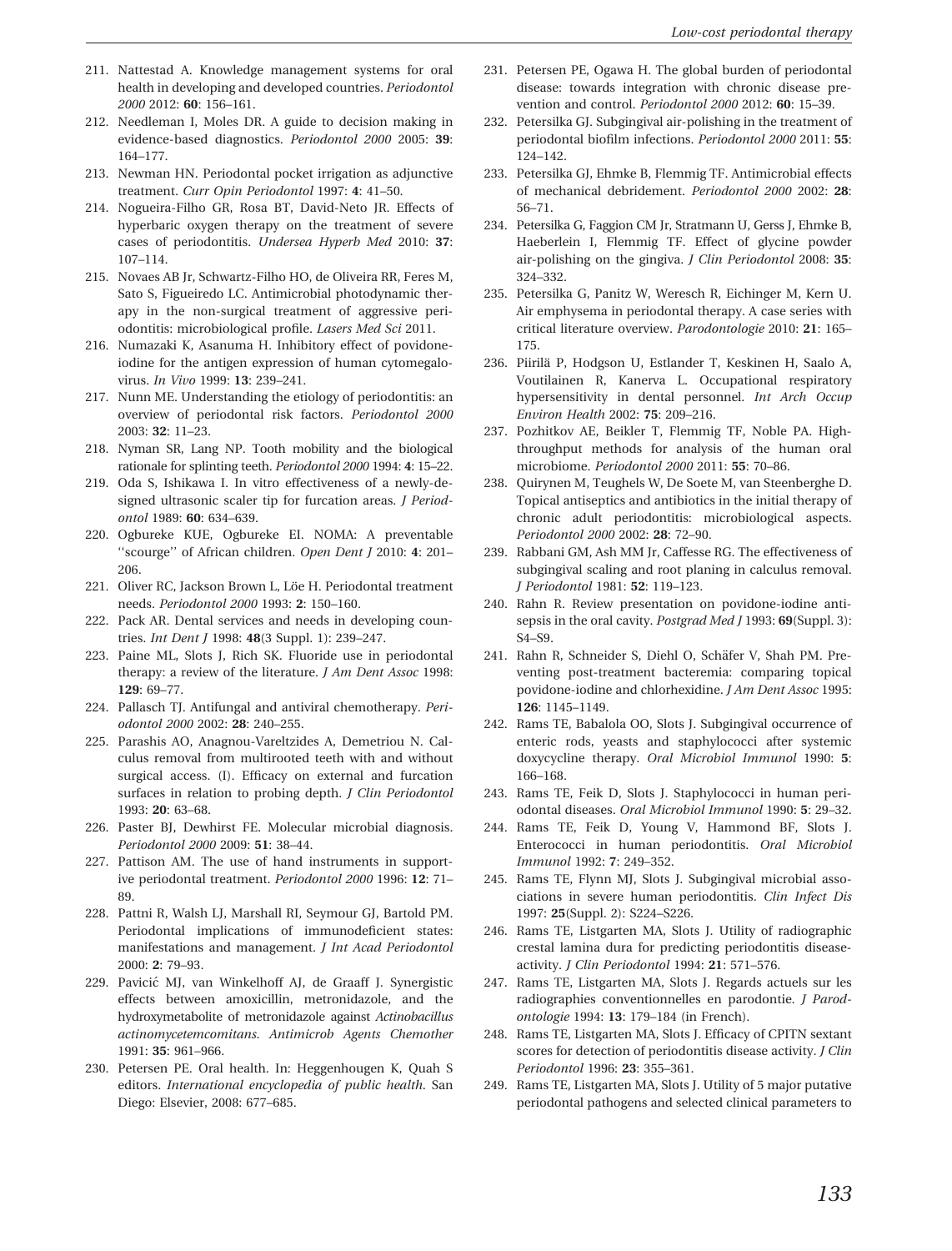211. Nattestad A. Knowledge management systems for oral health in developing and developed countries. *Periodontol 2000* 2012: **60**: 156–161.
212. Needleman I, Moles DR. A guide to decision making in evidence-based diagnostics. *Periodontol 2000* 2005: **39**: 164–177.
213. Newman HN. Periodontal pocket irrigation as adjunctive treatment. *Curr Opin Periodontol* 1997: **4**: 41–50.
214. Nogueira-Filho GR, Rosa BT, David-Neto JR. Effects of hyperbaric oxygen therapy on the treatment of severe cases of periodontitis. *Undersea Hyperb Med* 2010: **37**: 107–114.
215. Novaes AB Jr, Schwartz-Filho HO, de Oliveira RR, Feres M, Sato S, Figueiredo LC. Antimicrobial photodynamic therapy in the non-surgical treatment of aggressive periodontitis: microbiological profile. *Lasers Med Sci* 2011.
216. Numazaki K, Asanuma H. Inhibitory effect of povidone-iodine for the antigen expression of human cytomegalovirus. *In Vivo* 1999: **13**: 239–241.
217. Nunn ME. Understanding the etiology of periodontitis: an overview of periodontal risk factors. *Periodontol 2000* 2003: **32**: 11–23.
218. Nyman SR, Lang NP. Tooth mobility and the biological rationale for splinting teeth. *Periodontol 2000* 1994: **4**: 15–22.
219. Oda S, Ishikawa I. In vitro effectiveness of a newly-designed ultrasonic scaler tip for furcation areas. *J Periodontol* 1989: **60**: 634–639.
220. Ogbureke KUE, Ogbureke EI. NOMA: A preventable ''scourge'' of African children. *Open Dent J* 2010: **4**: 201–206.
221. Oliver RC, Jackson Brown L, Löe H. Periodontal treatment needs. *Periodontol 2000* 1993: **2**: 150–160.
222. Pack AR. Dental services and needs in developing countries. *Int Dent J* 1998: **48**(3 Suppl. 1): 239–247.
223. Paine ML, Slots J, Rich SK. Fluoride use in periodontal therapy: a review of the literature. *J Am Dent Assoc* 1998: **129**: 69–77.
224. Pallasch TJ. Antifungal and antiviral chemotherapy. *Periodontol 2000* 2002: **28**: 240–255.
225. Parashis AO, Anagnou-Vareltzides A, Demetriou N. Calculus removal from multirooted teeth with and without surgical access. (I). Efficacy on external and furcation surfaces in relation to probing depth. *J Clin Periodontol* 1993: **20**: 63–68.
226. Paster BJ, Dewhirst FE. Molecular microbial diagnosis. *Periodontol 2000* 2009: **51**: 38–44.
227. Pattison AM. The use of hand instruments in supportive periodontal treatment. *Periodontol 2000* 1996: **12**: 71–89.
228. Pattni R, Walsh LJ, Marshall RI, Seymour GJ, Bartold PM. Periodontal implications of immunodeficient states: manifestations and management. *J Int Acad Periodontol* 2000: **2**: 79–93.
229. Pavicić MJ, van Winkelhoff AJ, de Graaff J. Synergistic effects between amoxicillin, metronidazole, and the hydroxymetabolite of metronidazole against *Actinobacillus actinomycetemcomitans*. *Antimicrob Agents Chemother* 1991: **35**: 961–966.
230. Petersen PE. Oral health. In: Heggenhougen K, Quah S editors. *International encyclopedia of public health*. San Diego: Elsevier, 2008: 677–685.
231. Petersen PE, Ogawa H. The global burden of periodontal disease: towards integration with chronic disease prevention and control. *Periodontol 2000* 2012: **60**: 15–39.
232. Petersilka GJ. Subgingival air-polishing in the treatment of periodontal biofilm infections. *Periodontol 2000* 2011: **55**: 124–142.
233. Petersilka GJ, Ehmke B, Flemmig TF. Antimicrobial effects of mechanical debridement. *Periodontol 2000* 2002: **28**: 56–71.
234. Petersilka G, Faggion CM Jr, Stratmann U, Gerss J, Ehmke B, Haeberlein I, Flemmig TF. Effect of glycine powder air-polishing on the gingiva. *J Clin Periodontol* 2008: **35**: 324–332.
235. Petersilka G, Panitz W, Weresch R, Eichinger M, Kern U. Air emphysema in periodontal therapy. A case series with critical literature overview. *Parodontologie* 2010: **21**: 165–175.
236. Piirilä P, Hodgson U, Estlander T, Keskinen H, Saalo A, Voutilainen R, Kanerva L. Occupational respiratory hypersensitivity in dental personnel. *Int Arch Occup Environ Health* 2002: **75**: 209–216.
237. Pozhitkov AE, Beikler T, Flemmig TF, Noble PA. High-throughput methods for analysis of the human oral microbiome. *Periodontol 2000* 2011: **55**: 70–86.
238. Quirynen M, Teughels W, De Soete M, van Steenberghe D. Topical antiseptics and antibiotics in the initial therapy of chronic adult periodontitis: microbiological aspects. *Periodontol 2000* 2002: **28**: 72–90.
239. Rabbani GM, Ash MM Jr, Caffesse RG. The effectiveness of subgingival scaling and root planing in calculus removal. *J Periodontol* 1981: **52**: 119–123.
240. Rahn R. Review presentation on povidone-iodine antisepsis in the oral cavity. *Postgrad Med J* 1993: **69**(Suppl. 3): S4–S9.
241. Rahn R, Schneider S, Diehl O, Schäfer V, Shah PM. Preventing post-treatment bacteremia: comparing topical povidone-iodine and chlorhexidine. *J Am Dent Assoc* 1995: **126**: 1145–1149.
242. Rams TE, Babalola OO, Slots J. Subgingival occurrence of enteric rods, yeasts and staphylococci after systemic doxycycline therapy. *Oral Microbiol Immunol* 1990: **5**: 166–168.
243. Rams TE, Feik D, Slots J. Staphylococci in human periodontal diseases. *Oral Microbiol Immunol* 1990: **5**: 29–32.
244. Rams TE, Feik D, Young V, Hammond BF, Slots J. Enterococci in human periodontitis. *Oral Microbiol Immunol* 1992: **7**: 249–352.
245. Rams TE, Flynn MJ, Slots J. Subgingival microbial associations in severe human periodontitis. *Clin Infect Dis* 1997: **25**(Suppl. 2): S224–S226.
246. Rams TE, Listgarten MA, Slots J. Utility of radiographic crestal lamina dura for predicting periodontitis disease-activity. *J Clin Periodontol* 1994: **21**: 571–576.
247. Rams TE, Listgarten MA, Slots J. Regards actuels sur les radiographies conventionnelles en parodontie. *J Parodontologie* 1994: **13**: 179–184 (in French).
248. Rams TE, Listgarten MA, Slots J. Efficacy of CPITN sextant scores for detection of periodontitis disease activity. *J Clin Periodontol* 1996: **23**: 355–361.
249. Rams TE, Listgarten MA, Slots J. Utility of 5 major putative periodontal pathogens and selected clinical parameters to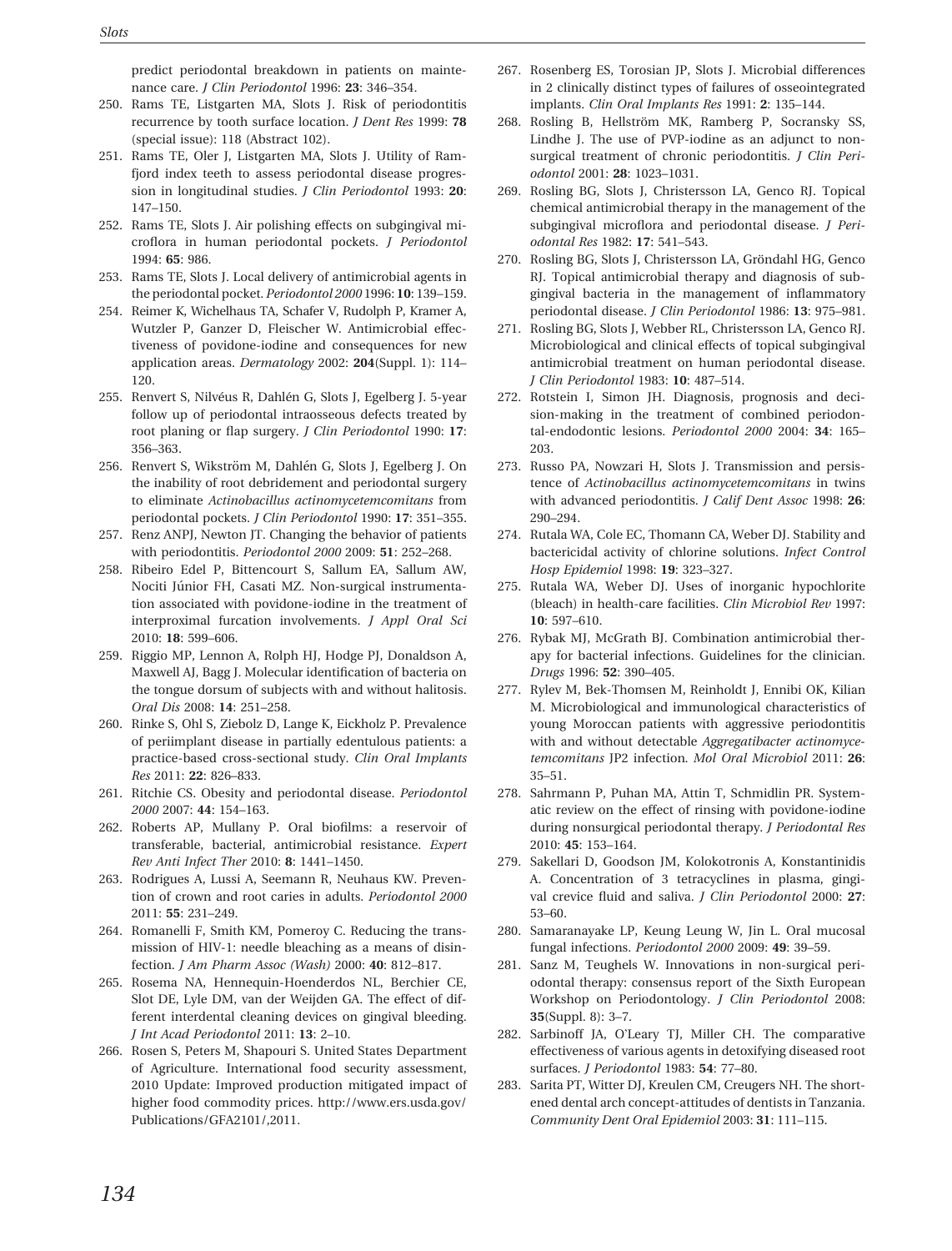predict periodontal breakdown in patients on maintenance care. *J Clin Periodontol* 1996: **23**: 346–354.

250. Rams TE, Listgarten MA, Slots J. Risk of periodontitis recurrence by tooth surface location. *J Dent Res* 1999: **78** (special issue): 118 (Abstract 102).
251. Rams TE, Oler J, Listgarten MA, Slots J. Utility of Ramfjord index teeth to assess periodontal disease progression in longitudinal studies. *J Clin Periodontol* 1993: **20**: 147–150.
252. Rams TE, Slots J. Air polishing effects on subgingival microflora in human periodontal pockets. *J Periodontol* 1994: **65**: 986.
253. Rams TE, Slots J. Local delivery of antimicrobial agents in the periodontal pocket. *Periodontol 2000* 1996: **10**: 139–159.
254. Reimer K, Wichelhaus TA, Schafer V, Rudolph P, Kramer A, Wutzler P, Ganzer D, Fleischer W. Antimicrobial effectiveness of povidone-iodine and consequences for new application areas. *Dermatology* 2002: **204**(Suppl. 1): 114–120.
255. Renvert S, Nilvéus R, Dahlén G, Slots J, Egelberg J. 5-year follow up of periodontal intraosseous defects treated by root planing or flap surgery. *J Clin Periodontol* 1990: **17**: 356–363.
256. Renvert S, Wikström M, Dahlén G, Slots J, Egelberg J. On the inability of root debridement and periodontal surgery to eliminate *Actinobacillus actinomycetemcomitans* from periodontal pockets. *J Clin Periodontol* 1990: **17**: 351–355.
257. Renz ANPJ, Newton JT. Changing the behavior of patients with periodontitis. *Periodontol 2000* 2009: **51**: 252–268.
258. Ribeiro Edel P, Bittencourt S, Sallum EA, Sallum AW, Nociti Júnior FH, Casati MZ. Non-surgical instrumentation associated with povidone-iodine in the treatment of interproximal furcation involvements. *J Appl Oral Sci* 2010: **18**: 599–606.
259. Riggio MP, Lennon A, Rolph HJ, Hodge PJ, Donaldson A, Maxwell AJ, Bagg J. Molecular identification of bacteria on the tongue dorsum of subjects with and without halitosis. *Oral Dis* 2008: **14**: 251–258.
260. Rinke S, Ohl S, Ziebolz D, Lange K, Eickholz P. Prevalence of periimplant disease in partially edentulous patients: a practice-based cross-sectional study. *Clin Oral Implants Res* 2011: **22**: 826–833.
261. Ritchie CS. Obesity and periodontal disease. *Periodontol 2000* 2007: **44**: 154–163.
262. Roberts AP, Mullany P. Oral biofilms: a reservoir of transferable, bacterial, antimicrobial resistance. *Expert Rev Anti Infect Ther* 2010: **8**: 1441–1450.
263. Rodrigues A, Lussi A, Seemann R, Neuhaus KW. Prevention of crown and root caries in adults. *Periodontol 2000* 2011: **55**: 231–249.
264. Romanelli F, Smith KM, Pomeroy C. Reducing the transmission of HIV-1: needle bleaching as a means of disinfection. *J Am Pharm Assoc (Wash)* 2000: **40**: 812–817.
265. Rosema NA, Hennequin-Hoenderdos NL, Berchier CE, Slot DE, Lyle DM, van der Weijden GA. The effect of different interdental cleaning devices on gingival bleeding. *J Int Acad Periodontol* 2011: **13**: 2–10.
266. Rosen S, Peters M, Shapouri S. United States Department of Agriculture. International food security assessment, 2010 Update: Improved production mitigated impact of higher food commodity prices. http://www.ers.usda.gov/Publications/GFA2101/,2011.
267. Rosenberg ES, Torosian JP, Slots J. Microbial differences in 2 clinically distinct types of failures of osseointegrated implants. *Clin Oral Implants Res* 1991: **2**: 135–144.
268. Rosling B, Hellström MK, Ramberg P, Socransky SS, Lindhe J. The use of PVP-iodine as an adjunct to non-surgical treatment of chronic periodontitis. *J Clin Periodontol* 2001: **28**: 1023–1031.
269. Rosling BG, Slots J, Christersson LA, Genco RJ. Topical chemical antimicrobial therapy in the management of the subgingival microflora and periodontal disease. *J Periodontal Res* 1982: **17**: 541–543.
270. Rosling BG, Slots J, Christersson LA, Gröndahl HG, Genco RJ. Topical antimicrobial therapy and diagnosis of subgingival bacteria in the management of inflammatory periodontal disease. *J Clin Periodontol* 1986: **13**: 975–981.
271. Rosling BG, Slots J, Webber RL, Christersson LA, Genco RJ. Microbiological and clinical effects of topical subgingival antimicrobial treatment on human periodontal disease. *J Clin Periodontol* 1983: **10**: 487–514.
272. Rotstein I, Simon JH. Diagnosis, prognosis and decision-making in the treatment of combined periodontal-endodontic lesions. *Periodontol 2000* 2004: **34**: 165–203.
273. Russo PA, Nowzari H, Slots J. Transmission and persistence of *Actinobacillus actinomycetemcomitans* in twins with advanced periodontitis. *J Calif Dent Assoc* 1998: **26**: 290–294.
274. Rutala WA, Cole EC, Thomann CA, Weber DJ. Stability and bactericidal activity of chlorine solutions. *Infect Control Hosp Epidemiol* 1998: **19**: 323–327.
275. Rutala WA, Weber DJ. Uses of inorganic hypochlorite (bleach) in health-care facilities. *Clin Microbiol Rev* 1997: **10**: 597–610.
276. Rybak MJ, McGrath BJ. Combination antimicrobial therapy for bacterial infections. Guidelines for the clinician. *Drugs* 1996: **52**: 390–405.
277. Rylev M, Bek-Thomsen M, Reinholdt J, Ennibi OK, Kilian M. Microbiological and immunological characteristics of young Moroccan patients with aggressive periodontitis with and without detectable *Aggregatibacter actinomycetemcomitans* JP2 infection. *Mol Oral Microbiol* 2011: **26**: 35–51.
278. Sahrmann P, Puhan MA, Attin T, Schmidlin PR. Systematic review on the effect of rinsing with povidone-iodine during nonsurgical periodontal therapy. *J Periodontal Res* 2010: **45**: 153–164.
279. Sakellari D, Goodson JM, Kolokotronis A, Konstantinidis A. Concentration of 3 tetracyclines in plasma, gingival crevice fluid and saliva. *J Clin Periodontol* 2000: **27**: 53–60.
280. Samaranayake LP, Keung Leung W, Jin L. Oral mucosal fungal infections. *Periodontol 2000* 2009: **49**: 39–59.
281. Sanz M, Teughels W. Innovations in non-surgical periodontal therapy: consensus report of the Sixth European Workshop on Periodontology. *J Clin Periodontol* 2008: **35**(Suppl. 8): 3–7.
282. Sarbinoff JA, O'Leary TJ, Miller CH. The comparative effectiveness of various agents in detoxifying diseased root surfaces. *J Periodontol* 1983: **54**: 77–80.
283. Sarita PT, Witter DJ, Kreulen CM, Creugers NH. The shortened dental arch concept-attitudes of dentists in Tanzania. *Community Dent Oral Epidemiol* 2003: **31**: 111–115.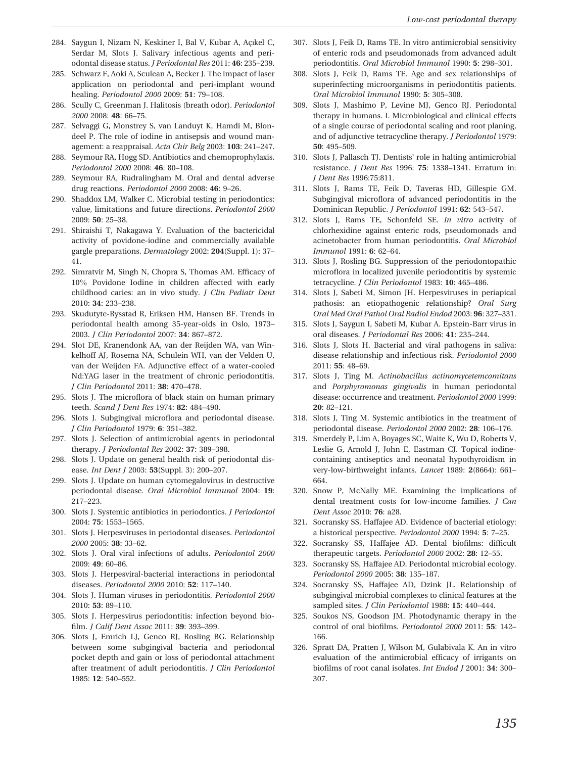284. Saygun I, Nizam N, Keskiner I, Bal V, Kubar A, Açıkel C, Serdar M, Slots J. Salivary infectious agents and periodontal disease status. *J Periodontal Res* 2011: **46**: 235–239.
285. Schwarz F, Aoki A, Sculean A, Becker J. The impact of laser application on periodontal and peri-implant wound healing. *Periodontol 2000* 2009: **51**: 79–108.
286. Scully C, Greenman J. Halitosis (breath odor). *Periodontol 2000* 2008: **48**: 66–75.
287. Selvaggi G, Monstrey S, van Landuyt K, Hamdi M, Blondeel P. The role of iodine in antisepsis and wound management: a reappraisal. *Acta Chir Belg* 2003: **103**: 241–247.
288. Seymour RA, Hogg SD. Antibiotics and chemoprophylaxis. *Periodontol 2000* 2008: **46**: 80–108.
289. Seymour RA, Rudralingham M. Oral and dental adverse drug reactions. *Periodontol 2000* 2008: **46**: 9–26.
290. Shaddox LM, Walker C. Microbial testing in periodontics: value, limitations and future directions. *Periodontol 2000* 2009: **50**: 25–38.
291. Shiraishi T, Nakagawa Y. Evaluation of the bactericidal activity of povidone-iodine and commercially available gargle preparations. *Dermatology* 2002: **204**(Suppl. 1): 37–41.
292. Simratvir M, Singh N, Chopra S, Thomas AM. Efficacy of 10% Povidone Iodine in children affected with early childhood caries: an in vivo study. *J Clin Pediatr Dent* 2010: **34**: 233–238.
293. Skudutyte-Rysstad R, Eriksen HM, Hansen BF. Trends in periodontal health among 35-year-olds in Oslo, 1973–2003. *J Clin Periodontol* 2007: **34**: 867–872.
294. Slot DE, Kranendonk AA, van der Reijden WA, van Winkelhoff AJ, Rosema NA, Schulein WH, van der Velden U, van der Weijden FA. Adjunctive effect of a water-cooled Nd:YAG laser in the treatment of chronic periodontitis. *J Clin Periodontol* 2011: **38**: 470–478.
295. Slots J. The microflora of black stain on human primary teeth. *Scand J Dent Res* 1974: **82**: 484–490.
296. Slots J. Subgingival microflora and periodontal disease. *J Clin Periodontol* 1979: **6**: 351–382.
297. Slots J. Selection of antimicrobial agents in periodontal therapy. *J Periodontal Res* 2002: **37**: 389–398.
298. Slots J. Update on general health risk of periodontal disease. *Int Dent J* 2003: **53**(Suppl. 3): 200–207.
299. Slots J. Update on human cytomegalovirus in destructive periodontal disease. *Oral Microbiol Immunol* 2004: **19**: 217–223.
300. Slots J. Systemic antibiotics in periodontics. *J Periodontol* 2004: **75**: 1553–1565.
301. Slots J. Herpesviruses in periodontal diseases. *Periodontol 2000* 2005: **38**: 33–62.
302. Slots J. Oral viral infections of adults. *Periodontol 2000* 2009: **49**: 60–86.
303. Slots J. Herpesviral-bacterial interactions in periodontal diseases. *Periodontol 2000* 2010: **52**: 117–140.
304. Slots J. Human viruses in periodontitis. *Periodontol 2000* 2010: **53**: 89–110.
305. Slots J. Herpesvirus periodontitis: infection beyond biofilm. *J Calif Dent Assoc* 2011: **39**: 393–399.
306. Slots J, Emrich LJ, Genco RJ, Rosling BG. Relationship between some subgingival bacteria and periodontal pocket depth and gain or loss of periodontal attachment after treatment of adult periodontitis. *J Clin Periodontol* 1985: **12**: 540–552.
307. Slots J, Feik D, Rams TE. In vitro antimicrobial sensitivity of enteric rods and pseudomonads from advanced adult periodontitis. *Oral Microbiol Immunol* 1990: **5**: 298–301.
308. Slots J, Feik D, Rams TE. Age and sex relationships of superinfecting microorganisms in periodontitis patients. *Oral Microbiol Immunol* 1990: **5**: 305–308.
309. Slots J, Mashimo P, Levine MJ, Genco RJ. Periodontal therapy in humans. I. Microbiological and clinical effects of a single course of periodontal scaling and root planing, and of adjunctive tetracycline therapy. *J Periodontol* 1979: **50**: 495–509.
310. Slots J, Pallasch TJ. Dentists' role in halting antimicrobial resistance. *J Dent Res* 1996: **75**: 1338–1341. Erratum in: *J Dent Res* 1996:75:811.
311. Slots J, Rams TE, Feik D, Taveras HD, Gillespie GM. Subgingival microflora of advanced periodontitis in the Dominican Republic. *J Periodontol* 1991: **62**: 543–547.
312. Slots J, Rams TE, Schonfeld SE. *In vitro* activity of chlorhexidine against enteric rods, pseudomonads and acinetobacter from human periodontitis. *Oral Microbiol Immunol* 1991: **6**: 62–64.
313. Slots J, Rosling BG. Suppression of the periodontopathic microflora in localized juvenile periodontitis by systemic tetracycline. *J Clin Periodontol* 1983: **10**: 465–486.
314. Slots J, Sabeti M, Simon JH. Herpesviruses in periapical pathosis: an etiopathogenic relationship? *Oral Surg Oral Med Oral Pathol Oral Radiol Endod* 2003: **96**: 327–331.
315. Slots J, Saygun I, Sabeti M, Kubar A. Epstein-Barr virus in oral diseases. *J Periodontal Res* 2006: **41**: 235–244.
316. Slots J, Slots H. Bacterial and viral pathogens in saliva: disease relationship and infectious risk. *Periodontol 2000* 2011: **55**: 48–69.
317. Slots J, Ting M. *Actinobacillus actinomycetemcomitans* and *Porphyromonas gingivalis* in human periodontal disease: occurrence and treatment. *Periodontol 2000* 1999: **20**: 82–121.
318. Slots J, Ting M. Systemic antibiotics in the treatment of periodontal disease. *Periodontol 2000* 2002: **28**: 106–176.
319. Smerdely P, Lim A, Boyages SC, Waite K, Wu D, Roberts V, Leslie G, Arnold J, John E, Eastman CJ. Topical iodine-containing antiseptics and neonatal hypothyroidism in very-low-birthweight infants. *Lancet* 1989: **2**(8664): 661–664.
320. Snow P, McNally ME. Examining the implications of dental treatment costs for low-income families. *J Can Dent Assoc* 2010: **76**: a28.
321. Socransky SS, Haffajee AD. Evidence of bacterial etiology: a historical perspective. *Periodontol 2000* 1994: **5**: 7–25.
322. Socransky SS, Haffajee AD. Dental biofilms: difficult therapeutic targets. *Periodontol 2000* 2002: **28**: 12–55.
323. Socransky SS, Haffajee AD. Periodontal microbial ecology. *Periodontol 2000* 2005: **38**: 135–187.
324. Socransky SS, Haffajee AD, Dzink JL. Relationship of subgingival microbial complexes to clinical features at the sampled sites. *J Clin Periodontol* 1988: **15**: 440–444.
325. Soukos NS, Goodson JM. Photodynamic therapy in the control of oral biofilms. *Periodontol 2000* 2011: **55**: 142–166.
326. Spratt DA, Pratten J, Wilson M, Gulabivala K. An in vitro evaluation of the antimicrobial efficacy of irrigants on biofilms of root canal isolates. *Int Endod J* 2001: **34**: 300–307.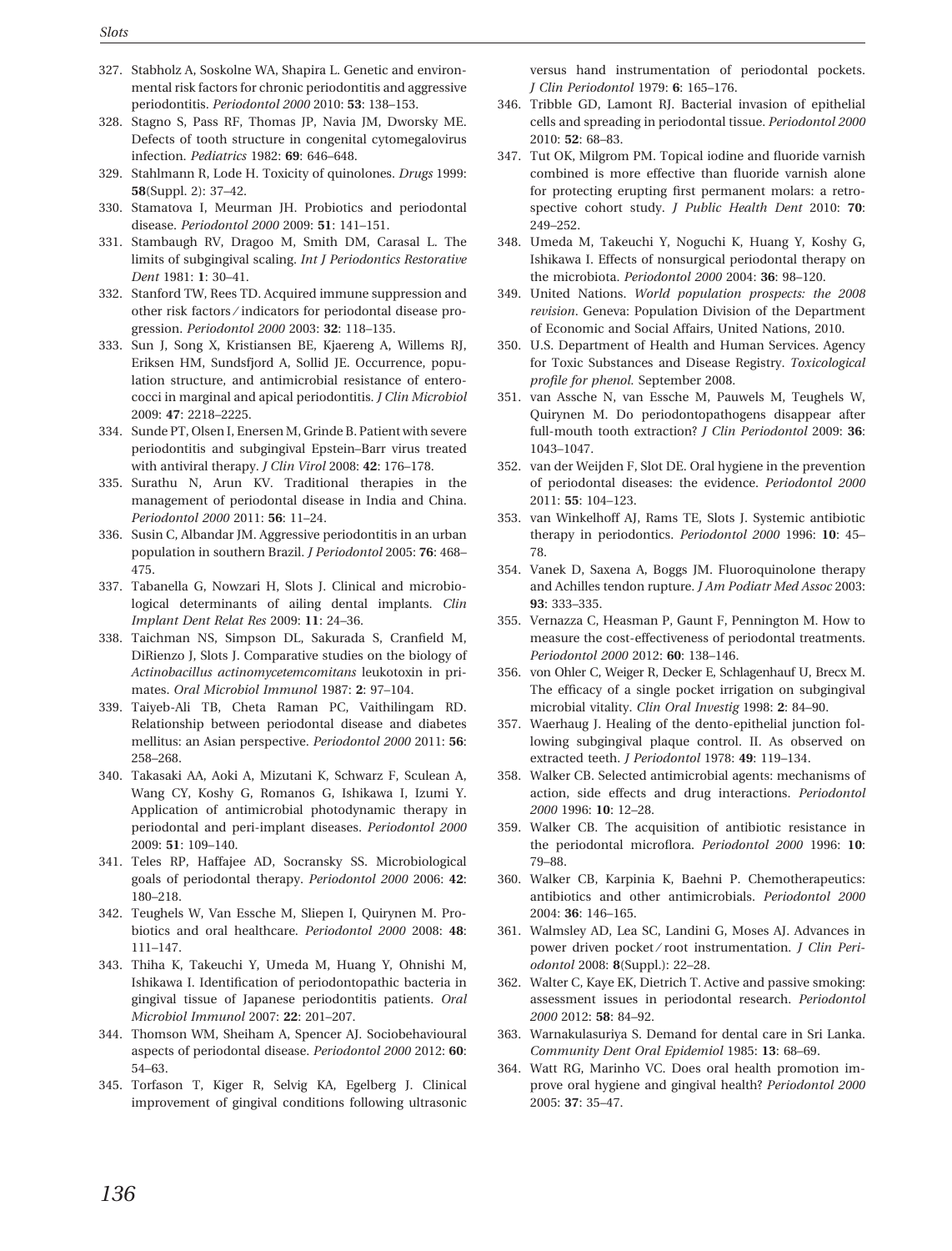327. Stabholz A, Soskolne WA, Shapira L. Genetic and environmental risk factors for chronic periodontitis and aggressive periodontitis. *Periodontol 2000* 2010: **53**: 138–153.
328. Stagno S, Pass RF, Thomas JP, Navia JM, Dworsky ME. Defects of tooth structure in congenital cytomegalovirus infection. *Pediatrics* 1982: **69**: 646–648.
329. Stahlmann R, Lode H. Toxicity of quinolones. *Drugs* 1999: **58**(Suppl. 2): 37–42.
330. Stamatova I, Meurman JH. Probiotics and periodontal disease. *Periodontol 2000* 2009: **51**: 141–151.
331. Stambaugh RV, Dragoo M, Smith DM, Carasal L. The limits of subgingival scaling. *Int J Periodontics Restorative Dent* 1981: **1**: 30–41.
332. Stanford TW, Rees TD. Acquired immune suppression and other risk factors / indicators for periodontal disease progression. *Periodontol 2000* 2003: **32**: 118–135.
333. Sun J, Song X, Kristiansen BE, Kjaereng A, Willems RJ, Eriksen HM, Sundsfjord A, Sollid JE. Occurrence, population structure, and antimicrobial resistance of enterococci in marginal and apical periodontitis. *J Clin Microbiol* 2009: **47**: 2218–2225.
334. Sunde PT, Olsen I, Enersen M, Grinde B. Patient with severe periodontitis and subgingival Epstein–Barr virus treated with antiviral therapy. *J Clin Virol* 2008: **42**: 176–178.
335. Surathu N, Arun KV. Traditional therapies in the management of periodontal disease in India and China. *Periodontol 2000* 2011: **56**: 11–24.
336. Susin C, Albandar JM. Aggressive periodontitis in an urban population in southern Brazil. *J Periodontol* 2005: **76**: 468–475.
337. Tabanella G, Nowzari H, Slots J. Clinical and microbiological determinants of ailing dental implants. *Clin Implant Dent Relat Res* 2009: **11**: 24–36.
338. Taichman NS, Simpson DL, Sakurada S, Cranfield M, DiRienzo J, Slots J. Comparative studies on the biology of *Actinobacillus actinomycetemcomitans* leukotoxin in primates. *Oral Microbiol Immunol* 1987: **2**: 97–104.
339. Taiyeb-Ali TB, Cheta Raman PC, Vaithilingam RD. Relationship between periodontal disease and diabetes mellitus: an Asian perspective. *Periodontol 2000* 2011: **56**: 258–268.
340. Takasaki AA, Aoki A, Mizutani K, Schwarz F, Sculean A, Wang CY, Koshy G, Romanos G, Ishikawa I, Izumi Y. Application of antimicrobial photodynamic therapy in periodontal and peri-implant diseases. *Periodontol 2000* 2009: **51**: 109–140.
341. Teles RP, Haffajee AD, Socransky SS. Microbiological goals of periodontal therapy. *Periodontol 2000* 2006: **42**: 180–218.
342. Teughels W, Van Essche M, Sliepen I, Quirynen M. Probiotics and oral healthcare. *Periodontol 2000* 2008: **48**: 111–147.
343. Thiha K, Takeuchi Y, Umeda M, Huang Y, Ohnishi M, Ishikawa I. Identification of periodontopathic bacteria in gingival tissue of Japanese periodontitis patients. *Oral Microbiol Immunol* 2007: **22**: 201–207.
344. Thomson WM, Sheiham A, Spencer AJ. Sociobehavioural aspects of periodontal disease. *Periodontol 2000* 2012: **60**: 54–63.
345. Torfason T, Kiger R, Selvig KA, Egelberg J. Clinical improvement of gingival conditions following ultrasonic versus hand instrumentation of periodontal pockets. *J Clin Periodontol* 1979: **6**: 165–176.
346. Tribble GD, Lamont RJ. Bacterial invasion of epithelial cells and spreading in periodontal tissue. *Periodontol 2000* 2010: **52**: 68–83.
347. Tut OK, Milgrom PM. Topical iodine and fluoride varnish combined is more effective than fluoride varnish alone for protecting erupting first permanent molars: a retrospective cohort study. *J Public Health Dent* 2010: **70**: 249–252.
348. Umeda M, Takeuchi Y, Noguchi K, Huang Y, Koshy G, Ishikawa I. Effects of nonsurgical periodontal therapy on the microbiota. *Periodontol 2000* 2004: **36**: 98–120.
349. United Nations. *World population prospects: the 2008 revision*. Geneva: Population Division of the Department of Economic and Social Affairs, United Nations, 2010.
350. U.S. Department of Health and Human Services. Agency for Toxic Substances and Disease Registry. *Toxicological profile for phenol.* September 2008.
351. van Assche N, van Essche M, Pauwels M, Teughels W, Quirynen M. Do periodontopathogens disappear after full-mouth tooth extraction? *J Clin Periodontol* 2009: **36**: 1043–1047.
352. van der Weijden F, Slot DE. Oral hygiene in the prevention of periodontal diseases: the evidence. *Periodontol 2000* 2011: **55**: 104–123.
353. van Winkelhoff AJ, Rams TE, Slots J. Systemic antibiotic therapy in periodontics. *Periodontol 2000* 1996: **10**: 45–78.
354. Vanek D, Saxena A, Boggs JM. Fluoroquinolone therapy and Achilles tendon rupture. *J Am Podiatr Med Assoc* 2003: **93**: 333–335.
355. Vernazza C, Heasman P, Gaunt F, Pennington M. How to measure the cost-effectiveness of periodontal treatments. *Periodontol 2000* 2012: **60**: 138–146.
356. von Ohler C, Weiger R, Decker E, Schlagenhauf U, Brecx M. The efficacy of a single pocket irrigation on subgingival microbial vitality. *Clin Oral Investig* 1998: **2**: 84–90.
357. Waerhaug J. Healing of the dento-epithelial junction following subgingival plaque control. II. As observed on extracted teeth. *J Periodontol* 1978: **49**: 119–134.
358. Walker CB. Selected antimicrobial agents: mechanisms of action, side effects and drug interactions. *Periodontol 2000* 1996: **10**: 12–28.
359. Walker CB. The acquisition of antibiotic resistance in the periodontal microflora. *Periodontol 2000* 1996: **10**: 79–88.
360. Walker CB, Karpinia K, Baehni P. Chemotherapeutics: antibiotics and other antimicrobials. *Periodontol 2000* 2004: **36**: 146–165.
361. Walmsley AD, Lea SC, Landini G, Moses AJ. Advances in power driven pocket / root instrumentation. *J Clin Periodontol* 2008: **8**(Suppl.): 22–28.
362. Walter C, Kaye EK, Dietrich T. Active and passive smoking: assessment issues in periodontal research. *Periodontol 2000* 2012: **58**: 84–92.
363. Warnakulasuriya S. Demand for dental care in Sri Lanka. *Community Dent Oral Epidemiol* 1985: **13**: 68–69.
364. Watt RG, Marinho VC. Does oral health promotion improve oral hygiene and gingival health? *Periodontol 2000* 2005: **37**: 35–47.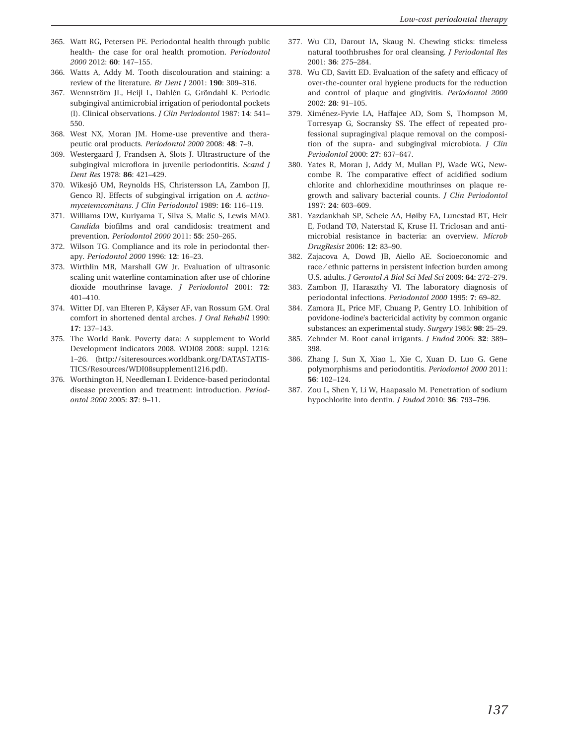365. Watt RG, Petersen PE. Periodontal health through public health- the case for oral health promotion. *Periodontol 2000* 2012: **60**: 147–155.
366. Watts A, Addy M. Tooth discolouration and staining: a review of the literature. *Br Dent J* 2001: **190**: 309–316.
367. Wennström JL, Heijl L, Dahlén G, Gröndahl K. Periodic subgingival antimicrobial irrigation of periodontal pockets (I). Clinical observations. *J Clin Periodontol* 1987: **14**: 541–550.
368. West NX, Moran JM. Home-use preventive and therapeutic oral products. *Periodontol 2000* 2008: **48**: 7–9.
369. Westergaard J, Frandsen A, Slots J. Ultrastructure of the subgingival microflora in juvenile periodontitis. *Scand J Dent Res* 1978: **86**: 421–429.
370. Wikesjö UM, Reynolds HS, Christersson LA, Zambon JJ, Genco RJ. Effects of subgingival irrigation on *A. actinomycetemcomitans*. *J Clin Periodontol* 1989: **16**: 116–119.
371. Williams DW, Kuriyama T, Silva S, Malic S, Lewis MAO. *Candida* biofilms and oral candidosis: treatment and prevention. *Periodontol 2000* 2011: **55**: 250–265.
372. Wilson TG. Compliance and its role in periodontal therapy. *Periodontol 2000* 1996: **12**: 16–23.
373. Wirthlin MR, Marshall GW Jr. Evaluation of ultrasonic scaling unit waterline contamination after use of chlorine dioxide mouthrinse lavage. *J Periodontol* 2001: **72**: 401–410.
374. Witter DJ, van Elteren P, Käyser AF, van Rossum GM. Oral comfort in shortened dental arches. *J Oral Rehabil* 1990: **17**: 137–143.
375. The World Bank. Poverty data: A supplement to World Development indicators 2008. WDI08 2008: suppl. 1216: 1–26. (http://siteresources.worldbank.org/DATASTATISTICS/Resources/WDI08supplement1216.pdf).
376. Worthington H, Needleman I. Evidence-based periodontal disease prevention and treatment: introduction. *Periodontol 2000* 2005: **37**: 9–11.
377. Wu CD, Darout IA, Skaug N. Chewing sticks: timeless natural toothbrushes for oral cleansing. *J Periodontal Res* 2001: **36**: 275–284.
378. Wu CD, Savitt ED. Evaluation of the safety and efficacy of over-the-counter oral hygiene products for the reduction and control of plaque and gingivitis. *Periodontol 2000* 2002: **28**: 91–105.
379. Ximénez-Fyvie LA, Haffajee AD, Som S, Thompson M, Torresyap G, Socransky SS. The effect of repeated professional supragingival plaque removal on the composition of the supra- and subgingival microbiota. *J Clin Periodontol* 2000: **27**: 637–647.
380. Yates R, Moran J, Addy M, Mullan PJ, Wade WG, Newcombe R. The comparative effect of acidified sodium chlorite and chlorhexidine mouthrinses on plaque regrowth and salivary bacterial counts. *J Clin Periodontol* 1997: **24**: 603–609.
381. Yazdankhah SP, Scheie AA, Høiby EA, Lunestad BT, Heir E, Fotland TØ, Naterstad K, Kruse H. Triclosan and antimicrobial resistance in bacteria: an overview. *Microb DrugResist* 2006: **12**: 83–90.
382. Zajacova A, Dowd JB, Aiello AE. Socioeconomic and race ⁄ ethnic patterns in persistent infection burden among U.S. adults. *J Gerontol A Biol Sci Med Sci* 2009: **64**: 272–279.
383. Zambon JJ, Haraszthy VI. The laboratory diagnosis of periodontal infections. *Periodontol 2000* 1995: **7**: 69–82.
384. Zamora JL, Price MF, Chuang P, Gentry LO. Inhibition of povidone-iodine's bactericidal activity by common organic substances: an experimental study. *Surgery* 1985: **98**: 25–29.
385. Zehnder M. Root canal irrigants. *J Endod* 2006: **32**: 389–398.
386. Zhang J, Sun X, Xiao L, Xie C, Xuan D, Luo G. Gene polymorphisms and periodontitis. *Periodontol 2000* 2011: **56**: 102–124.
387. Zou L, Shen Y, Li W, Haapasalo M. Penetration of sodium hypochlorite into dentin. *J Endod* 2010: **36**: 793–796.